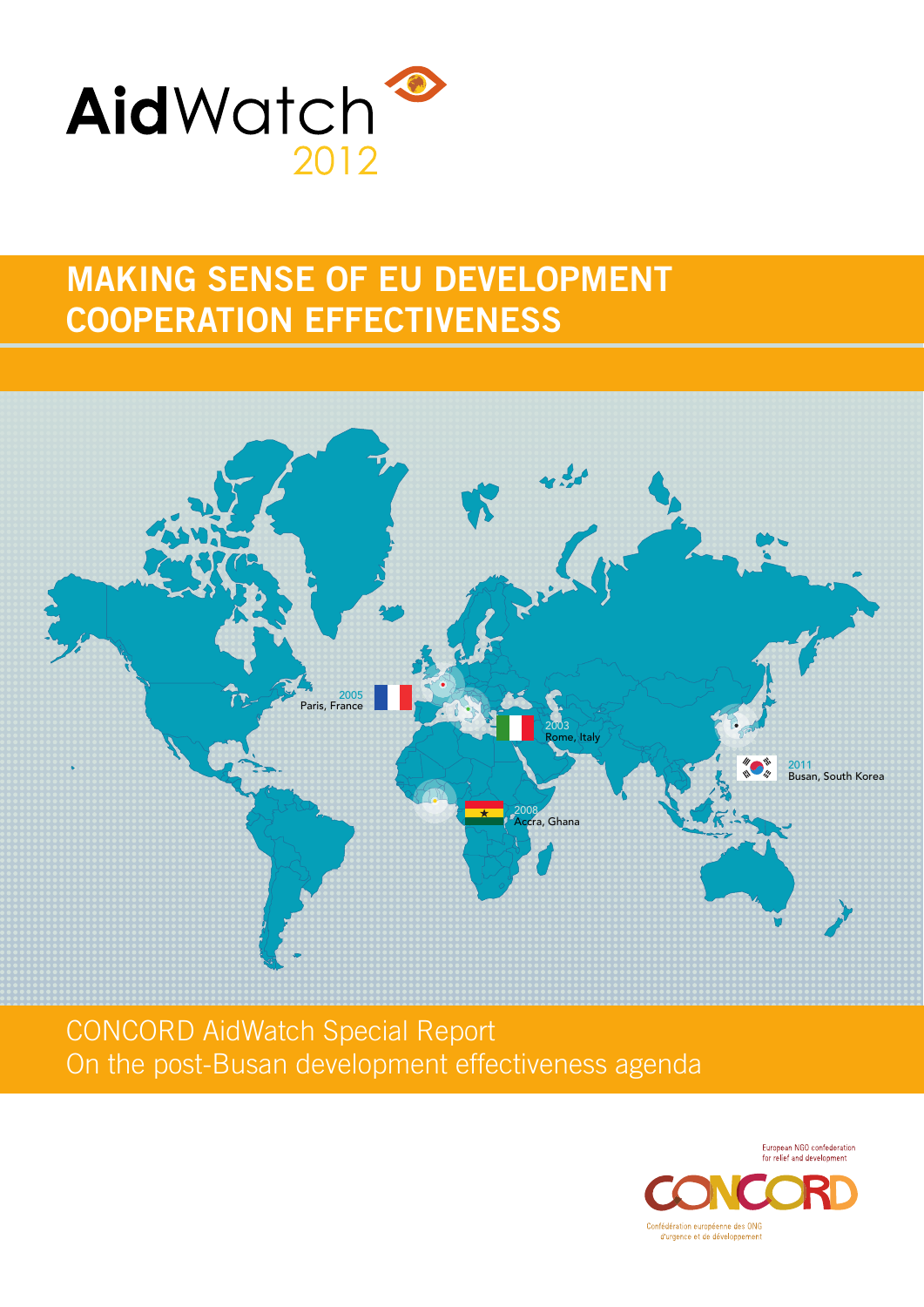# AidWatch 2012

## MAKING SENSE OF EU DEVELOPMENT COOPERATION EFFECTIVENESS

2005 Paris, France

2003 Rome, Italy

2011 Busan, South Korea

2008 Accra, Ghana

CONCORD AidWatch Special Report
On the post-Busan development effectiveness agenda

European NGO confederation for relief and development

CONCORD

Confédération européenne des ONG d'urgence et de développement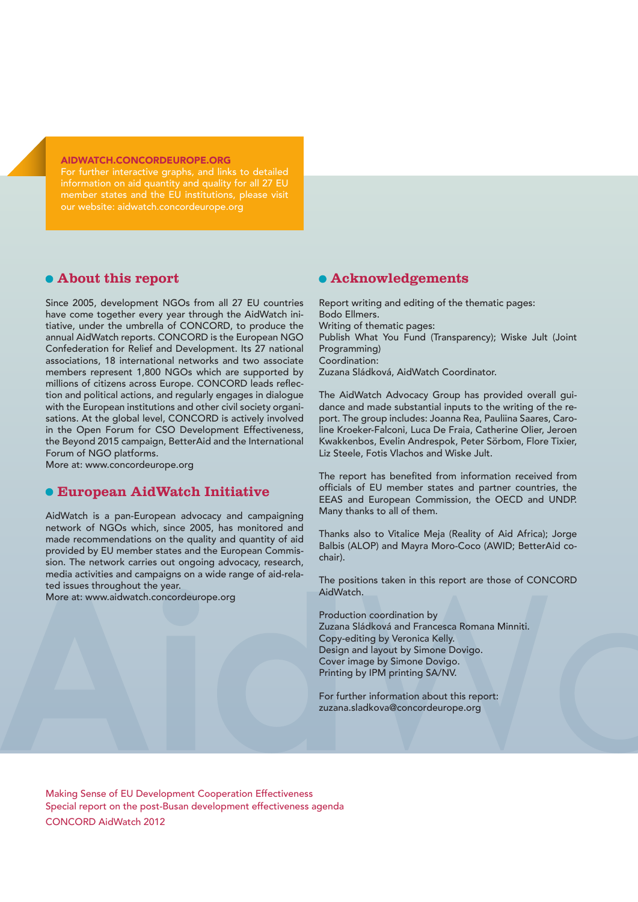**AIDWATCH.CONCORDEUROPE.ORG**
For further interactive graphs, and links to detailed information on aid quantity and quality for all 27 EU member states and the EU institutions, please visit our website: aidwatch.concordeurope.org

## About this report

Since 2005, development NGOs from all 27 EU countries have come together every year through the AidWatch initiative, under the umbrella of CONCORD, to produce the annual AidWatch reports. CONCORD is the European NGO Confederation for Relief and Development. Its 27 national associations, 18 international networks and two associate members represent 1,800 NGOs which are supported by millions of citizens across Europe. CONCORD leads reflection and political actions, and regularly engages in dialogue with the European institutions and other civil society organisations. At the global level, CONCORD is actively involved in the Open Forum for CSO Development Effectiveness, the Beyond 2015 campaign, BetterAid and the International Forum of NGO platforms.
More at: www.concordeurope.org

## European AidWatch Initiative

AidWatch is a pan-European advocacy and campaigning network of NGOs which, since 2005, has monitored and made recommendations on the quality and quantity of aid provided by EU member states and the European Commission. The network carries out ongoing advocacy, research, media activities and campaigns on a wide range of aid-related issues throughout the year.
More at: www.aidwatch.concordeurope.org

## Acknowledgements

Report writing and editing of the thematic pages:
Bodo Ellmers.
Writing of thematic pages:
Publish What You Fund (Transparency); Wiske Jult (Joint Programming)
Coordination:
Zuzana Sládková, AidWatch Coordinator.

The AidWatch Advocacy Group has provided overall guidance and made substantial inputs to the writing of the report. The group includes: Joanna Rea, Pauliina Saares, Caroline Kroeker-Falconi, Luca De Fraia, Catherine Olier, Jeroen Kwakkenbos, Evelin Andrespok, Peter Sörbom, Flore Tixier, Liz Steele, Fotis Vlachos and Wiske Jult.

The report has benefited from information received from officials of EU member states and partner countries, the EEAS and European Commission, the OECD and UNDP. Many thanks to all of them.

Thanks also to Vitalice Meja (Reality of Aid Africa); Jorge Balbis (ALOP) and Mayra Moro-Coco (AWID; BetterAid co-chair).

The positions taken in this report are those of CONCORD AidWatch.

Production coordination by
Zuzana Sládková and Francesca Romana Minniti.
Copy-editing by Veronica Kelly.
Design and layout by Simone Dovigo.
Cover image by Simone Dovigo.
Printing by IPM printing SA/NV.

For further information about this report:
zuzana.sladkova@concordeurope.org

Making Sense of EU Development Cooperation Effectiveness
Special report on the post-Busan development effectiveness agenda
CONCORD AidWatch 2012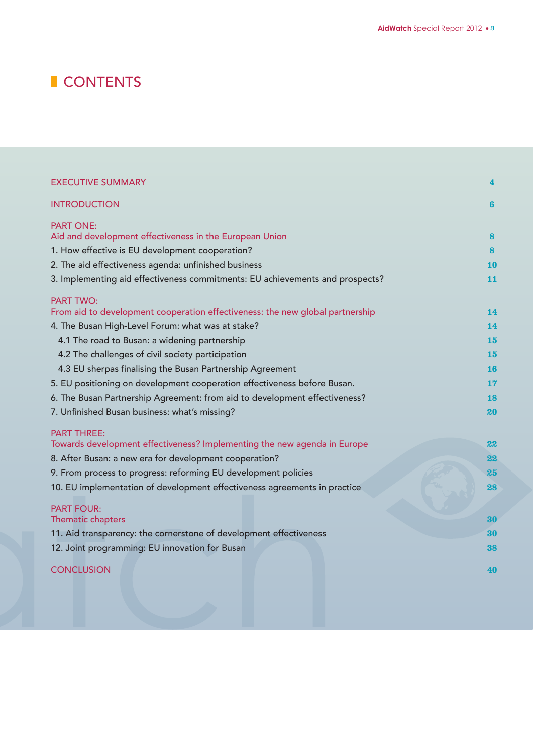# CONTENTS

| | |
|---|---|
| EXECUTIVE SUMMARY | 4 |
| INTRODUCTION | 6 |
| PART ONE: Aid and development effectiveness in the European Union | 8 |
| 1. How effective is EU development cooperation? | 8 |
| 2. The aid effectiveness agenda: unfinished business | 10 |
| 3. Implementing aid effectiveness commitments: EU achievements and prospects? | 11 |
| PART TWO: From aid to development cooperation effectiveness: the new global partnership | 14 |
| 4. The Busan High-Level Forum: what was at stake? | 14 |
| 4.1 The road to Busan: a widening partnership | 15 |
| 4.2 The challenges of civil society participation | 15 |
| 4.3 EU sherpas finalising the Busan Partnership Agreement | 16 |
| 5. EU positioning on development cooperation effectiveness before Busan. | 17 |
| 6. The Busan Partnership Agreement: from aid to development effectiveness? | 18 |
| 7. Unfinished Busan business: what's missing? | 20 |
| PART THREE: Towards development effectiveness? Implementing the new agenda in Europe | 22 |
| 8. After Busan: a new era for development cooperation? | 22 |
| 9. From process to progress: reforming EU development policies | 25 |
| 10. EU implementation of development effectiveness agreements in practice | 28 |
| PART FOUR: Thematic chapters | 30 |
| 11. Aid transparency: the cornerstone of development effectiveness | 30 |
| 12. Joint programming: EU innovation for Busan | 38 |
| CONCLUSION | 40 |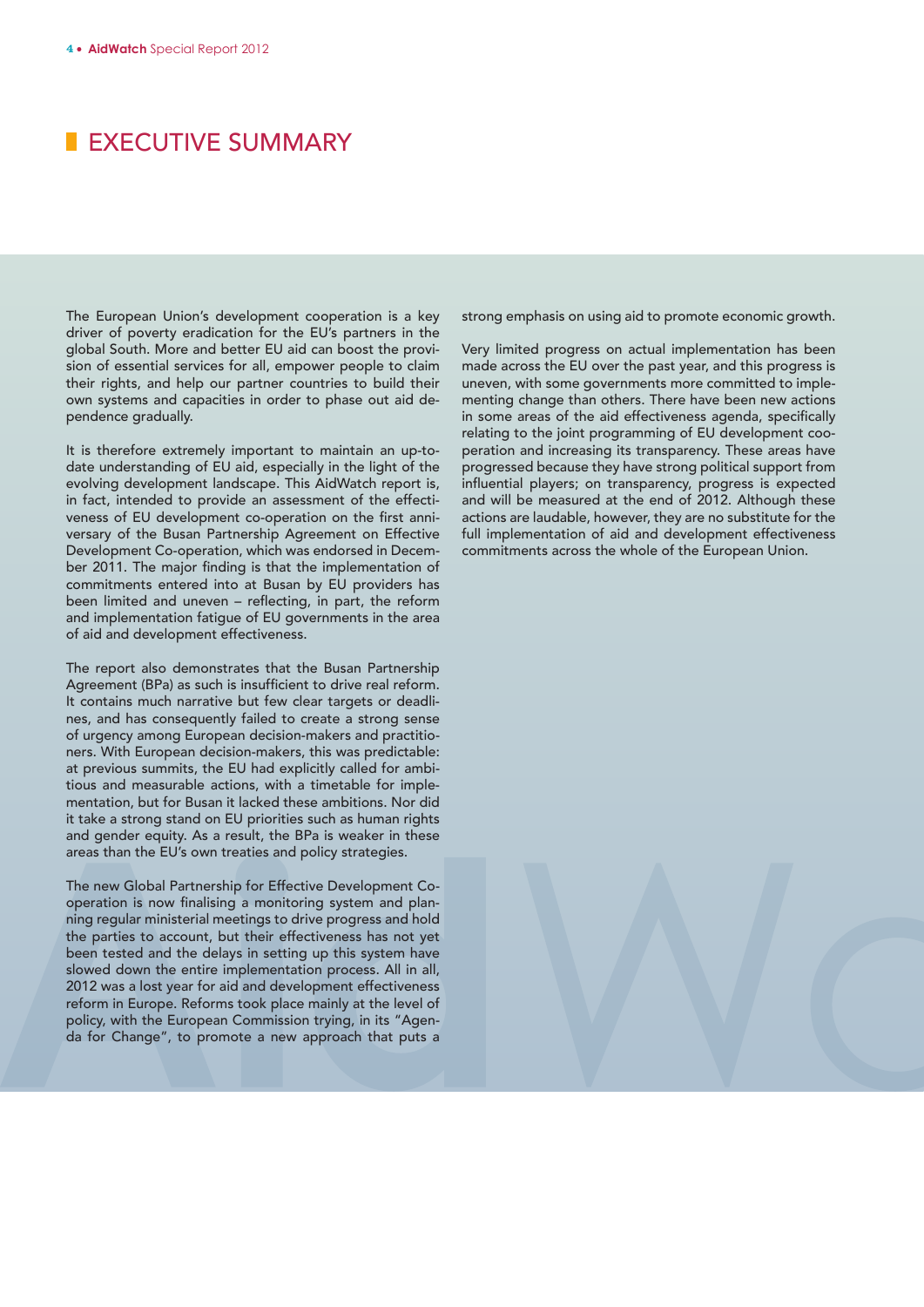# EXECUTIVE SUMMARY

The European Union's development cooperation is a key driver of poverty eradication for the EU's partners in the global South. More and better EU aid can boost the provision of essential services for all, empower people to claim their rights, and help our partner countries to build their own systems and capacities in order to phase out aid dependence gradually.

It is therefore extremely important to maintain an up-to-date understanding of EU aid, especially in the light of the evolving development landscape. This AidWatch report is, in fact, intended to provide an assessment of the effectiveness of EU development co-operation on the first anniversary of the Busan Partnership Agreement on Effective Development Co-operation, which was endorsed in December 2011. The major finding is that the implementation of commitments entered into at Busan by EU providers has been limited and uneven – reflecting, in part, the reform and implementation fatigue of EU governments in the area of aid and development effectiveness.

The report also demonstrates that the Busan Partnership Agreement (BPa) as such is insufficient to drive real reform. It contains much narrative but few clear targets or deadlines, and has consequently failed to create a strong sense of urgency among European decision-makers and practitioners. With European decision-makers, this was predictable: at previous summits, the EU had explicitly called for ambitious and measurable actions, with a timetable for implementation, but for Busan it lacked these ambitions. Nor did it take a strong stand on EU priorities such as human rights and gender equity. As a result, the BPa is weaker in these areas than the EU's own treaties and policy strategies.

The new Global Partnership for Effective Development Co-operation is now finalising a monitoring system and planning regular ministerial meetings to drive progress and hold the parties to account, but their effectiveness has not yet been tested and the delays in setting up this system have slowed down the entire implementation process. All in all, 2012 was a lost year for aid and development effectiveness reform in Europe. Reforms took place mainly at the level of policy, with the European Commission trying, in its "Agenda for Change", to promote a new approach that puts a strong emphasis on using aid to promote economic growth.

Very limited progress on actual implementation has been made across the EU over the past year, and this progress is uneven, with some governments more committed to implementing change than others. There have been new actions in some areas of the aid effectiveness agenda, specifically relating to the joint programming of EU development cooperation and increasing its transparency. These areas have progressed because they have strong political support from influential players; on transparency, progress is expected and will be measured at the end of 2012. Although these actions are laudable, however, they are no substitute for the full implementation of aid and development effectiveness commitments across the whole of the European Union.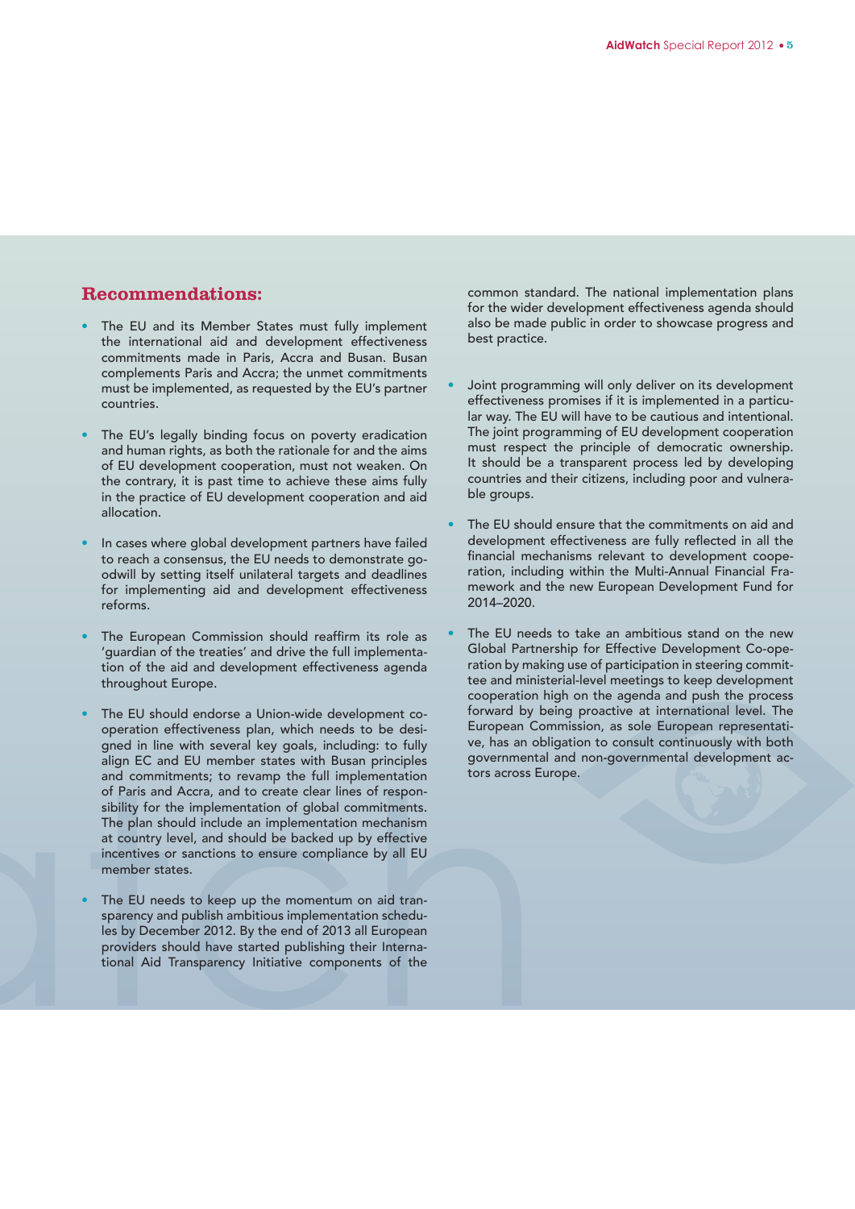## Recommendations:

- The EU and its Member States must fully implement the international aid and development effectiveness commitments made in Paris, Accra and Busan. Busan complements Paris and Accra; the unmet commitments must be implemented, as requested by the EU's partner countries.

- The EU's legally binding focus on poverty eradication and human rights, as both the rationale for and the aims of EU development cooperation, must not weaken. On the contrary, it is past time to achieve these aims fully in the practice of EU development cooperation and aid allocation.

- In cases where global development partners have failed to reach a consensus, the EU needs to demonstrate goodwill by setting itself unilateral targets and deadlines for implementing aid and development effectiveness reforms.

- The European Commission should reaffirm its role as 'guardian of the treaties' and drive the full implementation of the aid and development effectiveness agenda throughout Europe.

- The EU should endorse a Union-wide development cooperation effectiveness plan, which needs to be designed in line with several key goals, including: to fully align EC and EU member states with Busan principles and commitments; to revamp the full implementation of Paris and Accra, and to create clear lines of responsibility for the implementation of global commitments. The plan should include an implementation mechanism at country level, and should be backed up by effective incentives or sanctions to ensure compliance by all EU member states.

- The EU needs to keep up the momentum on aid transparency and publish ambitious implementation schedules by December 2012. By the end of 2013 all European providers should have started publishing their International Aid Transparency Initiative components of the common standard. The national implementation plans for the wider development effectiveness agenda should also be made public in order to showcase progress and best practice.

- Joint programming will only deliver on its development effectiveness promises if it is implemented in a particular way. The EU will have to be cautious and intentional. The joint programming of EU development cooperation must respect the principle of democratic ownership. It should be a transparent process led by developing countries and their citizens, including poor and vulnerable groups.

- The EU should ensure that the commitments on aid and development effectiveness are fully reflected in all the financial mechanisms relevant to development cooperation, including within the Multi-Annual Financial Framework and the new European Development Fund for 2014–2020.

- The EU needs to take an ambitious stand on the new Global Partnership for Effective Development Co-operation by making use of participation in steering committee and ministerial-level meetings to keep development cooperation high on the agenda and push the process forward by being proactive at international level. The European Commission, as sole European representative, has an obligation to consult continuously with both governmental and non-governmental development actors across Europe.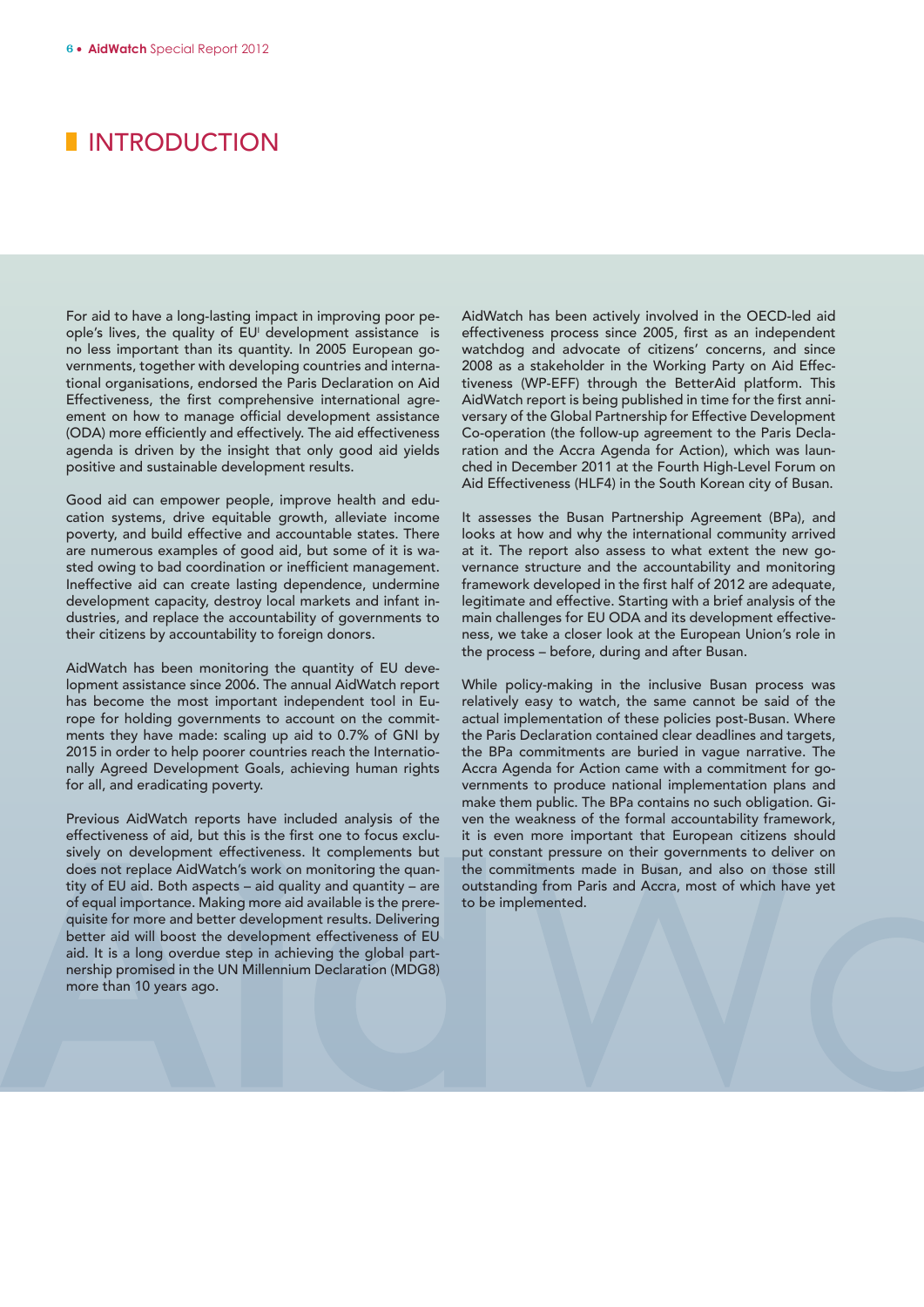# INTRODUCTION

For aid to have a long-lasting impact in improving poor people's lives, the quality of EU[i] development assistance is no less important than its quantity. In 2005 European governments, together with developing countries and international organisations, endorsed the Paris Declaration on Aid Effectiveness, the first comprehensive international agreement on how to manage official development assistance (ODA) more efficiently and effectively. The aid effectiveness agenda is driven by the insight that only good aid yields positive and sustainable development results.

Good aid can empower people, improve health and education systems, drive equitable growth, alleviate income poverty, and build effective and accountable states. There are numerous examples of good aid, but some of it is wasted owing to bad coordination or inefficient management. Ineffective aid can create lasting dependence, undermine development capacity, destroy local markets and infant industries, and replace the accountability of governments to their citizens by accountability to foreign donors.

AidWatch has been monitoring the quantity of EU development assistance since 2006. The annual AidWatch report has become the most important independent tool in Europe for holding governments to account on the commitments they have made: scaling up aid to 0.7% of GNI by 2015 in order to help poorer countries reach the Internationally Agreed Development Goals, achieving human rights for all, and eradicating poverty.

Previous AidWatch reports have included analysis of the effectiveness of aid, but this is the first one to focus exclusively on development effectiveness. It complements but does not replace AidWatch's work on monitoring the quantity of EU aid. Both aspects – aid quality and quantity – are of equal importance. Making more aid available is the prerequisite for more and better development results. Delivering better aid will boost the development effectiveness of EU aid. It is a long overdue step in achieving the global partnership promised in the UN Millennium Declaration (MDG8) more than 10 years ago.

AidWatch has been actively involved in the OECD-led aid effectiveness process since 2005, first as an independent watchdog and advocate of citizens' concerns, and since 2008 as a stakeholder in the Working Party on Aid Effectiveness (WP-EFF) through the BetterAid platform. This AidWatch report is being published in time for the first anniversary of the Global Partnership for Effective Development Co-operation (the follow-up agreement to the Paris Declaration and the Accra Agenda for Action), which was launched in December 2011 at the Fourth High-Level Forum on Aid Effectiveness (HLF4) in the South Korean city of Busan.

It assesses the Busan Partnership Agreement (BPa), and looks at how and why the international community arrived at it. The report also assess to what extent the new governance structure and the accountability and monitoring framework developed in the first half of 2012 are adequate, legitimate and effective. Starting with a brief analysis of the main challenges for EU ODA and its development effectiveness, we take a closer look at the European Union's role in the process – before, during and after Busan.

While policy-making in the inclusive Busan process was relatively easy to watch, the same cannot be said of the actual implementation of these policies post-Busan. Where the Paris Declaration contained clear deadlines and targets, the BPa commitments are buried in vague narrative. The Accra Agenda for Action came with a commitment for governments to produce national implementation plans and make them public. The BPa contains no such obligation. Given the weakness of the formal accountability framework, it is even more important that European citizens should put constant pressure on their governments to deliver on the commitments made in Busan, and also on those still outstanding from Paris and Accra, most of which have yet to be implemented.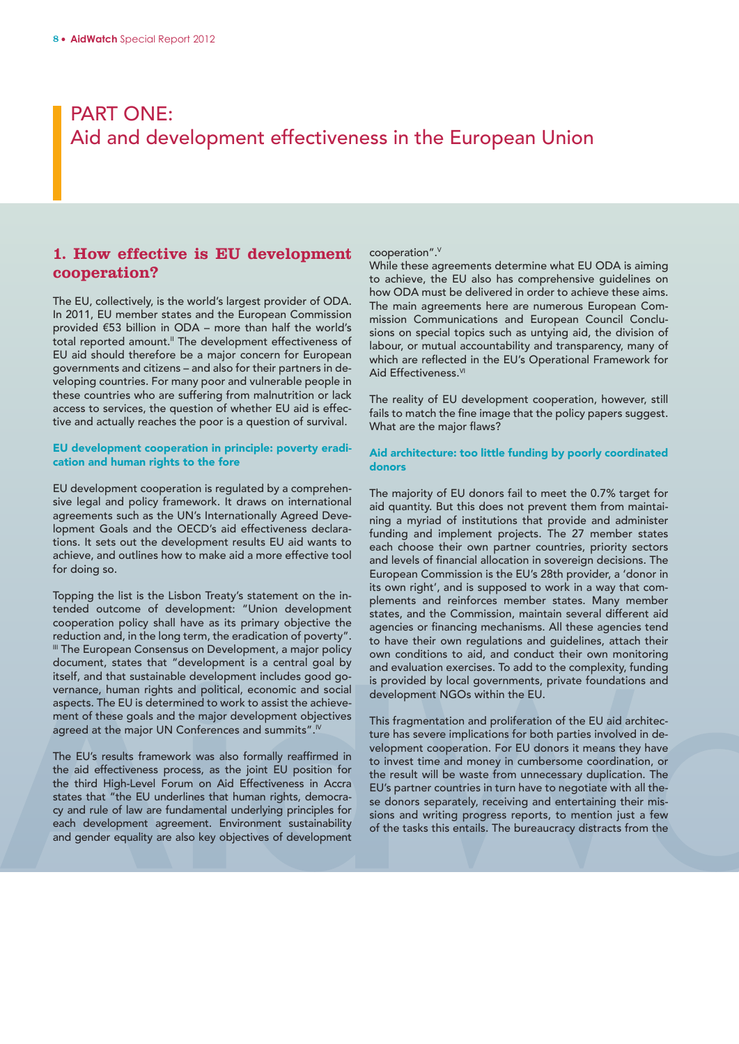# PART ONE: Aid and development effectiveness in the European Union

## 1. How effective is EU development cooperation?

The EU, collectively, is the world's largest provider of ODA. In 2011, EU member states and the European Commission provided €53 billion in ODA – more than half the world's total reported amount.[II] The development effectiveness of EU aid should therefore be a major concern for European governments and citizens – and also for their partners in developing countries. For many poor and vulnerable people in these countries who are suffering from malnutrition or lack access to services, the question of whether EU aid is effective and actually reaches the poor is a question of survival.

### EU development cooperation in principle: poverty eradication and human rights to the fore

EU development cooperation is regulated by a comprehensive legal and policy framework. It draws on international agreements such as the UN's Internationally Agreed Development Goals and the OECD's aid effectiveness declarations. It sets out the development results EU aid wants to achieve, and outlines how to make aid a more effective tool for doing so.

Topping the list is the Lisbon Treaty's statement on the intended outcome of development: "Union development cooperation policy shall have as its primary objective the reduction and, in the long term, the eradication of poverty".[III] The European Consensus on Development, a major policy document, states that "development is a central goal by itself, and that sustainable development includes good governance, human rights and political, economic and social aspects. The EU is determined to work to assist the achievement of these goals and the major development objectives agreed at the major UN Conferences and summits".[IV]

The EU's results framework was also formally reaffirmed in the aid effectiveness process, as the joint EU position for the third High-Level Forum on Aid Effectiveness in Accra states that "the EU underlines that human rights, democracy and rule of law are fundamental underlying principles for each development agreement. Environment sustainability and gender equality are also key objectives of development cooperation".[V]

While these agreements determine what EU ODA is aiming to achieve, the EU also has comprehensive guidelines on how ODA must be delivered in order to achieve these aims. The main agreements here are numerous European Commission Communications and European Council Conclusions on special topics such as untying aid, the division of labour, or mutual accountability and transparency, many of which are reflected in the EU's Operational Framework for Aid Effectiveness.[VI]

The reality of EU development cooperation, however, still fails to match the fine image that the policy papers suggest. What are the major flaws?

### Aid architecture: too little funding by poorly coordinated donors

The majority of EU donors fail to meet the 0.7% target for aid quantity. But this does not prevent them from maintaining a myriad of institutions that provide and administer funding and implement projects. The 27 member states each choose their own partner countries, priority sectors and levels of financial allocation in sovereign decisions. The European Commission is the EU's 28th provider, a 'donor in its own right', and is supposed to work in a way that complements and reinforces member states. Many member states, and the Commission, maintain several different aid agencies or financing mechanisms. All these agencies tend to have their own regulations and guidelines, attach their own conditions to aid, and conduct their own monitoring and evaluation exercises. To add to the complexity, funding is provided by local governments, private foundations and development NGOs within the EU.

This fragmentation and proliferation of the EU aid architecture has severe implications for both parties involved in development cooperation. For EU donors it means they have to invest time and money in cumbersome coordination, or the result will be waste from unnecessary duplication. The EU's partner countries in turn have to negotiate with all these donors separately, receiving and entertaining their missions and writing progress reports, to mention just a few of the tasks this entails. The bureaucracy distracts from the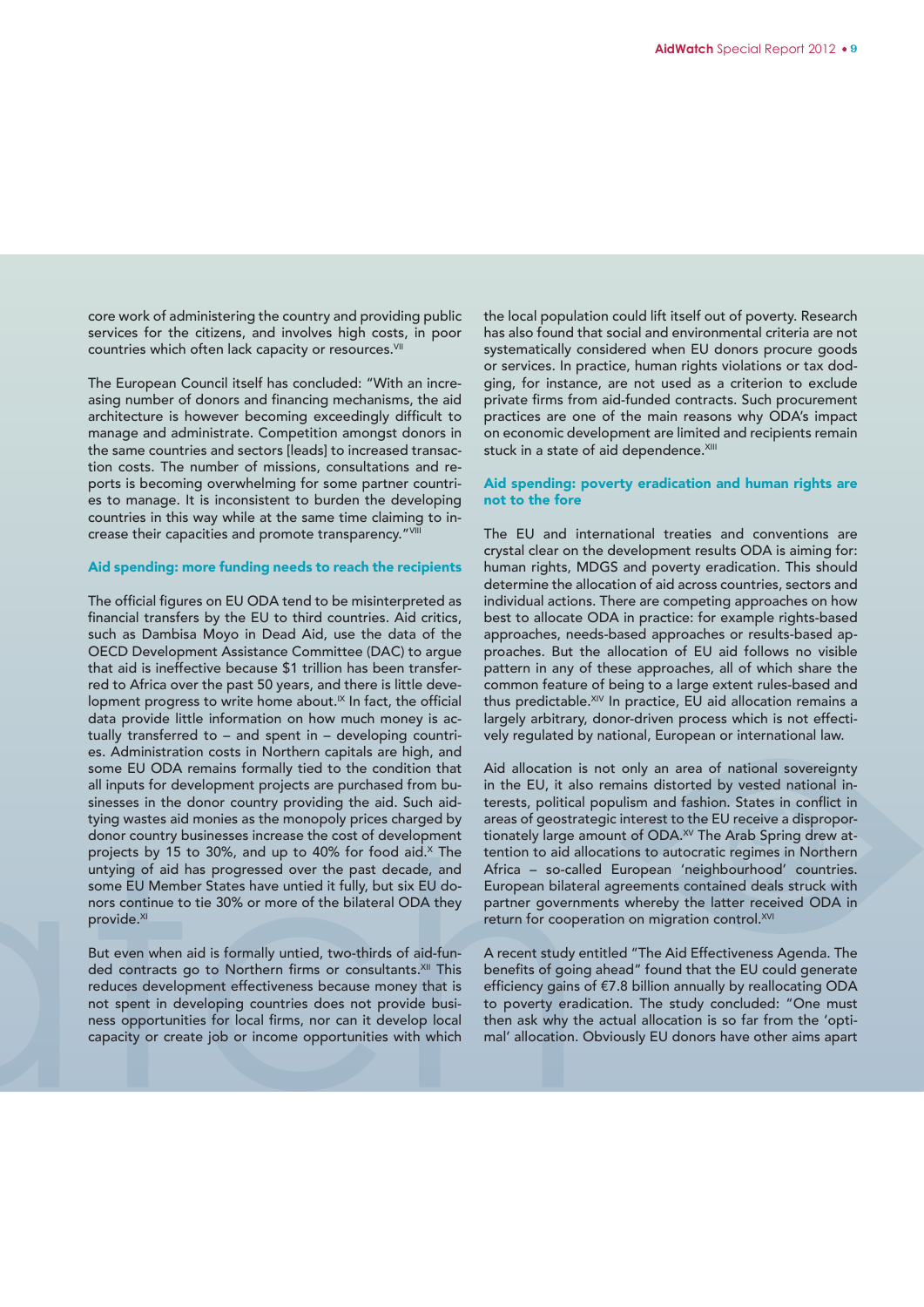core work of administering the country and providing public services for the citizens, and involves high costs, in poor countries which often lack capacity or resources.[VII]

The European Council itself has concluded: "With an increasing number of donors and financing mechanisms, the aid architecture is however becoming exceedingly difficult to manage and administrate. Competition amongst donors in the same countries and sectors [leads] to increased transaction costs. The number of missions, consultations and reports is becoming overwhelming for some partner countries to manage. It is inconsistent to burden the developing countries in this way while at the same time claiming to increase their capacities and promote transparency."[VIII]

### Aid spending: more funding needs to reach the recipients

The official figures on EU ODA tend to be misinterpreted as financial transfers by the EU to third countries. Aid critics, such as Dambisa Moyo in Dead Aid, use the data of the OECD Development Assistance Committee (DAC) to argue that aid is ineffective because $1 trillion has been transferred to Africa over the past 50 years, and there is little development progress to write home about.[IX] In fact, the official data provide little information on how much money is actually transferred to – and spent in – developing countries. Administration costs in Northern capitals are high, and some EU ODA remains formally tied to the condition that all inputs for development projects are purchased from businesses in the donor country providing the aid. Such aid-tying wastes aid monies as the monopoly prices charged by donor country businesses increase the cost of development projects by 15 to 30%, and up to 40% for food aid.[X] The untying of aid has progressed over the past decade, and some EU Member States have untied it fully, but six EU donors continue to tie 30% or more of the bilateral ODA they provide.[XI]

But even when aid is formally untied, two-thirds of aid-funded contracts go to Northern firms or consultants.[XII] This reduces development effectiveness because money that is not spent in developing countries does not provide business opportunities for local firms, nor can it develop local capacity or create job or income opportunities with which the local population could lift itself out of poverty. Research has also found that social and environmental criteria are not systematically considered when EU donors procure goods or services. In practice, human rights violations or tax dodging, for instance, are not used as a criterion to exclude private firms from aid-funded contracts. Such procurement practices are one of the main reasons why ODA's impact on economic development are limited and recipients remain stuck in a state of aid dependence.[XIII]

### Aid spending: poverty eradication and human rights are not to the fore

The EU and international treaties and conventions are crystal clear on the development results ODA is aiming for: human rights, MDGS and poverty eradication. This should determine the allocation of aid across countries, sectors and individual actions. There are competing approaches on how best to allocate ODA in practice: for example rights-based approaches, needs-based approaches or results-based approaches. But the allocation of EU aid follows no visible pattern in any of these approaches, all of which share the common feature of being to a large extent rules-based and thus predictable.[XIV] In practice, EU aid allocation remains a largely arbitrary, donor-driven process which is not effectively regulated by national, European or international law.

Aid allocation is not only an area of national sovereignty in the EU, it also remains distorted by vested national interests, political populism and fashion. States in conflict in areas of geostrategic interest to the EU receive a disproportionately large amount of ODA.[XV] The Arab Spring drew attention to aid allocations to autocratic regimes in Northern Africa – so-called European 'neighbourhood' countries. European bilateral agreements contained deals struck with partner governments whereby the latter received ODA in return for cooperation on migration control.[XVI]

A recent study entitled "The Aid Effectiveness Agenda. The benefits of going ahead" found that the EU could generate efficiency gains of €7.8 billion annually by reallocating ODA to poverty eradication. The study concluded: "One must then ask why the actual allocation is so far from the 'optimal' allocation. Obviously EU donors have other aims apart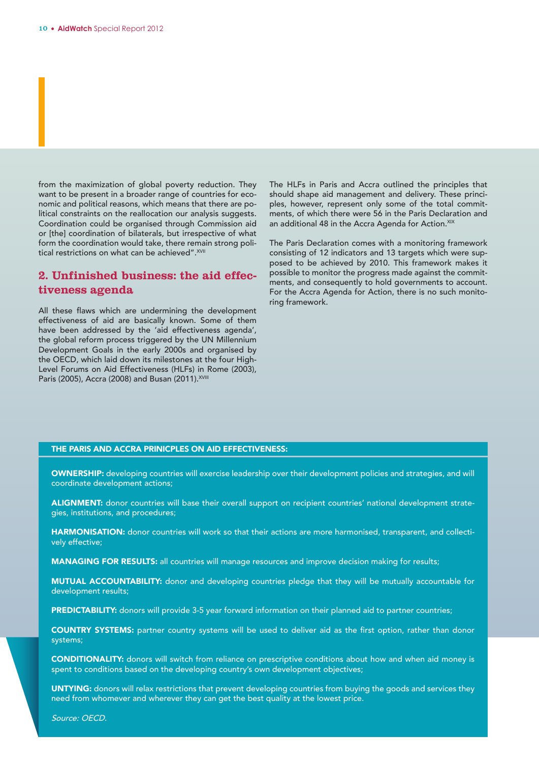from the maximization of global poverty reduction. They want to be present in a broader range of countries for economic and political reasons, which means that there are political constraints on the reallocation our analysis suggests. Coordination could be organised through Commission aid or [the] coordination of bilaterals, but irrespective of what form the coordination would take, there remain strong political restrictions on what can be achieved".[XVII]

## 2. Unfinished business: the aid effectiveness agenda

All these flaws which are undermining the development effectiveness of aid are basically known. Some of them have been addressed by the 'aid effectiveness agenda', the global reform process triggered by the UN Millennium Development Goals in the early 2000s and organised by the OECD, which laid down its milestones at the four High-Level Forums on Aid Effectiveness (HLFs) in Rome (2003), Paris (2005), Accra (2008) and Busan (2011).[XVIII]

The HLFs in Paris and Accra outlined the principles that should shape aid management and delivery. These principles, however, represent only some of the total commitments, of which there were 56 in the Paris Declaration and an additional 48 in the Accra Agenda for Action.[XIX]

The Paris Declaration comes with a monitoring framework consisting of 12 indicators and 13 targets which were supposed to be achieved by 2010. This framework makes it possible to monitor the progress made against the commitments, and consequently to hold governments to account. For the Accra Agenda for Action, there is no such monitoring framework.

**THE PARIS AND ACCRA PRINICPLES ON AID EFFECTIVENESS:**

**OWNERSHIP:** developing countries will exercise leadership over their development policies and strategies, and will coordinate development actions;

**ALIGNMENT:** donor countries will base their overall support on recipient countries' national development strategies, institutions, and procedures;

**HARMONISATION:** donor countries will work so that their actions are more harmonised, transparent, and collectively effective;

**MANAGING FOR RESULTS:** all countries will manage resources and improve decision making for results;

**MUTUAL ACCOUNTABILITY:** donor and developing countries pledge that they will be mutually accountable for development results;

**PREDICTABILITY:** donors will provide 3-5 year forward information on their planned aid to partner countries;

**COUNTRY SYSTEMS:** partner country systems will be used to deliver aid as the first option, rather than donor systems;

**CONDITIONALITY:** donors will switch from reliance on prescriptive conditions about how and when aid money is spent to conditions based on the developing country's own development objectives;

**UNTYING:** donors will relax restrictions that prevent developing countries from buying the goods and services they need from whomever and wherever they can get the best quality at the lowest price.

*Source: OECD.*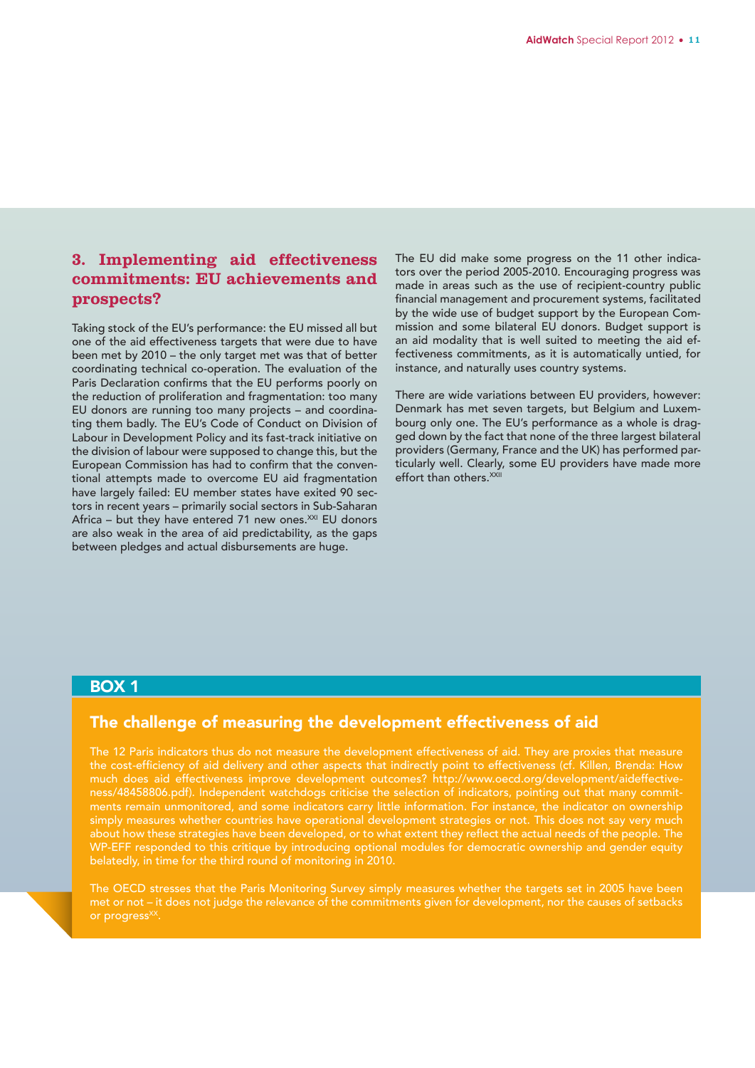## 3. Implementing aid effectiveness commitments: EU achievements and prospects?

Taking stock of the EU's performance: the EU missed all but one of the aid effectiveness targets that were due to have been met by 2010 – the only target met was that of better coordinating technical co-operation. The evaluation of the Paris Declaration confirms that the EU performs poorly on the reduction of proliferation and fragmentation: too many EU donors are running too many projects – and coordinating them badly. The EU's Code of Conduct on Division of Labour in Development Policy and its fast-track initiative on the division of labour were supposed to change this, but the European Commission has had to confirm that the conventional attempts made to overcome EU aid fragmentation have largely failed: EU member states have exited 90 sectors in recent years – primarily social sectors in Sub-Saharan Africa – but they have entered 71 new ones.[XXI] EU donors are also weak in the area of aid predictability, as the gaps between pledges and actual disbursements are huge.

The EU did make some progress on the 11 other indicators over the period 2005-2010. Encouraging progress was made in areas such as the use of recipient-country public financial management and procurement systems, facilitated by the wide use of budget support by the European Commission and some bilateral EU donors. Budget support is an aid modality that is well suited to meeting the aid effectiveness commitments, as it is automatically untied, for instance, and naturally uses country systems.

There are wide variations between EU providers, however: Denmark has met seven targets, but Belgium and Luxembourg only one. The EU's performance as a whole is dragged down by the fact that none of the three largest bilateral providers (Germany, France and the UK) has performed particularly well. Clearly, some EU providers have made more effort than others.[XXII]

### BOX 1

#### The challenge of measuring the development effectiveness of aid

The 12 Paris indicators thus do not measure the development effectiveness of aid. They are proxies that measure the cost-efficiency of aid delivery and other aspects that indirectly point to effectiveness (cf. Killen, Brenda: How much does aid effectiveness improve development outcomes? http://www.oecd.org/development/aideffectiveness/48458806.pdf). Independent watchdogs criticise the selection of indicators, pointing out that many commitments remain unmonitored, and some indicators carry little information. For instance, the indicator on ownership simply measures whether countries have operational development strategies or not. This does not say very much about how these strategies have been developed, or to what extent they reflect the actual needs of the people. The WP-EFF responded to this critique by introducing optional modules for democratic ownership and gender equity belatedly, in time for the third round of monitoring in 2010.

The OECD stresses that the Paris Monitoring Survey simply measures whether the targets set in 2005 have been met or not – it does not judge the relevance of the commitments given for development, nor the causes of setbacks or progress[XX].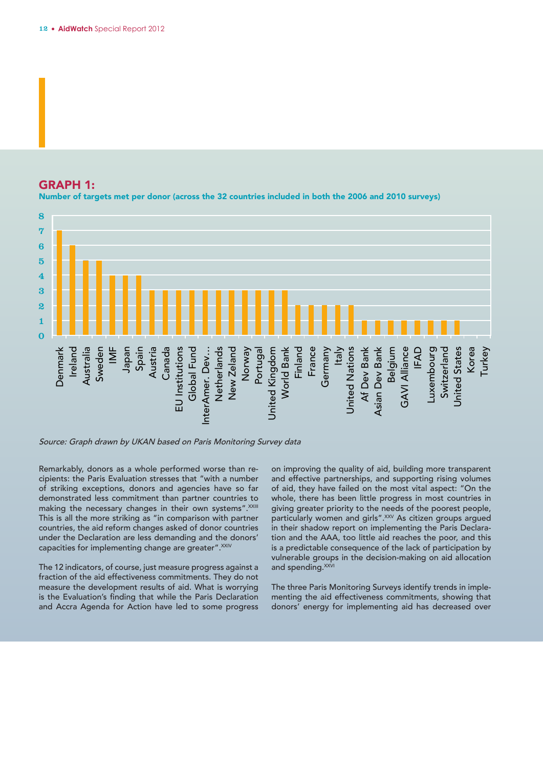## GRAPH 1:

**Number of targets met per donor (across the 32 countries included in both the 2006 and 2010 surveys)**

| Donor | Number of targets met |
|---|---|
| Denmark | 7 |
| Ireland | 6 |
| Australia | 5 |
| Sweden | 5 |
| IMF | 4 |
| Japan | 4 |
| Spain | 4 |
| Austria | 3 |
| Canada | 3 |
| EU Institutions | 3 |
| Global Fund | 3 |
| InterAmer. Dev… | 3 |
| Netherlands | 3 |
| New Zeland | 3 |
| Norway | 3 |
| Portugal | 3 |
| United Kingdom | 3 |
| World Bank | 3 |
| Finland | 2 |
| France | 2 |
| Germany | 2 |
| Italy | 2 |
| United Nations | 2 |
| Af Dev Bank | 1 |
| Asian Dev Bank | 1 |
| Belgium | 1 |
| GAVI Alliance | 1 |
| IFAD | 1 |
| Luxembourg | 1 |
| Switzerland | 1 |
| United States | 1 |
| Korea | 0 |
| Turkey | 0 |

*Source: Graph drawn by UKAN based on Paris Monitoring Survey data*

Remarkably, donors as a whole performed worse than recipients: the Paris Evaluation stresses that "with a number of striking exceptions, donors and agencies have so far demonstrated less commitment than partner countries to making the necessary changes in their own systems".[XXIII] This is all the more striking as "in comparison with partner countries, the aid reform changes asked of donor countries under the Declaration are less demanding and the donors' capacities for implementing change are greater".[XXIV]

The 12 indicators, of course, just measure progress against a fraction of the aid effectiveness commitments. They do not measure the development results of aid. What is worrying is the Evaluation's finding that while the Paris Declaration and Accra Agenda for Action have led to some progress on improving the quality of aid, building more transparent and effective partnerships, and supporting rising volumes of aid, they have failed on the most vital aspect: "On the whole, there has been little progress in most countries in giving greater priority to the needs of the poorest people, particularly women and girls".[XXV] As citizen groups argued in their shadow report on implementing the Paris Declaration and the AAA, too little aid reaches the poor, and this is a predictable consequence of the lack of participation by vulnerable groups in the decision-making on aid allocation and spending.[XXVI]

The three Paris Monitoring Surveys identify trends in implementing the aid effectiveness commitments, showing that donors' energy for implementing aid has decreased over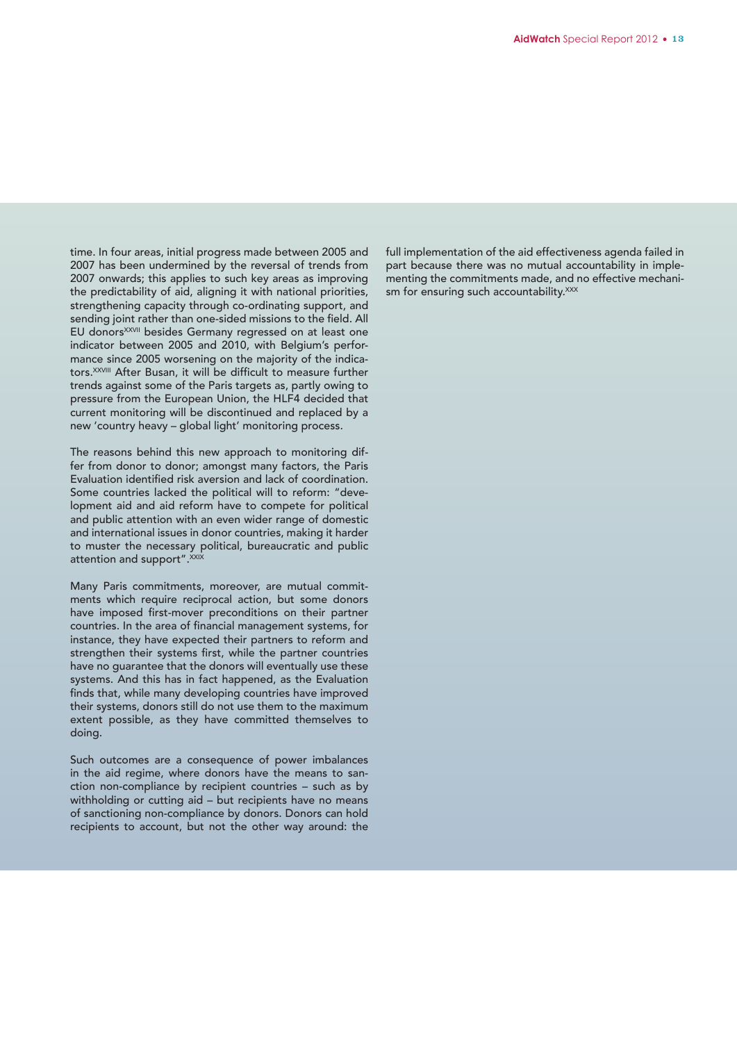time. In four areas, initial progress made between 2005 and 2007 has been undermined by the reversal of trends from 2007 onwards; this applies to such key areas as improving the predictability of aid, aligning it with national priorities, strengthening capacity through co-ordinating support, and sending joint rather than one-sided missions to the field. All EU donors[XXVII] besides Germany regressed on at least one indicator between 2005 and 2010, with Belgium's performance since 2005 worsening on the majority of the indicators.[XXVIII] After Busan, it will be difficult to measure further trends against some of the Paris targets as, partly owing to pressure from the European Union, the HLF4 decided that current monitoring will be discontinued and replaced by a new 'country heavy – global light' monitoring process.

The reasons behind this new approach to monitoring differ from donor to donor; amongst many factors, the Paris Evaluation identified risk aversion and lack of coordination. Some countries lacked the political will to reform: "development aid and aid reform have to compete for political and public attention with an even wider range of domestic and international issues in donor countries, making it harder to muster the necessary political, bureaucratic and public attention and support".[XXIX]

Many Paris commitments, moreover, are mutual commitments which require reciprocal action, but some donors have imposed first-mover preconditions on their partner countries. In the area of financial management systems, for instance, they have expected their partners to reform and strengthen their systems first, while the partner countries have no guarantee that the donors will eventually use these systems. And this has in fact happened, as the Evaluation finds that, while many developing countries have improved their systems, donors still do not use them to the maximum extent possible, as they have committed themselves to doing.

Such outcomes are a consequence of power imbalances in the aid regime, where donors have the means to sanction non-compliance by recipient countries – such as by withholding or cutting aid – but recipients have no means of sanctioning non-compliance by donors. Donors can hold recipients to account, but not the other way around: the full implementation of the aid effectiveness agenda failed in part because there was no mutual accountability in implementing the commitments made, and no effective mechanism for ensuring such accountability.[XXX]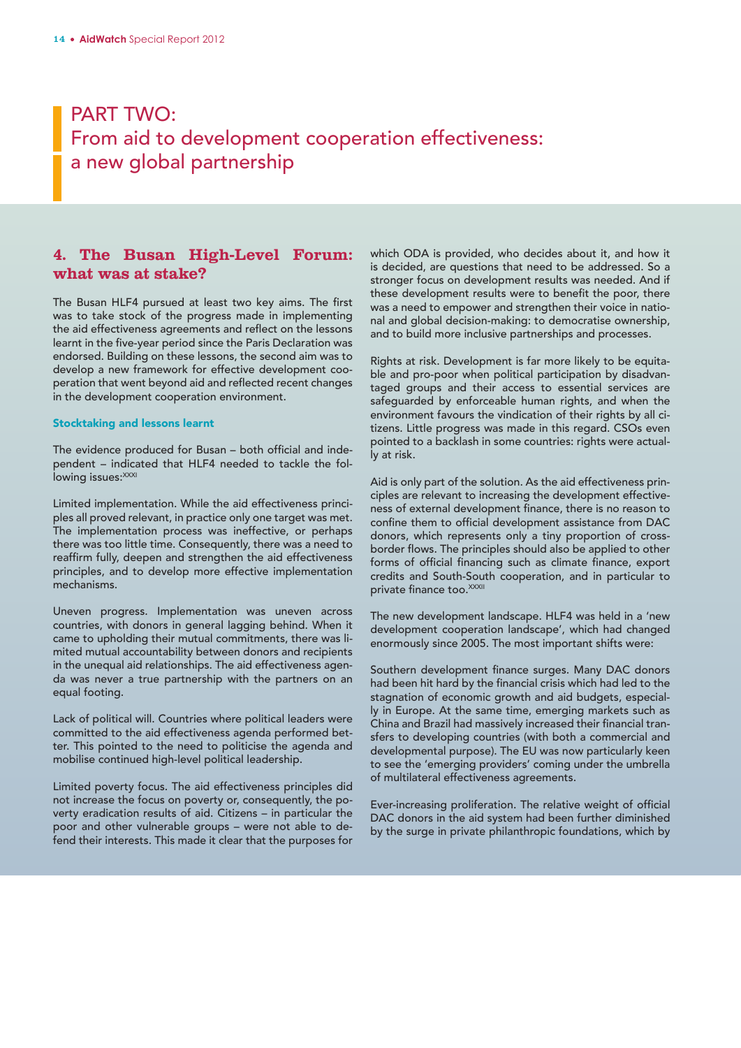# PART TWO: From aid to development cooperation effectiveness: a new global partnership

## 4. The Busan High-Level Forum: what was at stake?

The Busan HLF4 pursued at least two key aims. The first was to take stock of the progress made in implementing the aid effectiveness agreements and reflect on the lessons learnt in the five-year period since the Paris Declaration was endorsed. Building on these lessons, the second aim was to develop a new framework for effective development cooperation that went beyond aid and reflected recent changes in the development cooperation environment.

### Stocktaking and lessons learnt

The evidence produced for Busan – both official and independent – indicated that HLF4 needed to tackle the following issues:[XXXI]

Limited implementation. While the aid effectiveness principles all proved relevant, in practice only one target was met. The implementation process was ineffective, or perhaps there was too little time. Consequently, there was a need to reaffirm fully, deepen and strengthen the aid effectiveness principles, and to develop more effective implementation mechanisms.

Uneven progress. Implementation was uneven across countries, with donors in general lagging behind. When it came to upholding their mutual commitments, there was limited mutual accountability between donors and recipients in the unequal aid relationships. The aid effectiveness agenda was never a true partnership with the partners on an equal footing.

Lack of political will. Countries where political leaders were committed to the aid effectiveness agenda performed better. This pointed to the need to politicise the agenda and mobilise continued high-level political leadership.

Limited poverty focus. The aid effectiveness principles did not increase the focus on poverty or, consequently, the poverty eradication results of aid. Citizens – in particular the poor and other vulnerable groups – were not able to defend their interests. This made it clear that the purposes for which ODA is provided, who decides about it, and how it is decided, are questions that need to be addressed. So a stronger focus on development results was needed. And if these development results were to benefit the poor, there was a need to empower and strengthen their voice in national and global decision-making: to democratise ownership, and to build more inclusive partnerships and processes.

Rights at risk. Development is far more likely to be equitable and pro-poor when political participation by disadvantaged groups and their access to essential services are safeguarded by enforceable human rights, and when the environment favours the vindication of their rights by all citizens. Little progress was made in this regard. CSOs even pointed to a backlash in some countries: rights were actually at risk.

Aid is only part of the solution. As the aid effectiveness principles are relevant to increasing the development effectiveness of external development finance, there is no reason to confine them to official development assistance from DAC donors, which represents only a tiny proportion of cross-border flows. The principles should also be applied to other forms of official financing such as climate finance, export credits and South-South cooperation, and in particular to private finance too.[XXXII]

The new development landscape. HLF4 was held in a 'new development cooperation landscape', which had changed enormously since 2005. The most important shifts were:

Southern development finance surges. Many DAC donors had been hit hard by the financial crisis which had led to the stagnation of economic growth and aid budgets, especially in Europe. At the same time, emerging markets such as China and Brazil had massively increased their financial transfers to developing countries (with both a commercial and developmental purpose). The EU was now particularly keen to see the 'emerging providers' coming under the umbrella of multilateral effectiveness agreements.

Ever-increasing proliferation. The relative weight of official DAC donors in the aid system had been further diminished by the surge in private philanthropic foundations, which by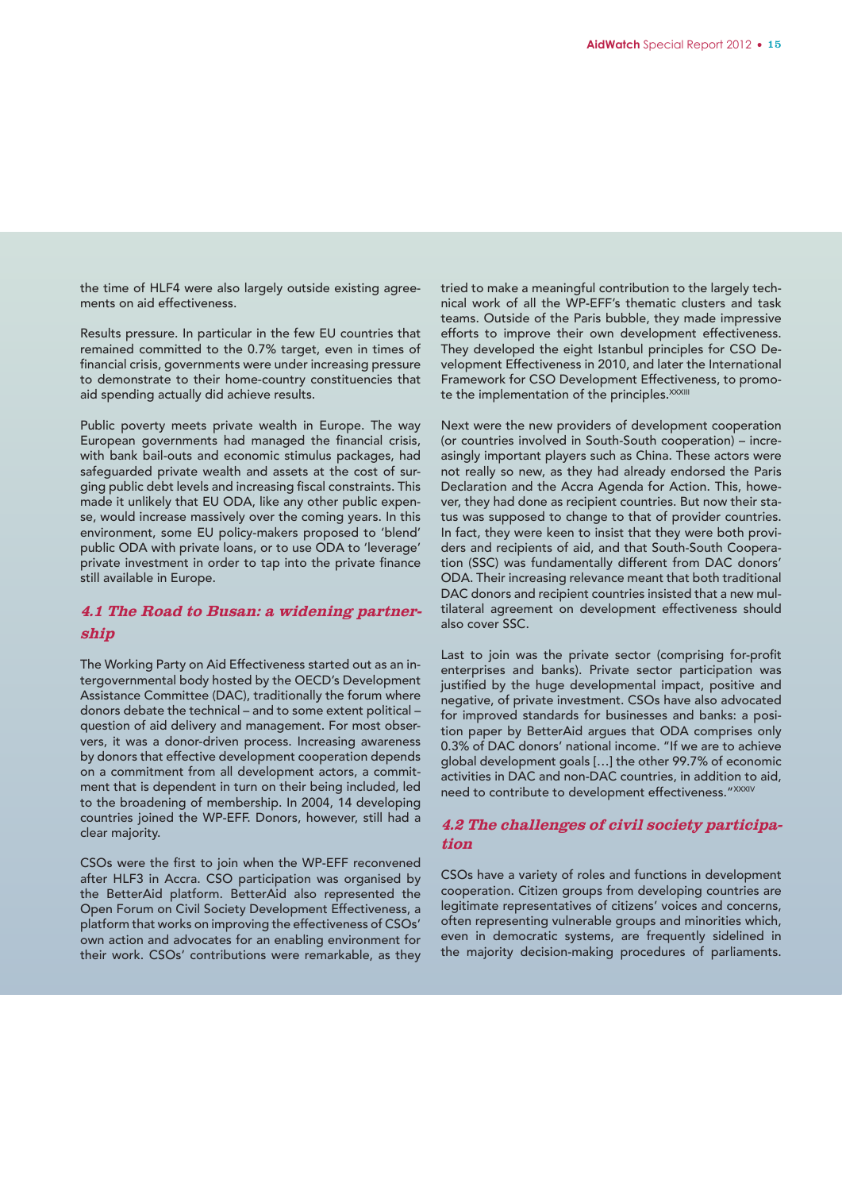the time of HLF4 were also largely outside existing agreements on aid effectiveness.

Results pressure. In particular in the few EU countries that remained committed to the 0.7% target, even in times of financial crisis, governments were under increasing pressure to demonstrate to their home-country constituencies that aid spending actually did achieve results.

Public poverty meets private wealth in Europe. The way European governments had managed the financial crisis, with bank bail-outs and economic stimulus packages, had safeguarded private wealth and assets at the cost of surging public debt levels and increasing fiscal constraints. This made it unlikely that EU ODA, like any other public expense, would increase massively over the coming years. In this environment, some EU policy-makers proposed to 'blend' public ODA with private loans, or to use ODA to 'leverage' private investment in order to tap into the private finance still available in Europe.

### *4.1 The Road to Busan: a widening partnership*

The Working Party on Aid Effectiveness started out as an intergovernmental body hosted by the OECD's Development Assistance Committee (DAC), traditionally the forum where donors debate the technical – and to some extent political – question of aid delivery and management. For most observers, it was a donor-driven process. Increasing awareness by donors that effective development cooperation depends on a commitment from all development actors, a commitment that is dependent in turn on their being included, led to the broadening of membership. In 2004, 14 developing countries joined the WP-EFF. Donors, however, still had a clear majority.

CSOs were the first to join when the WP-EFF reconvened after HLF3 in Accra. CSO participation was organised by the BetterAid platform. BetterAid also represented the Open Forum on Civil Society Development Effectiveness, a platform that works on improving the effectiveness of CSOs' own action and advocates for an enabling environment for their work. CSOs' contributions were remarkable, as they tried to make a meaningful contribution to the largely technical work of all the WP-EFF's thematic clusters and task teams. Outside of the Paris bubble, they made impressive efforts to improve their own development effectiveness. They developed the eight Istanbul principles for CSO Development Effectiveness in 2010, and later the International Framework for CSO Development Effectiveness, to promote the implementation of the principles.[XXXIII]

Next were the new providers of development cooperation (or countries involved in South-South cooperation) – increasingly important players such as China. These actors were not really so new, as they had already endorsed the Paris Declaration and the Accra Agenda for Action. This, however, they had done as recipient countries. But now their status was supposed to change to that of provider countries. In fact, they were keen to insist that they were both providers and recipients of aid, and that South-South Cooperation (SSC) was fundamentally different from DAC donors' ODA. Their increasing relevance meant that both traditional DAC donors and recipient countries insisted that a new multilateral agreement on development effectiveness should also cover SSC.

Last to join was the private sector (comprising for-profit enterprises and banks). Private sector participation was justified by the huge developmental impact, positive and negative, of private investment. CSOs have also advocated for improved standards for businesses and banks: a position paper by BetterAid argues that ODA comprises only 0.3% of DAC donors' national income. "If we are to achieve global development goals […] the other 99.7% of economic activities in DAC and non-DAC countries, in addition to aid, need to contribute to development effectiveness."[XXXIV]

### *4.2 The challenges of civil society participation*

CSOs have a variety of roles and functions in development cooperation. Citizen groups from developing countries are legitimate representatives of citizens' voices and concerns, often representing vulnerable groups and minorities which, even in democratic systems, are frequently sidelined in the majority decision-making procedures of parliaments.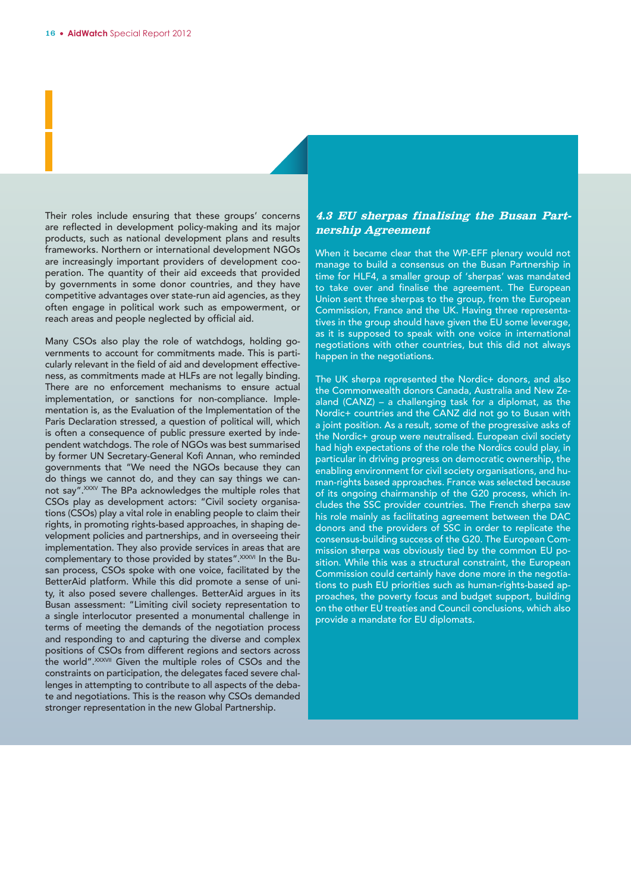Their roles include ensuring that these groups' concerns are reflected in development policy-making and its major products, such as national development plans and results frameworks. Northern or international development NGOs are increasingly important providers of development cooperation. The quantity of their aid exceeds that provided by governments in some donor countries, and they have competitive advantages over state-run aid agencies, as they often engage in political work such as empowerment, or reach areas and people neglected by official aid.

Many CSOs also play the role of watchdogs, holding governments to account for commitments made. This is particularly relevant in the field of aid and development effectiveness, as commitments made at HLFs are not legally binding. There are no enforcement mechanisms to ensure actual implementation, or sanctions for non-compliance. Implementation is, as the Evaluation of the Implementation of the Paris Declaration stressed, a question of political will, which is often a consequence of public pressure exerted by independent watchdogs. The role of NGOs was best summarised by former UN Secretary-General Kofi Annan, who reminded governments that "We need the NGOs because they can do things we cannot do, and they can say things we cannot say".[XXXV] The BPa acknowledges the multiple roles that CSOs play as development actors: "Civil society organisations (CSOs) play a vital role in enabling people to claim their rights, in promoting rights-based approaches, in shaping development policies and partnerships, and in overseeing their implementation. They also provide services in areas that are complementary to those provided by states".[XXXVI] In the Busan process, CSOs spoke with one voice, facilitated by the BetterAid platform. While this did promote a sense of unity, it also posed severe challenges. BetterAid argues in its Busan assessment: "Limiting civil society representation to a single interlocutor presented a monumental challenge in terms of meeting the demands of the negotiation process and responding to and capturing the diverse and complex positions of CSOs from different regions and sectors across the world".[XXXVII] Given the multiple roles of CSOs and the constraints on participation, the delegates faced severe challenges in attempting to contribute to all aspects of the debate and negotiations. This is the reason why CSOs demanded stronger representation in the new Global Partnership.

### 4.3 EU sherpas finalising the Busan Partnership Agreement

When it became clear that the WP-EFF plenary would not manage to build a consensus on the Busan Partnership in time for HLF4, a smaller group of 'sherpas' was mandated to take over and finalise the agreement. The European Union sent three sherpas to the group, from the European Commission, France and the UK. Having three representatives in the group should have given the EU some leverage, as it is supposed to speak with one voice in international negotiations with other countries, but this did not always happen in the negotiations.

The UK sherpa represented the Nordic+ donors, and also the Commonwealth donors Canada, Australia and New Zealand (CANZ) – a challenging task for a diplomat, as the Nordic+ countries and the CANZ did not go to Busan with a joint position. As a result, some of the progressive asks of the Nordic+ group were neutralised. European civil society had high expectations of the role the Nordics could play, in particular in driving progress on democratic ownership, the enabling environment for civil society organisations, and human-rights based approaches. France was selected because of its ongoing chairmanship of the G20 process, which includes the SSC provider countries. The French sherpa saw his role mainly as facilitating agreement between the DAC donors and the providers of SSC in order to replicate the consensus-building success of the G20. The European Commission sherpa was obviously tied by the common EU position. While this was a structural constraint, the European Commission could certainly have done more in the negotiations to push EU priorities such as human-rights-based approaches, the poverty focus and budget support, building on the other EU treaties and Council conclusions, which also provide a mandate for EU diplomats.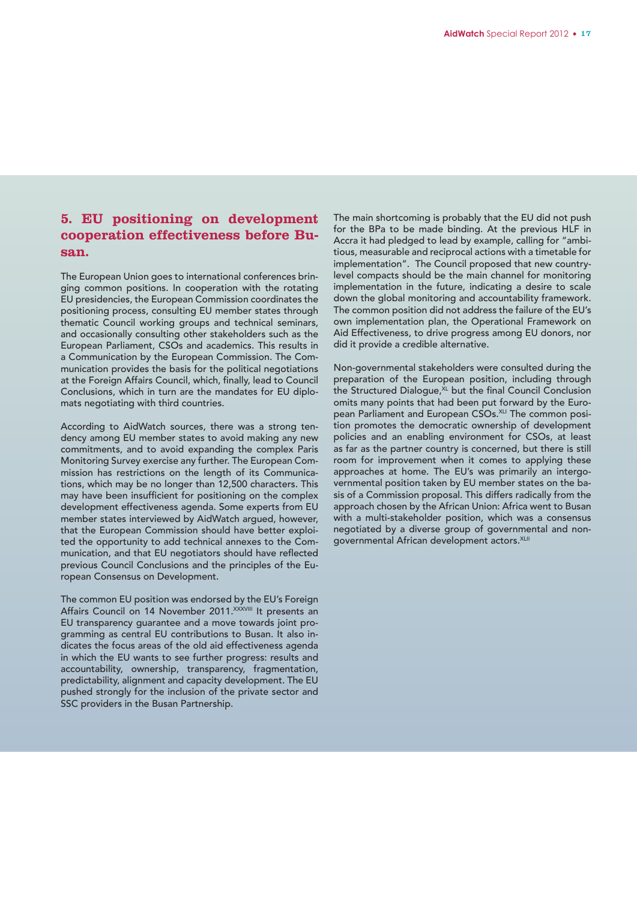## 5. EU positioning on development cooperation effectiveness before Busan.

The European Union goes to international conferences bringing common positions. In cooperation with the rotating EU presidencies, the European Commission coordinates the positioning process, consulting EU member states through thematic Council working groups and technical seminars, and occasionally consulting other stakeholders such as the European Parliament, CSOs and academics. This results in a Communication by the European Commission. The Communication provides the basis for the political negotiations at the Foreign Affairs Council, which, finally, lead to Council Conclusions, which in turn are the mandates for EU diplomats negotiating with third countries.

According to AidWatch sources, there was a strong tendency among EU member states to avoid making any new commitments, and to avoid expanding the complex Paris Monitoring Survey exercise any further. The European Commission has restrictions on the length of its Communications, which may be no longer than 12,500 characters. This may have been insufficient for positioning on the complex development effectiveness agenda. Some experts from EU member states interviewed by AidWatch argued, however, that the European Commission should have better exploited the opportunity to add technical annexes to the Communication, and that EU negotiators should have reflected previous Council Conclusions and the principles of the European Consensus on Development.

The common EU position was endorsed by the EU's Foreign Affairs Council on 14 November 2011.[XXXVIII] It presents an EU transparency guarantee and a move towards joint programming as central EU contributions to Busan. It also indicates the focus areas of the old aid effectiveness agenda in which the EU wants to see further progress: results and accountability, ownership, transparency, fragmentation, predictability, alignment and capacity development. The EU pushed strongly for the inclusion of the private sector and SSC providers in the Busan Partnership.

The main shortcoming is probably that the EU did not push for the BPa to be made binding. At the previous HLF in Accra it had pledged to lead by example, calling for "ambitious, measurable and reciprocal actions with a timetable for implementation". The Council proposed that new country-level compacts should be the main channel for monitoring implementation in the future, indicating a desire to scale down the global monitoring and accountability framework. The common position did not address the failure of the EU's own implementation plan, the Operational Framework on Aid Effectiveness, to drive progress among EU donors, nor did it provide a credible alternative.

Non-governmental stakeholders were consulted during the preparation of the European position, including through the Structured Dialogue,[XL] but the final Council Conclusion omits many points that had been put forward by the European Parliament and European CSOs.[XLI] The common position promotes the democratic ownership of development policies and an enabling environment for CSOs, at least as far as the partner country is concerned, but there is still room for improvement when it comes to applying these approaches at home. The EU's was primarily an intergovernmental position taken by EU member states on the basis of a Commission proposal. This differs radically from the approach chosen by the African Union: Africa went to Busan with a multi-stakeholder position, which was a consensus negotiated by a diverse group of governmental and non-governmental African development actors.[XLII]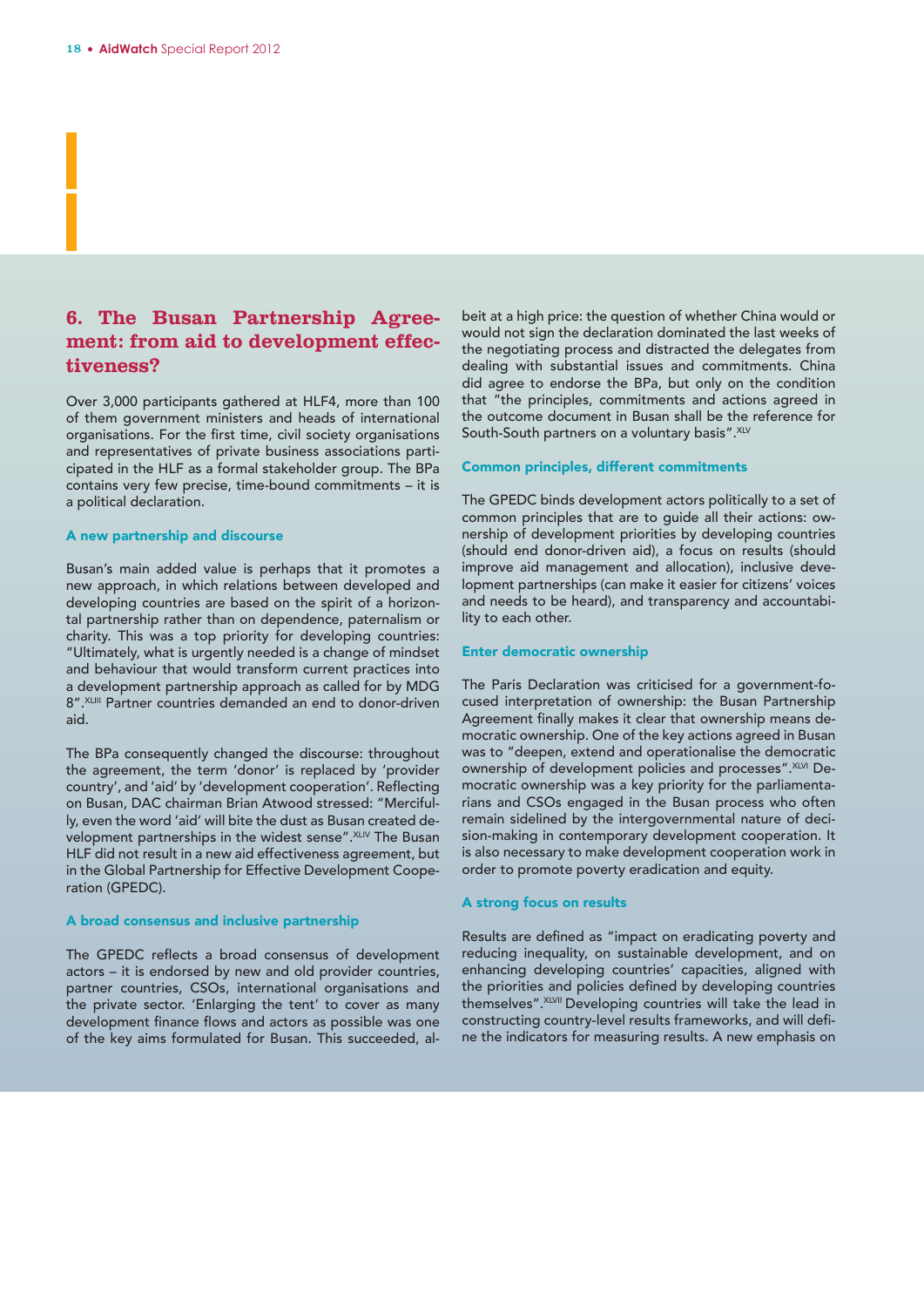## 6. The Busan Partnership Agreement: from aid to development effectiveness?

Over 3,000 participants gathered at HLF4, more than 100 of them government ministers and heads of international organisations. For the first time, civil society organisations and representatives of private business associations participated in the HLF as a formal stakeholder group. The BPa contains very few precise, time-bound commitments – it is a political declaration.

### A new partnership and discourse

Busan's main added value is perhaps that it promotes a new approach, in which relations between developed and developing countries are based on the spirit of a horizontal partnership rather than on dependence, paternalism or charity. This was a top priority for developing countries: "Ultimately, what is urgently needed is a change of mindset and behaviour that would transform current practices into a development partnership approach as called for by MDG 8".[XLIII] Partner countries demanded an end to donor-driven aid.

The BPa consequently changed the discourse: throughout the agreement, the term 'donor' is replaced by 'provider country', and 'aid' by 'development cooperation'. Reflecting on Busan, DAC chairman Brian Atwood stressed: "Mercifully, even the word 'aid' will bite the dust as Busan created development partnerships in the widest sense".[XLIV] The Busan HLF did not result in a new aid effectiveness agreement, but in the Global Partnership for Effective Development Cooperation (GPEDC).

### A broad consensus and inclusive partnership

The GPEDC reflects a broad consensus of development actors – it is endorsed by new and old provider countries, partner countries, CSOs, international organisations and the private sector. 'Enlarging the tent' to cover as many development finance flows and actors as possible was one of the key aims formulated for Busan. This succeeded, albeit at a high price: the question of whether China would or would not sign the declaration dominated the last weeks of the negotiating process and distracted the delegates from dealing with substantial issues and commitments. China did agree to endorse the BPa, but only on the condition that "the principles, commitments and actions agreed in the outcome document in Busan shall be the reference for South-South partners on a voluntary basis".[XLV]

### Common principles, different commitments

The GPEDC binds development actors politically to a set of common principles that are to guide all their actions: ownership of development priorities by developing countries (should end donor-driven aid), a focus on results (should improve aid management and allocation), inclusive development partnerships (can make it easier for citizens' voices and needs to be heard), and transparency and accountability to each other.

### Enter democratic ownership

The Paris Declaration was criticised for a government-focused interpretation of ownership: the Busan Partnership Agreement finally makes it clear that ownership means democratic ownership. One of the key actions agreed in Busan was to "deepen, extend and operationalise the democratic ownership of development policies and processes".[XLVI] Democratic ownership was a key priority for the parliamentarians and CSOs engaged in the Busan process who often remain sidelined by the intergovernmental nature of decision-making in contemporary development cooperation. It is also necessary to make development cooperation work in order to promote poverty eradication and equity.

### A strong focus on results

Results are defined as "impact on eradicating poverty and reducing inequality, on sustainable development, and on enhancing developing countries' capacities, aligned with the priorities and policies defined by developing countries themselves".[XLVII] Developing countries will take the lead in constructing country-level results frameworks, and will define the indicators for measuring results. A new emphasis on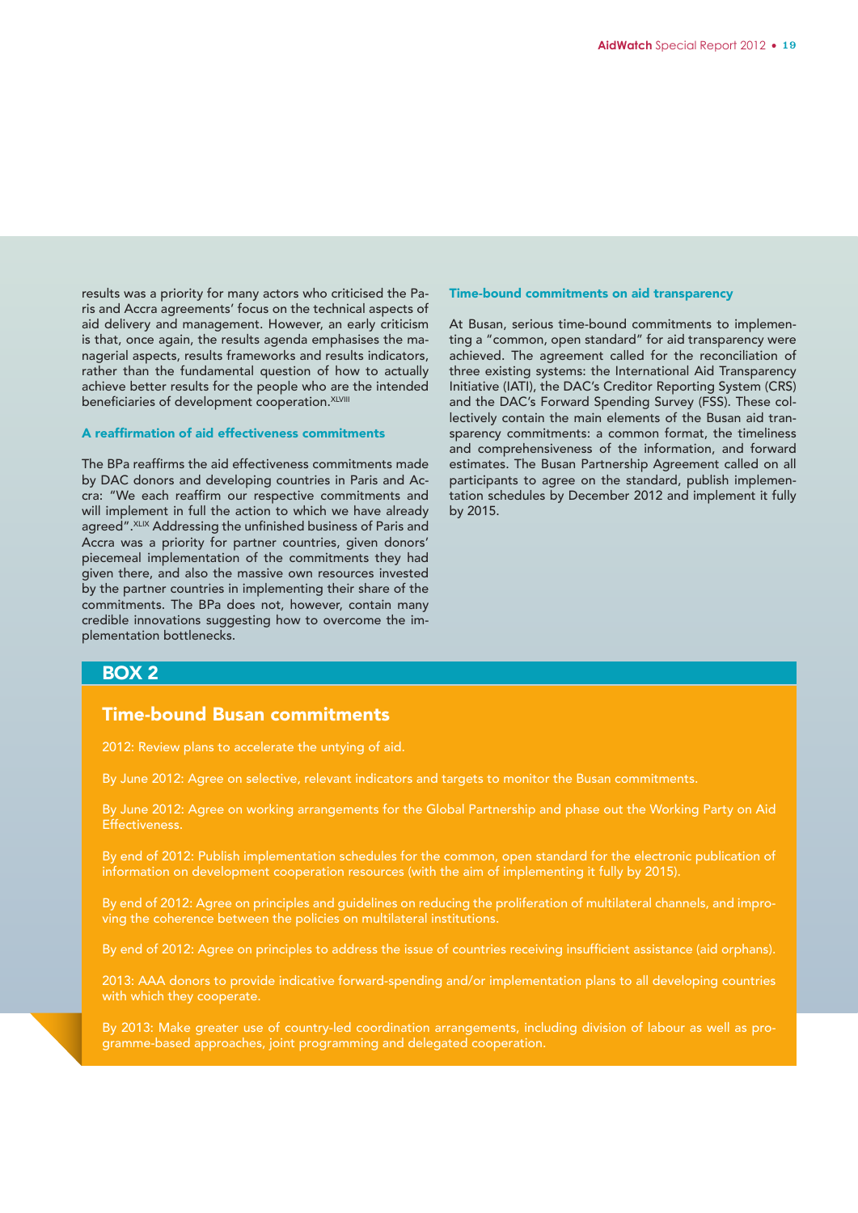results was a priority for many actors who criticised the Paris and Accra agreements' focus on the technical aspects of aid delivery and management. However, an early criticism is that, once again, the results agenda emphasises the managerial aspects, results frameworks and results indicators, rather than the fundamental question of how to actually achieve better results for the people who are the intended beneficiaries of development cooperation.[XLVIII]

### A reaffirmation of aid effectiveness commitments

The BPa reaffirms the aid effectiveness commitments made by DAC donors and developing countries in Paris and Accra: "We each reaffirm our respective commitments and will implement in full the action to which we have already agreed".[XLIX] Addressing the unfinished business of Paris and Accra was a priority for partner countries, given donors' piecemeal implementation of the commitments they had given there, and also the massive own resources invested by the partner countries in implementing their share of the commitments. The BPa does not, however, contain many credible innovations suggesting how to overcome the implementation bottlenecks.

### Time-bound commitments on aid transparency

At Busan, serious time-bound commitments to implementing a "common, open standard" for aid transparency were achieved. The agreement called for the reconciliation of three existing systems: the International Aid Transparency Initiative (IATI), the DAC's Creditor Reporting System (CRS) and the DAC's Forward Spending Survey (FSS). These collectively contain the main elements of the Busan aid transparency commitments: a common format, the timeliness and comprehensiveness of the information, and forward estimates. The Busan Partnership Agreement called on all participants to agree on the standard, publish implementation schedules by December 2012 and implement it fully by 2015.

## BOX 2

### Time-bound Busan commitments

2012: Review plans to accelerate the untying of aid.

By June 2012: Agree on selective, relevant indicators and targets to monitor the Busan commitments.

By June 2012: Agree on working arrangements for the Global Partnership and phase out the Working Party on Aid Effectiveness.

By end of 2012: Publish implementation schedules for the common, open standard for the electronic publication of information on development cooperation resources (with the aim of implementing it fully by 2015).

By end of 2012: Agree on principles and guidelines on reducing the proliferation of multilateral channels, and improving the coherence between the policies on multilateral institutions.

By end of 2012: Agree on principles to address the issue of countries receiving insufficient assistance (aid orphans).

2013: AAA donors to provide indicative forward-spending and/or implementation plans to all developing countries with which they cooperate.

By 2013: Make greater use of country-led coordination arrangements, including division of labour as well as programme-based approaches, joint programming and delegated cooperation.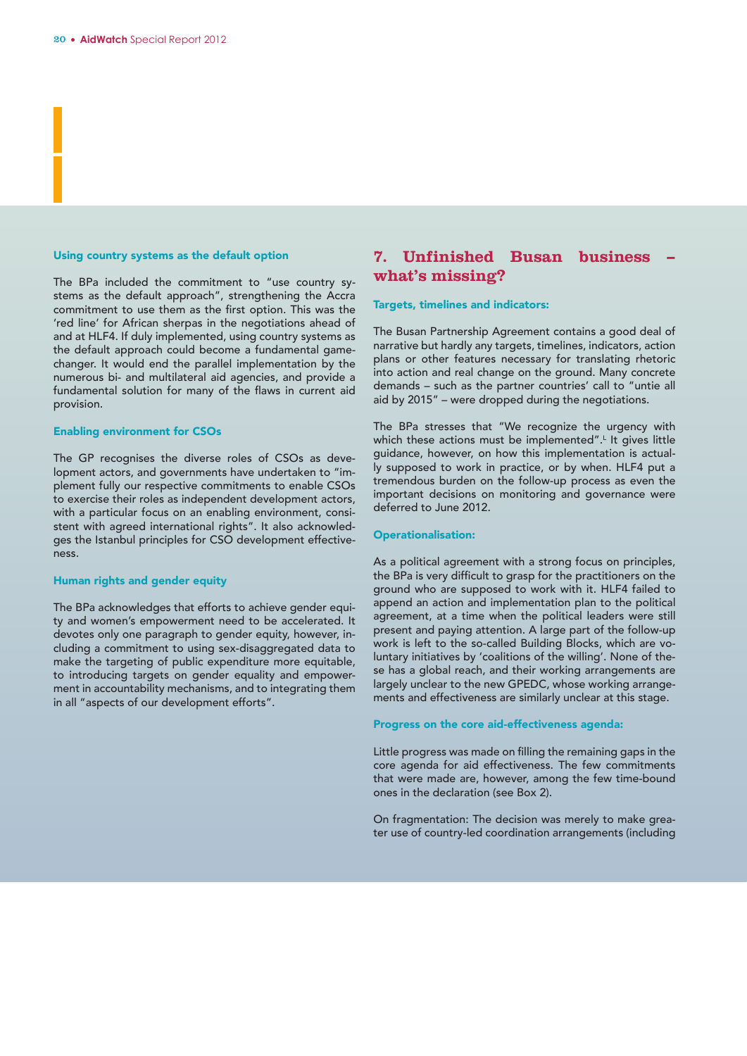### Using country systems as the default option

The BPa included the commitment to "use country systems as the default approach", strengthening the Accra commitment to use them as the first option. This was the 'red line' for African sherpas in the negotiations ahead of and at HLF4. If duly implemented, using country systems as the default approach could become a fundamental game-changer. It would end the parallel implementation by the numerous bi- and multilateral aid agencies, and provide a fundamental solution for many of the flaws in current aid provision.

### Enabling environment for CSOs

The GP recognises the diverse roles of CSOs as development actors, and governments have undertaken to "implement fully our respective commitments to enable CSOs to exercise their roles as independent development actors, with a particular focus on an enabling environment, consistent with agreed international rights". It also acknowledges the Istanbul principles for CSO development effectiveness.

### Human rights and gender equity

The BPa acknowledges that efforts to achieve gender equity and women's empowerment need to be accelerated. It devotes only one paragraph to gender equity, however, including a commitment to using sex-disaggregated data to make the targeting of public expenditure more equitable, to introducing targets on gender equality and empowerment in accountability mechanisms, and to integrating them in all "aspects of our development efforts".

## 7. Unfinished Busan business – what's missing?

### Targets, timelines and indicators:

The Busan Partnership Agreement contains a good deal of narrative but hardly any targets, timelines, indicators, action plans or other features necessary for translating rhetoric into action and real change on the ground. Many concrete demands – such as the partner countries' call to "untie all aid by 2015" – were dropped during the negotiations.

The BPa stresses that "We recognize the urgency with which these actions must be implemented".[L] It gives little guidance, however, on how this implementation is actually supposed to work in practice, or by when. HLF4 put a tremendous burden on the follow-up process as even the important decisions on monitoring and governance were deferred to June 2012.

### Operationalisation:

As a political agreement with a strong focus on principles, the BPa is very difficult to grasp for the practitioners on the ground who are supposed to work with it. HLF4 failed to append an action and implementation plan to the political agreement, at a time when the political leaders were still present and paying attention. A large part of the follow-up work is left to the so-called Building Blocks, which are voluntary initiatives by 'coalitions of the willing'. None of these has a global reach, and their working arrangements are largely unclear to the new GPEDC, whose working arrangements and effectiveness are similarly unclear at this stage.

### Progress on the core aid-effectiveness agenda:

Little progress was made on filling the remaining gaps in the core agenda for aid effectiveness. The few commitments that were made are, however, among the few time-bound ones in the declaration (see Box 2).

On fragmentation: The decision was merely to make greater use of country-led coordination arrangements (including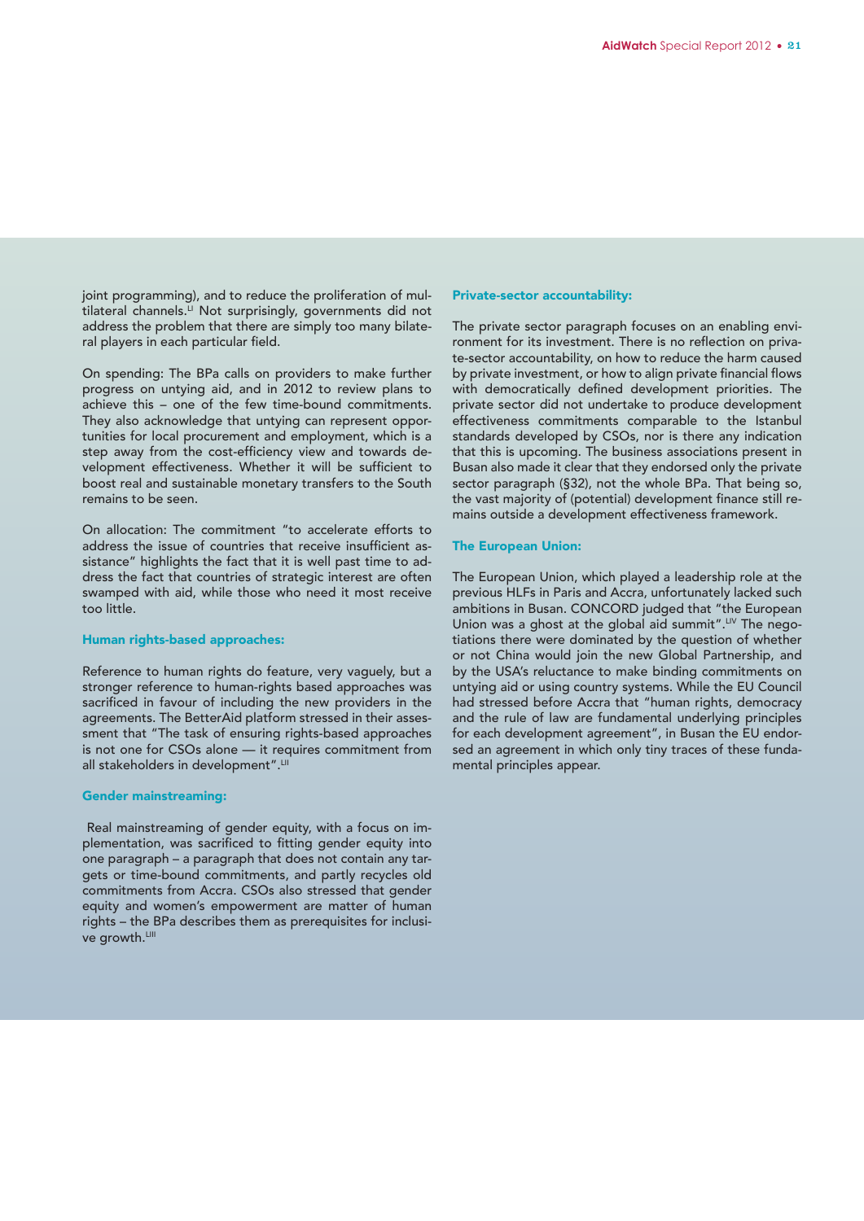joint programming), and to reduce the proliferation of multilateral channels.[LI] Not surprisingly, governments did not address the problem that there are simply too many bilateral players in each particular field.

On spending: The BPa calls on providers to make further progress on untying aid, and in 2012 to review plans to achieve this – one of the few time-bound commitments. They also acknowledge that untying can represent opportunities for local procurement and employment, which is a step away from the cost-efficiency view and towards development effectiveness. Whether it will be sufficient to boost real and sustainable monetary transfers to the South remains to be seen.

On allocation: The commitment "to accelerate efforts to address the issue of countries that receive insufficient assistance" highlights the fact that it is well past time to address the fact that countries of strategic interest are often swamped with aid, while those who need it most receive too little.

### Human rights-based approaches:

Reference to human rights do feature, very vaguely, but a stronger reference to human-rights based approaches was sacrificed in favour of including the new providers in the agreements. The BetterAid platform stressed in their assessment that "The task of ensuring rights-based approaches is not one for CSOs alone — it requires commitment from all stakeholders in development".[LII]

### Gender mainstreaming:

Real mainstreaming of gender equity, with a focus on implementation, was sacrificed to fitting gender equity into one paragraph – a paragraph that does not contain any targets or time-bound commitments, and partly recycles old commitments from Accra. CSOs also stressed that gender equity and women's empowerment are matter of human rights – the BPa describes them as prerequisites for inclusive growth.[LIII]

### Private-sector accountability:

The private sector paragraph focuses on an enabling environment for its investment. There is no reflection on private-sector accountability, on how to reduce the harm caused by private investment, or how to align private financial flows with democratically defined development priorities. The private sector did not undertake to produce development effectiveness commitments comparable to the Istanbul standards developed by CSOs, nor is there any indication that this is upcoming. The business associations present in Busan also made it clear that they endorsed only the private sector paragraph (§32), not the whole BPa. That being so, the vast majority of (potential) development finance still remains outside a development effectiveness framework.

### The European Union:

The European Union, which played a leadership role at the previous HLFs in Paris and Accra, unfortunately lacked such ambitions in Busan. CONCORD judged that "the European Union was a ghost at the global aid summit".[LIV] The negotiations there were dominated by the question of whether or not China would join the new Global Partnership, and by the USA's reluctance to make binding commitments on untying aid or using country systems. While the EU Council had stressed before Accra that "human rights, democracy and the rule of law are fundamental underlying principles for each development agreement", in Busan the EU endorsed an agreement in which only tiny traces of these fundamental principles appear.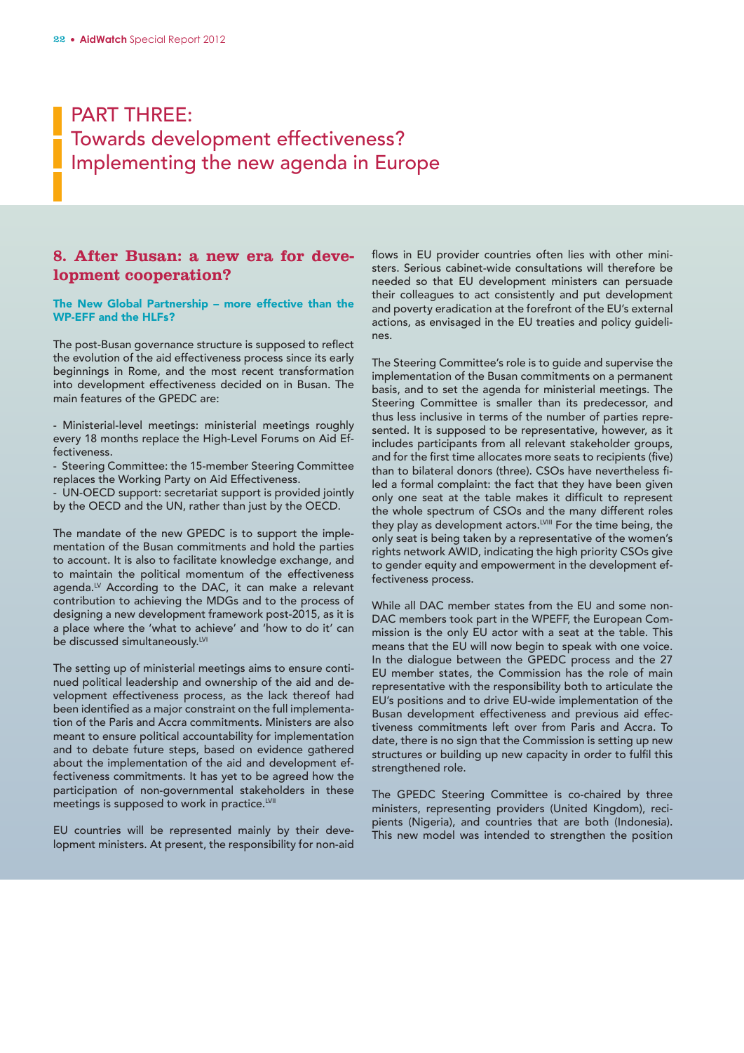# PART THREE:
# Towards development effectiveness? Implementing the new agenda in Europe

## 8. After Busan: a new era for development cooperation?

### The New Global Partnership – more effective than the WP-EFF and the HLFs?

The post-Busan governance structure is supposed to reflect the evolution of the aid effectiveness process since its early beginnings in Rome, and the most recent transformation into development effectiveness decided on in Busan. The main features of the GPEDC are:

- Ministerial-level meetings: ministerial meetings roughly every 18 months replace the High-Level Forums on Aid Effectiveness.
- Steering Committee: the 15-member Steering Committee replaces the Working Party on Aid Effectiveness.
- UN-OECD support: secretariat support is provided jointly by the OECD and the UN, rather than just by the OECD.

The mandate of the new GPEDC is to support the implementation of the Busan commitments and hold the parties to account. It is also to facilitate knowledge exchange, and to maintain the political momentum of the effectiveness agenda.[LV] According to the DAC, it can make a relevant contribution to achieving the MDGs and to the process of designing a new development framework post-2015, as it is a place where the 'what to achieve' and 'how to do it' can be discussed simultaneously.[LVI]

The setting up of ministerial meetings aims to ensure continued political leadership and ownership of the aid and development effectiveness process, as the lack thereof had been identified as a major constraint on the full implementation of the Paris and Accra commitments. Ministers are also meant to ensure political accountability for implementation and to debate future steps, based on evidence gathered about the implementation of the aid and development effectiveness commitments. It has yet to be agreed how the participation of non-governmental stakeholders in these meetings is supposed to work in practice.[LVII]

EU countries will be represented mainly by their development ministers. At present, the responsibility for non-aid flows in EU provider countries often lies with other ministers. Serious cabinet-wide consultations will therefore be needed so that EU development ministers can persuade their colleagues to act consistently and put development and poverty eradication at the forefront of the EU's external actions, as envisaged in the EU treaties and policy guidelines.

The Steering Committee's role is to guide and supervise the implementation of the Busan commitments on a permanent basis, and to set the agenda for ministerial meetings. The Steering Committee is smaller than its predecessor, and thus less inclusive in terms of the number of parties represented. It is supposed to be representative, however, as it includes participants from all relevant stakeholder groups, and for the first time allocates more seats to recipients (five) than to bilateral donors (three). CSOs have nevertheless filed a formal complaint: the fact that they have been given only one seat at the table makes it difficult to represent the whole spectrum of CSOs and the many different roles they play as development actors.[LVIII] For the time being, the only seat is being taken by a representative of the women's rights network AWID, indicating the high priority CSOs give to gender equity and empowerment in the development effectiveness process.

While all DAC member states from the EU and some non-DAC members took part in the WPEFF, the European Commission is the only EU actor with a seat at the table. This means that the EU will now begin to speak with one voice. In the dialogue between the GPEDC process and the 27 EU member states, the Commission has the role of main representative with the responsibility both to articulate the EU's positions and to drive EU-wide implementation of the Busan development effectiveness and previous aid effectiveness commitments left over from Paris and Accra. To date, there is no sign that the Commission is setting up new structures or building up new capacity in order to fulfil this strengthened role.

The GPEDC Steering Committee is co-chaired by three ministers, representing providers (United Kingdom), recipients (Nigeria), and countries that are both (Indonesia). This new model was intended to strengthen the position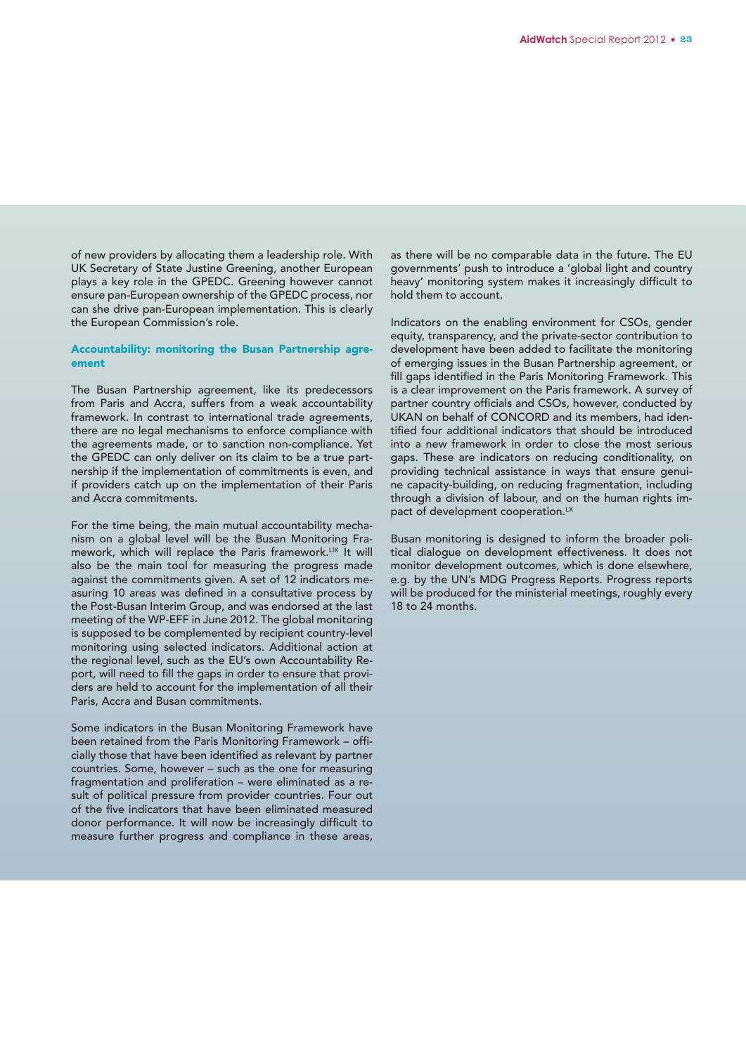of new providers by allocating them a leadership role. With UK Secretary of State Justine Greening, another European plays a key role in the GPEDC. Greening however cannot ensure pan-European ownership of the GPEDC process, nor can she drive pan-European implementation. This is clearly the European Commission's role.

### Accountability: monitoring the Busan Partnership agreement

The Busan Partnership agreement, like its predecessors from Paris and Accra, suffers from a weak accountability framework. In contrast to international trade agreements, there are no legal mechanisms to enforce compliance with the agreements made, or to sanction non-compliance. Yet the GPEDC can only deliver on its claim to be a true partnership if the implementation of commitments is even, and if providers catch up on the implementation of their Paris and Accra commitments.

For the time being, the main mutual accountability mechanism on a global level will be the Busan Monitoring Framework, which will replace the Paris framework.[LIX] It will also be the main tool for measuring the progress made against the commitments given. A set of 12 indicators measuring 10 areas was defined in a consultative process by the Post-Busan Interim Group, and was endorsed at the last meeting of the WP-EFF in June 2012. The global monitoring is supposed to be complemented by recipient country-level monitoring using selected indicators. Additional action at the regional level, such as the EU's own Accountability Report, will need to fill the gaps in order to ensure that providers are held to account for the implementation of all their Paris, Accra and Busan commitments.

Some indicators in the Busan Monitoring Framework have been retained from the Paris Monitoring Framework – officially those that have been identified as relevant by partner countries. Some, however – such as the one for measuring fragmentation and proliferation – were eliminated as a result of political pressure from provider countries. Four out of the five indicators that have been eliminated measured donor performance. It will now be increasingly difficult to measure further progress and compliance in these areas, as there will be no comparable data in the future. The EU governments' push to introduce a 'global light and country heavy' monitoring system makes it increasingly difficult to hold them to account.

Indicators on the enabling environment for CSOs, gender equity, transparency, and the private-sector contribution to development have been added to facilitate the monitoring of emerging issues in the Busan Partnership agreement, or fill gaps identified in the Paris Monitoring Framework. This is a clear improvement on the Paris framework. A survey of partner country officials and CSOs, however, conducted by UKAN on behalf of CONCORD and its members, had identified four additional indicators that should be introduced into a new framework in order to close the most serious gaps. These are indicators on reducing conditionality, on providing technical assistance in ways that ensure genuine capacity-building, on reducing fragmentation, including through a division of labour, and on the human rights impact of development cooperation.[LX]

Busan monitoring is designed to inform the broader political dialogue on development effectiveness. It does not monitor development outcomes, which is done elsewhere, e.g. by the UN's MDG Progress Reports. Progress reports will be produced for the ministerial meetings, roughly every 18 to 24 months.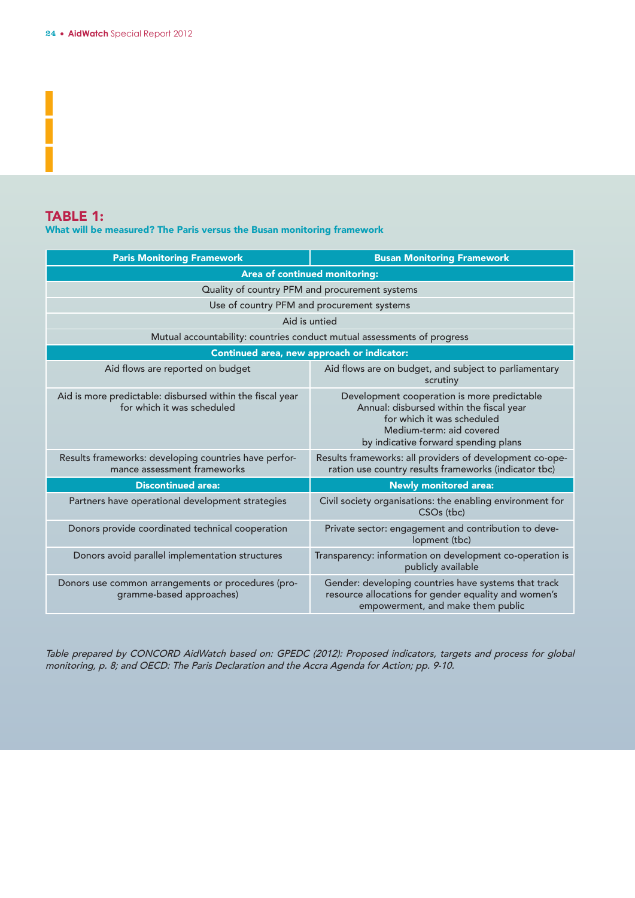## TABLE 1:

**What will be measured? The Paris versus the Busan monitoring framework**

| Paris Monitoring Framework | Busan Monitoring Framework |
|---|---|
| **Area of continued monitoring:** | |
| Quality of country PFM and procurement systems | |
| Use of country PFM and procurement systems | |
| Aid is untied | |
| Mutual accountability: countries conduct mutual assessments of progress | |
| **Continued area, new approach or indicator:** | |
| Aid flows are reported on budget | Aid flows are on budget, and subject to parliamentary scrutiny |
| Aid is more predictable: disbursed within the fiscal year for which it was scheduled | Development cooperation is more predictable<br>Annual: disbursed within the fiscal year for which it was scheduled<br>Medium-term: aid covered by indicative forward spending plans |
| Results frameworks: developing countries have performance assessment frameworks | Results frameworks: all providers of development co-operation use country results frameworks (indicator tbc) |
| **Discontinued area:** | **Newly monitored area:** |
| Partners have operational development strategies | Civil society organisations: the enabling environment for CSOs (tbc) |
| Donors provide coordinated technical cooperation | Private sector: engagement and contribution to development (tbc) |
| Donors avoid parallel implementation structures | Transparency: information on development co-operation is publicly available |
| Donors use common arrangements or procedures (programme-based approaches) | Gender: developing countries have systems that track resource allocations for gender equality and women's empowerment, and make them public |

*Table prepared by CONCORD AidWatch based on: GPEDC (2012): Proposed indicators, targets and process for global monitoring, p. 8; and OECD: The Paris Declaration and the Accra Agenda for Action; pp. 9-10.*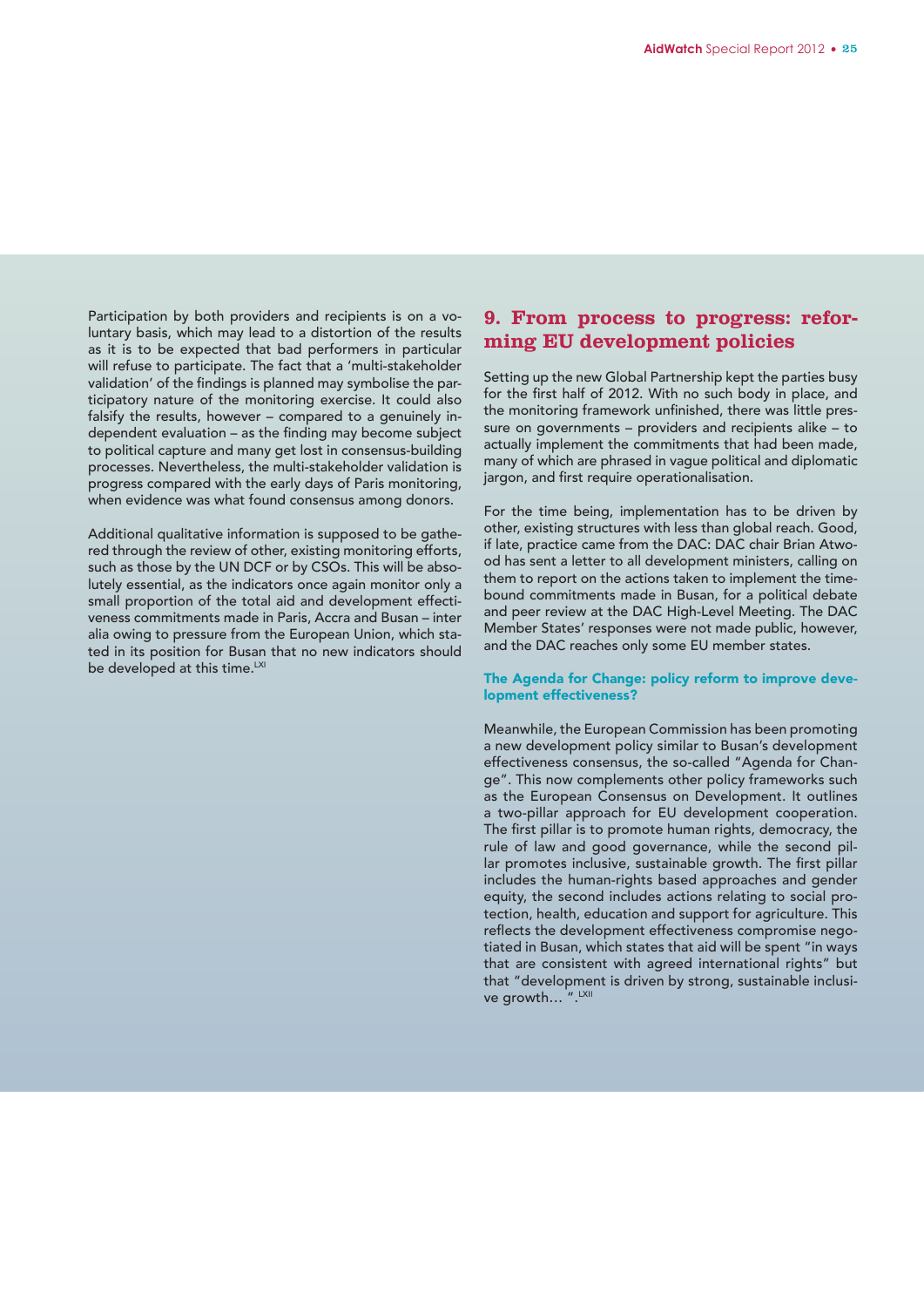Participation by both providers and recipients is on a voluntary basis, which may lead to a distortion of the results as it is to be expected that bad performers in particular will refuse to participate. The fact that a 'multi-stakeholder validation' of the findings is planned may symbolise the participatory nature of the monitoring exercise. It could also falsify the results, however – compared to a genuinely independent evaluation – as the finding may become subject to political capture and many get lost in consensus-building processes. Nevertheless, the multi-stakeholder validation is progress compared with the early days of Paris monitoring, when evidence was what found consensus among donors.

Additional qualitative information is supposed to be gathered through the review of other, existing monitoring efforts, such as those by the UN DCF or by CSOs. This will be absolutely essential, as the indicators once again monitor only a small proportion of the total aid and development effectiveness commitments made in Paris, Accra and Busan – inter alia owing to pressure from the European Union, which stated in its position for Busan that no new indicators should be developed at this time.[LXI]

## 9. From process to progress: reforming EU development policies

Setting up the new Global Partnership kept the parties busy for the first half of 2012. With no such body in place, and the monitoring framework unfinished, there was little pressure on governments – providers and recipients alike – to actually implement the commitments that had been made, many of which are phrased in vague political and diplomatic jargon, and first require operationalisation.

For the time being, implementation has to be driven by other, existing structures with less than global reach. Good, if late, practice came from the DAC: DAC chair Brian Atwood has sent a letter to all development ministers, calling on them to report on the actions taken to implement the time-bound commitments made in Busan, for a political debate and peer review at the DAC High-Level Meeting. The DAC Member States' responses were not made public, however, and the DAC reaches only some EU member states.

### The Agenda for Change: policy reform to improve development effectiveness?

Meanwhile, the European Commission has been promoting a new development policy similar to Busan's development effectiveness consensus, the so-called "Agenda for Change". This now complements other policy frameworks such as the European Consensus on Development. It outlines a two-pillar approach for EU development cooperation. The first pillar is to promote human rights, democracy, the rule of law and good governance, while the second pillar promotes inclusive, sustainable growth. The first pillar includes the human-rights based approaches and gender equity, the second includes actions relating to social protection, health, education and support for agriculture. This reflects the development effectiveness compromise negotiated in Busan, which states that aid will be spent "in ways that are consistent with agreed international rights" but that "development is driven by strong, sustainable inclusive growth… ".[LXII]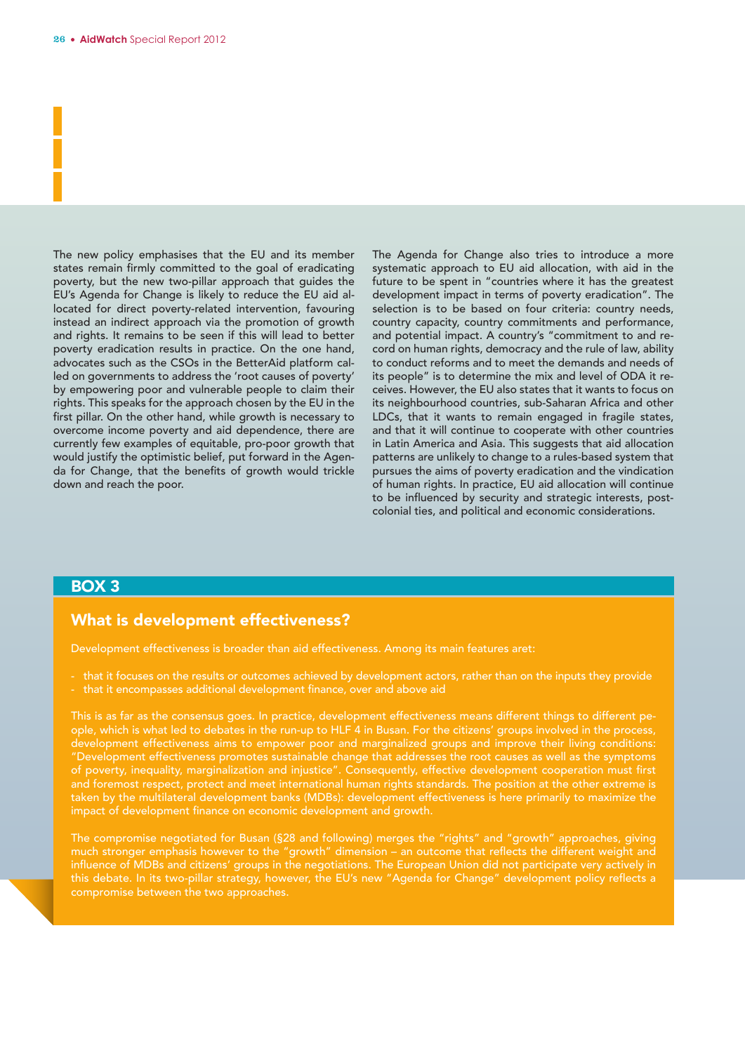The new policy emphasises that the EU and its member states remain firmly committed to the goal of eradicating poverty, but the new two-pillar approach that guides the EU's Agenda for Change is likely to reduce the EU aid allocated for direct poverty-related intervention, favouring instead an indirect approach via the promotion of growth and rights. It remains to be seen if this will lead to better poverty eradication results in practice. On the one hand, advocates such as the CSOs in the BetterAid platform called on governments to address the 'root causes of poverty' by empowering poor and vulnerable people to claim their rights. This speaks for the approach chosen by the EU in the first pillar. On the other hand, while growth is necessary to overcome income poverty and aid dependence, there are currently few examples of equitable, pro-poor growth that would justify the optimistic belief, put forward in the Agenda for Change, that the benefits of growth would trickle down and reach the poor.

The Agenda for Change also tries to introduce a more systematic approach to EU aid allocation, with aid in the future to be spent in "countries where it has the greatest development impact in terms of poverty eradication". The selection is to be based on four criteria: country needs, country capacity, country commitments and performance, and potential impact. A country's "commitment to and record on human rights, democracy and the rule of law, ability to conduct reforms and to meet the demands and needs of its people" is to determine the mix and level of ODA it receives. However, the EU also states that it wants to focus on its neighbourhood countries, sub-Saharan Africa and other LDCs, that it wants to remain engaged in fragile states, and that it will continue to cooperate with other countries in Latin America and Asia. This suggests that aid allocation patterns are unlikely to change to a rules-based system that pursues the aims of poverty eradication and the vindication of human rights. In practice, EU aid allocation will continue to be influenced by security and strategic interests, post-colonial ties, and political and economic considerations.

## BOX 3

### What is development effectiveness?

Development effectiveness is broader than aid effectiveness. Among its main features aret:

- that it focuses on the results or outcomes achieved by development actors, rather than on the inputs they provide
- that it encompasses additional development finance, over and above aid

This is as far as the consensus goes. In practice, development effectiveness means different things to different people, which is what led to debates in the run-up to HLF 4 in Busan. For the citizens' groups involved in the process, development effectiveness aims to empower poor and marginalized groups and improve their living conditions: "Development effectiveness promotes sustainable change that addresses the root causes as well as the symptoms of poverty, inequality, marginalization and injustice". Consequently, effective development cooperation must first and foremost respect, protect and meet international human rights standards. The position at the other extreme is taken by the multilateral development banks (MDBs): development effectiveness is here primarily to maximize the impact of development finance on economic development and growth.

The compromise negotiated for Busan (§28 and following) merges the "rights" and "growth" approaches, giving much stronger emphasis however to the "growth" dimension – an outcome that reflects the different weight and influence of MDBs and citizens' groups in the negotiations. The European Union did not participate very actively in this debate. In its two-pillar strategy, however, the EU's new "Agenda for Change" development policy reflects a compromise between the two approaches.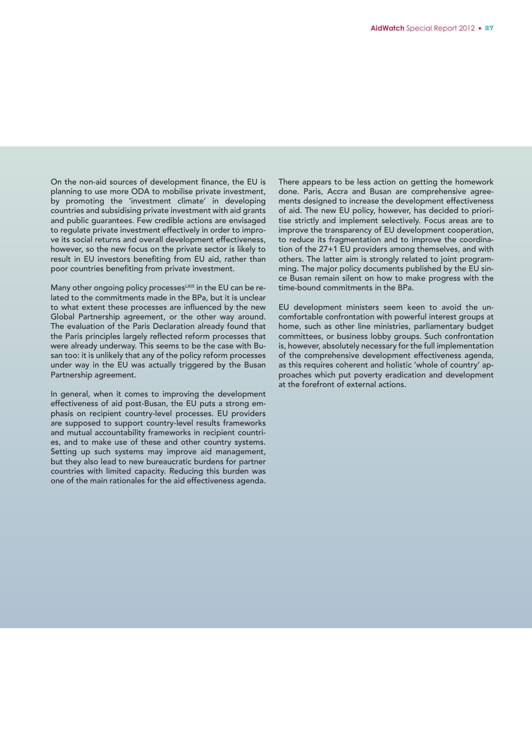On the non-aid sources of development finance, the EU is planning to use more ODA to mobilise private investment, by promoting the 'investment climate' in developing countries and subsidising private investment with aid grants and public guarantees. Few credible actions are envisaged to regulate private investment effectively in order to improve its social returns and overall development effectiveness, however, so the new focus on the private sector is likely to result in EU investors benefiting from EU aid, rather than poor countries benefiting from private investment.

Many other ongoing policy processes[LXIII] in the EU can be related to the commitments made in the BPa, but it is unclear to what extent these processes are influenced by the new Global Partnership agreement, or the other way around. The evaluation of the Paris Declaration already found that the Paris principles largely reflected reform processes that were already underway. This seems to be the case with Busan too: it is unlikely that any of the policy reform processes under way in the EU was actually triggered by the Busan Partnership agreement.

In general, when it comes to improving the development effectiveness of aid post-Busan, the EU puts a strong emphasis on recipient country-level processes. EU providers are supposed to support country-level results frameworks and mutual accountability frameworks in recipient countries, and to make use of these and other country systems. Setting up such systems may improve aid management, but they also lead to new bureaucratic burdens for partner countries with limited capacity. Reducing this burden was one of the main rationales for the aid effectiveness agenda.

There appears to be less action on getting the homework done. Paris, Accra and Busan are comprehensive agreements designed to increase the development effectiveness of aid. The new EU policy, however, has decided to prioritise strictly and implement selectively. Focus areas are to improve the transparency of EU development cooperation, to reduce its fragmentation and to improve the coordination of the 27+1 EU providers among themselves, and with others. The latter aim is strongly related to joint programming. The major policy documents published by the EU since Busan remain silent on how to make progress with the time-bound commitments in the BPa.

EU development ministers seem keen to avoid the uncomfortable confrontation with powerful interest groups at home, such as other line ministries, parliamentary budget committees, or business lobby groups. Such confrontation is, however, absolutely necessary for the full implementation of the comprehensive development effectiveness agenda, as this requires coherent and holistic 'whole of country' approaches which put poverty eradication and development at the forefront of external actions.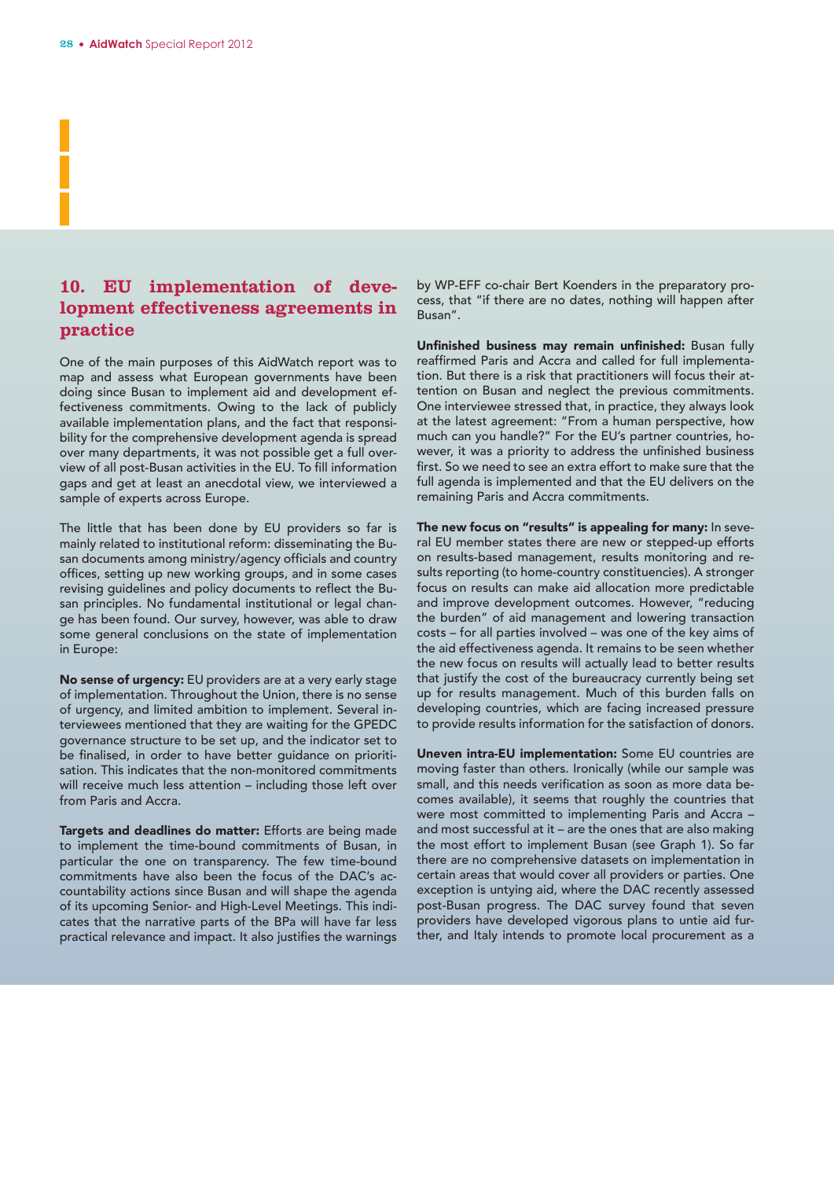## 10. EU implementation of development effectiveness agreements in practice

One of the main purposes of this AidWatch report was to map and assess what European governments have been doing since Busan to implement aid and development effectiveness commitments. Owing to the lack of publicly available implementation plans, and the fact that responsibility for the comprehensive development agenda is spread over many departments, it was not possible get a full overview of all post-Busan activities in the EU. To fill information gaps and get at least an anecdotal view, we interviewed a sample of experts across Europe.

The little that has been done by EU providers so far is mainly related to institutional reform: disseminating the Busan documents among ministry/agency officials and country offices, setting up new working groups, and in some cases revising guidelines and policy documents to reflect the Busan principles. No fundamental institutional or legal change has been found. Our survey, however, was able to draw some general conclusions on the state of implementation in Europe:

**No sense of urgency:** EU providers are at a very early stage of implementation. Throughout the Union, there is no sense of urgency, and limited ambition to implement. Several interviewees mentioned that they are waiting for the GPEDC governance structure to be set up, and the indicator set to be finalised, in order to have better guidance on prioritisation. This indicates that the non-monitored commitments will receive much less attention – including those left over from Paris and Accra.

**Targets and deadlines do matter:** Efforts are being made to implement the time-bound commitments of Busan, in particular the one on transparency. The few time-bound commitments have also been the focus of the DAC's accountability actions since Busan and will shape the agenda of its upcoming Senior- and High-Level Meetings. This indicates that the narrative parts of the BPa will have far less practical relevance and impact. It also justifies the warnings by WP-EFF co-chair Bert Koenders in the preparatory process, that "if there are no dates, nothing will happen after Busan".

**Unfinished business may remain unfinished:** Busan fully reaffirmed Paris and Accra and called for full implementation. But there is a risk that practitioners will focus their attention on Busan and neglect the previous commitments. One interviewee stressed that, in practice, they always look at the latest agreement: "From a human perspective, how much can you handle?" For the EU's partner countries, however, it was a priority to address the unfinished business first. So we need to see an extra effort to make sure that the full agenda is implemented and that the EU delivers on the remaining Paris and Accra commitments.

**The new focus on "results" is appealing for many:** In several EU member states there are new or stepped-up efforts on results-based management, results monitoring and results reporting (to home-country constituencies). A stronger focus on results can make aid allocation more predictable and improve development outcomes. However, "reducing the burden" of aid management and lowering transaction costs – for all parties involved – was one of the key aims of the aid effectiveness agenda. It remains to be seen whether the new focus on results will actually lead to better results that justify the cost of the bureaucracy currently being set up for results management. Much of this burden falls on developing countries, which are facing increased pressure to provide results information for the satisfaction of donors.

**Uneven intra-EU implementation:** Some EU countries are moving faster than others. Ironically (while our sample was small, and this needs verification as soon as more data becomes available), it seems that roughly the countries that were most committed to implementing Paris and Accra – and most successful at it – are the ones that are also making the most effort to implement Busan (see Graph 1). So far there are no comprehensive datasets on implementation in certain areas that would cover all providers or parties. One exception is untying aid, where the DAC recently assessed post-Busan progress. The DAC survey found that seven providers have developed vigorous plans to untie aid further, and Italy intends to promote local procurement as a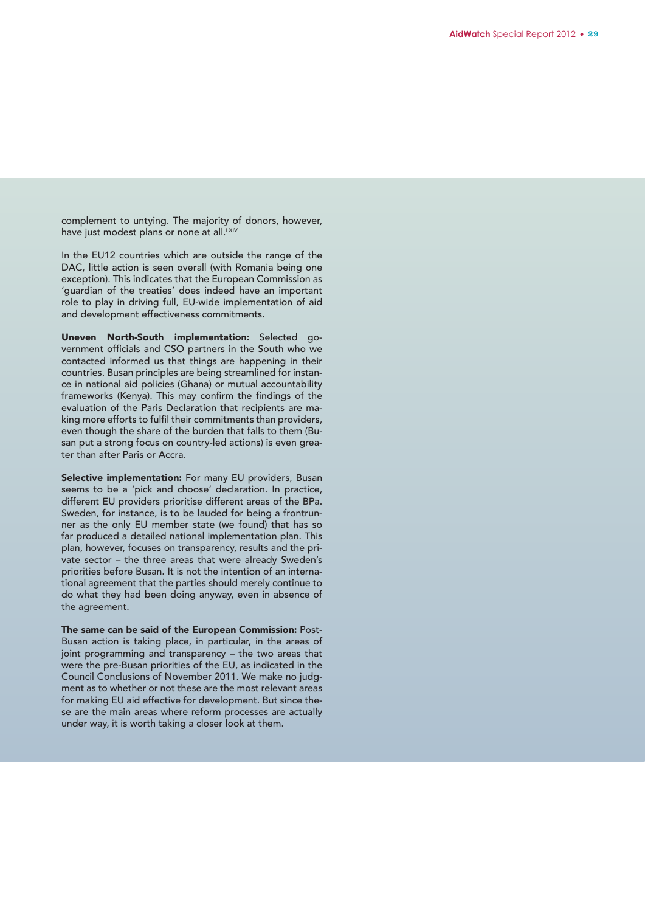complement to untying. The majority of donors, however, have just modest plans or none at all.[LXIV]

In the EU12 countries which are outside the range of the DAC, little action is seen overall (with Romania being one exception). This indicates that the European Commission as 'guardian of the treaties' does indeed have an important role to play in driving full, EU-wide implementation of aid and development effectiveness commitments.

**Uneven North-South implementation:** Selected government officials and CSO partners in the South who we contacted informed us that things are happening in their countries. Busan principles are being streamlined for instance in national aid policies (Ghana) or mutual accountability frameworks (Kenya). This may confirm the findings of the evaluation of the Paris Declaration that recipients are making more efforts to fulfil their commitments than providers, even though the share of the burden that falls to them (Busan put a strong focus on country-led actions) is even greater than after Paris or Accra.

**Selective implementation:** For many EU providers, Busan seems to be a 'pick and choose' declaration. In practice, different EU providers prioritise different areas of the BPa. Sweden, for instance, is to be lauded for being a frontrunner as the only EU member state (we found) that has so far produced a detailed national implementation plan. This plan, however, focuses on transparency, results and the private sector – the three areas that were already Sweden's priorities before Busan. It is not the intention of an international agreement that the parties should merely continue to do what they had been doing anyway, even in absence of the agreement.

**The same can be said of the European Commission:** Post-Busan action is taking place, in particular, in the areas of joint programming and transparency – the two areas that were the pre-Busan priorities of the EU, as indicated in the Council Conclusions of November 2011. We make no judgment as to whether or not these are the most relevant areas for making EU aid effective for development. But since these are the main areas where reform processes are actually under way, it is worth taking a closer look at them.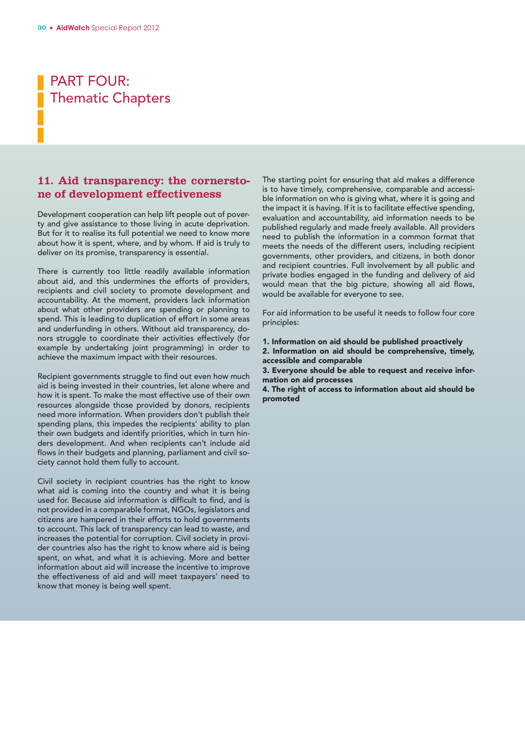# PART FOUR: Thematic Chapters

## 11. Aid transparency: the cornerstone of development effectiveness

Development cooperation can help lift people out of poverty and give assistance to those living in acute deprivation. But for it to realise its full potential we need to know more about how it is spent, where, and by whom. If aid is truly to deliver on its promise, transparency is essential.

There is currently too little readily available information about aid, and this undermines the efforts of providers, recipients and civil society to promote development and accountability. At the moment, providers lack information about what other providers are spending or planning to spend. This is leading to duplication of effort in some areas and underfunding in others. Without aid transparency, donors struggle to coordinate their activities effectively (for example by undertaking joint programming) in order to achieve the maximum impact with their resources.

Recipient governments struggle to find out even how much aid is being invested in their countries, let alone where and how it is spent. To make the most effective use of their own resources alongside those provided by donors, recipients need more information. When providers don't publish their spending plans, this impedes the recipients' ability to plan their own budgets and identify priorities, which in turn hinders development. And when recipients can't include aid flows in their budgets and planning, parliament and civil society cannot hold them fully to account.

Civil society in recipient countries has the right to know what aid is coming into the country and what it is being used for. Because aid information is difficult to find, and is not provided in a comparable format, NGOs, legislators and citizens are hampered in their efforts to hold governments to account. This lack of transparency can lead to waste, and increases the potential for corruption. Civil society in provider countries also has the right to know where aid is being spent, on what, and what it is achieving. More and better information about aid will increase the incentive to improve the effectiveness of aid and will meet taxpayers' need to know that money is being well spent.

The starting point for ensuring that aid makes a difference is to have timely, comprehensive, comparable and accessible information on who is giving what, where it is going and the impact it is having. If it is to facilitate effective spending, evaluation and accountability, aid information needs to be published regularly and made freely available. All providers need to publish the information in a common format that meets the needs of the different users, including recipient governments, other providers, and citizens, in both donor and recipient countries. Full involvement by all public and private bodies engaged in the funding and delivery of aid would mean that the big picture, showing all aid flows, would be available for everyone to see.

For aid information to be useful it needs to follow four core principles:

**1. Information on aid should be published proactively**
**2. Information on aid should be comprehensive, timely, accessible and comparable**
**3. Everyone should be able to request and receive information on aid processes**
**4. The right of access to information about aid should be promoted**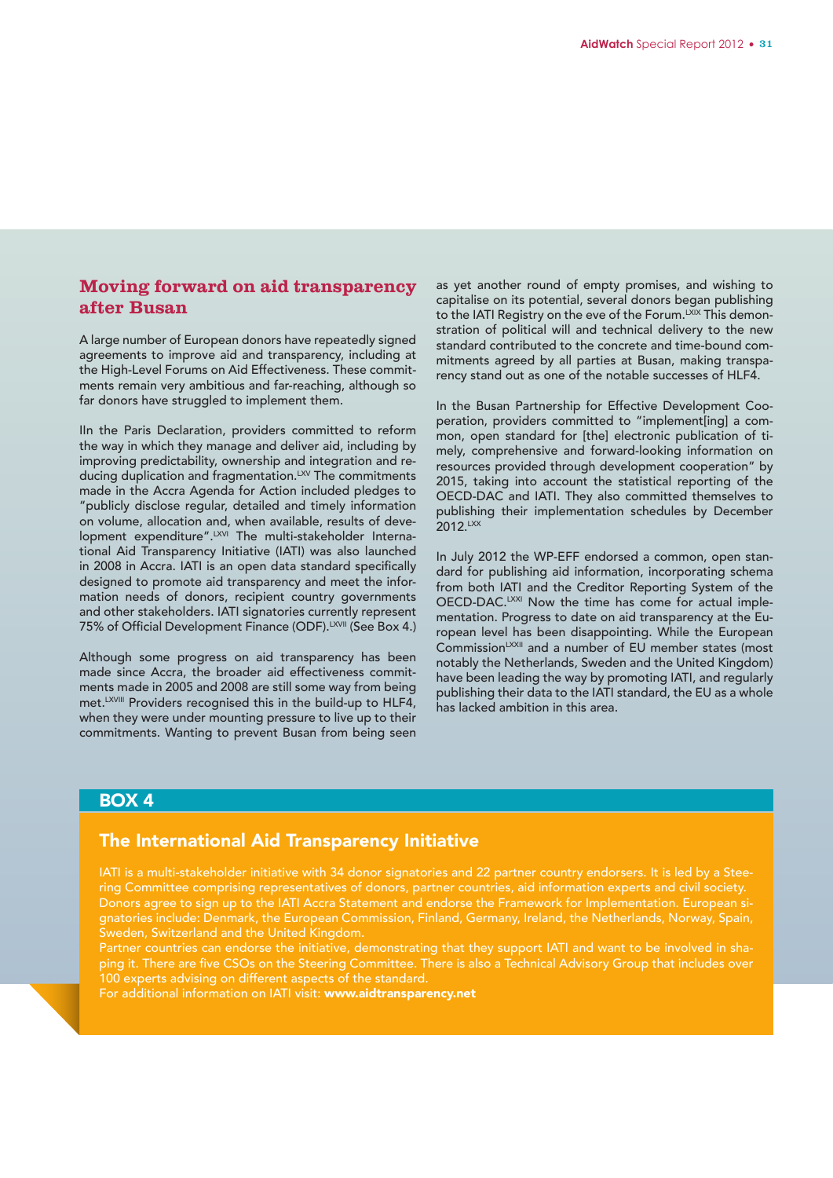## Moving forward on aid transparency after Busan

A large number of European donors have repeatedly signed agreements to improve aid and transparency, including at the High-Level Forums on Aid Effectiveness. These commitments remain very ambitious and far-reaching, although so far donors have struggled to implement them.

IIn the Paris Declaration, providers committed to reform the way in which they manage and deliver aid, including by improving predictability, ownership and integration and reducing duplication and fragmentation.[LXV] The commitments made in the Accra Agenda for Action included pledges to "publicly disclose regular, detailed and timely information on volume, allocation and, when available, results of development expenditure".[LXVI] The multi-stakeholder International Aid Transparency Initiative (IATI) was also launched in 2008 in Accra. IATI is an open data standard specifically designed to promote aid transparency and meet the information needs of donors, recipient country governments and other stakeholders. IATI signatories currently represent 75% of Official Development Finance (ODF).[LXVII] (See Box 4.)

Although some progress on aid transparency has been made since Accra, the broader aid effectiveness commitments made in 2005 and 2008 are still some way from being met.[LXVIII] Providers recognised this in the build-up to HLF4, when they were under mounting pressure to live up to their commitments. Wanting to prevent Busan from being seen as yet another round of empty promises, and wishing to capitalise on its potential, several donors began publishing to the IATI Registry on the eve of the Forum.[LXIX] This demonstration of political will and technical delivery to the new standard contributed to the concrete and time-bound commitments agreed by all parties at Busan, making transparency stand out as one of the notable successes of HLF4.

In the Busan Partnership for Effective Development Cooperation, providers committed to "implement[ing] a common, open standard for [the] electronic publication of timely, comprehensive and forward-looking information on resources provided through development cooperation" by 2015, taking into account the statistical reporting of the OECD-DAC and IATI. They also committed themselves to publishing their implementation schedules by December 2012.[LXX]

In July 2012 the WP-EFF endorsed a common, open standard for publishing aid information, incorporating schema from both IATI and the Creditor Reporting System of the OECD-DAC.[LXXI] Now the time has come for actual implementation. Progress to date on aid transparency at the European level has been disappointing. While the European Commission[LXXII] and a number of EU member states (most notably the Netherlands, Sweden and the United Kingdom) have been leading the way by promoting IATI, and regularly publishing their data to the IATI standard, the EU as a whole has lacked ambition in this area.

### BOX 4

### The International Aid Transparency Initiative

IATI is a multi-stakeholder initiative with 34 donor signatories and 22 partner country endorsers. It is led by a Steering Committee comprising representatives of donors, partner countries, aid information experts and civil society. Donors agree to sign up to the IATI Accra Statement and endorse the Framework for Implementation. European signatories include: Denmark, the European Commission, Finland, Germany, Ireland, the Netherlands, Norway, Spain, Sweden, Switzerland and the United Kingdom.

Partner countries can endorse the initiative, demonstrating that they support IATI and want to be involved in shaping it. There are five CSOs on the Steering Committee. There is also a Technical Advisory Group that includes over 100 experts advising on different aspects of the standard.

For additional information on IATI visit: **www.aidtransparency.net**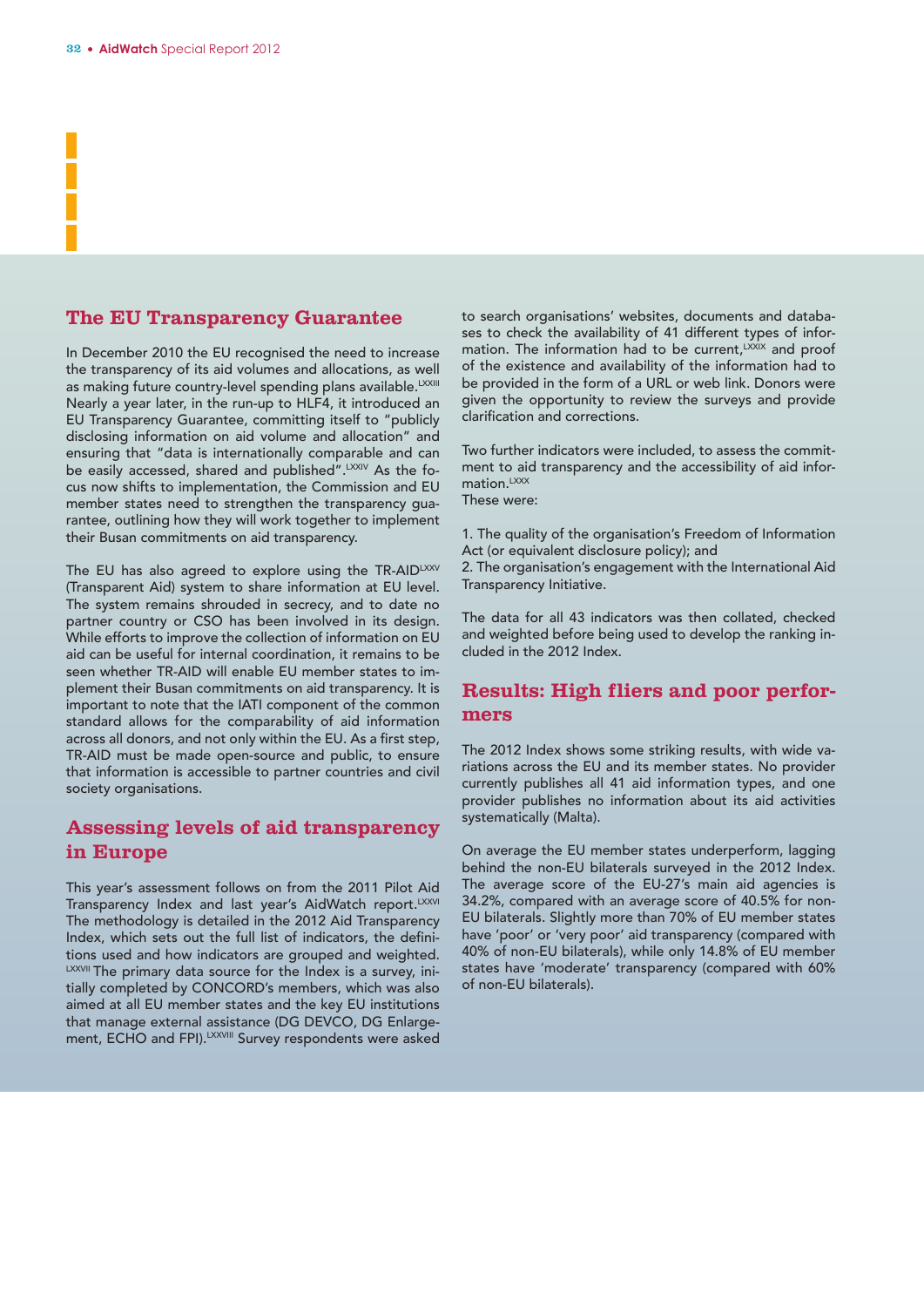## The EU Transparency Guarantee

In December 2010 the EU recognised the need to increase the transparency of its aid volumes and allocations, as well as making future country-level spending plans available.[LXXIII] Nearly a year later, in the run-up to HLF4, it introduced an EU Transparency Guarantee, committing itself to "publicly disclosing information on aid volume and allocation" and ensuring that "data is internationally comparable and can be easily accessed, shared and published".[LXXIV] As the focus now shifts to implementation, the Commission and EU member states need to strengthen the transparency guarantee, outlining how they will work together to implement their Busan commitments on aid transparency.

The EU has also agreed to explore using the TR-AID[LXXV] (Transparent Aid) system to share information at EU level. The system remains shrouded in secrecy, and to date no partner country or CSO has been involved in its design. While efforts to improve the collection of information on EU aid can be useful for internal coordination, it remains to be seen whether TR-AID will enable EU member states to implement their Busan commitments on aid transparency. It is important to note that the IATI component of the common standard allows for the comparability of aid information across all donors, and not only within the EU. As a first step, TR-AID must be made open-source and public, to ensure that information is accessible to partner countries and civil society organisations.

## Assessing levels of aid transparency in Europe

This year's assessment follows on from the 2011 Pilot Aid Transparency Index and last year's AidWatch report.[LXXVI] The methodology is detailed in the 2012 Aid Transparency Index, which sets out the full list of indicators, the definitions used and how indicators are grouped and weighted.[LXXVII] The primary data source for the Index is a survey, initially completed by CONCORD's members, which was also aimed at all EU member states and the key EU institutions that manage external assistance (DG DEVCO, DG Enlargement, ECHO and FPI).[LXXVIII] Survey respondents were asked to search organisations' websites, documents and databases to check the availability of 41 different types of information. The information had to be current,[LXXIX] and proof of the existence and availability of the information had to be provided in the form of a URL or web link. Donors were given the opportunity to review the surveys and provide clarification and corrections.

Two further indicators were included, to assess the commitment to aid transparency and the accessibility of aid information.[LXXX]
These were:

1. The quality of the organisation's Freedom of Information Act (or equivalent disclosure policy); and
2. The organisation's engagement with the International Aid Transparency Initiative.

The data for all 43 indicators was then collated, checked and weighted before being used to develop the ranking included in the 2012 Index.

## Results: High fliers and poor performers

The 2012 Index shows some striking results, with wide variations across the EU and its member states. No provider currently publishes all 41 aid information types, and one provider publishes no information about its aid activities systematically (Malta).

On average the EU member states underperform, lagging behind the non-EU bilaterals surveyed in the 2012 Index. The average score of the EU-27's main aid agencies is 34.2%, compared with an average score of 40.5% for non-EU bilaterals. Slightly more than 70% of EU member states have 'poor' or 'very poor' aid transparency (compared with 40% of non-EU bilaterals), while only 14.8% of EU member states have 'moderate' transparency (compared with 60% of non-EU bilaterals).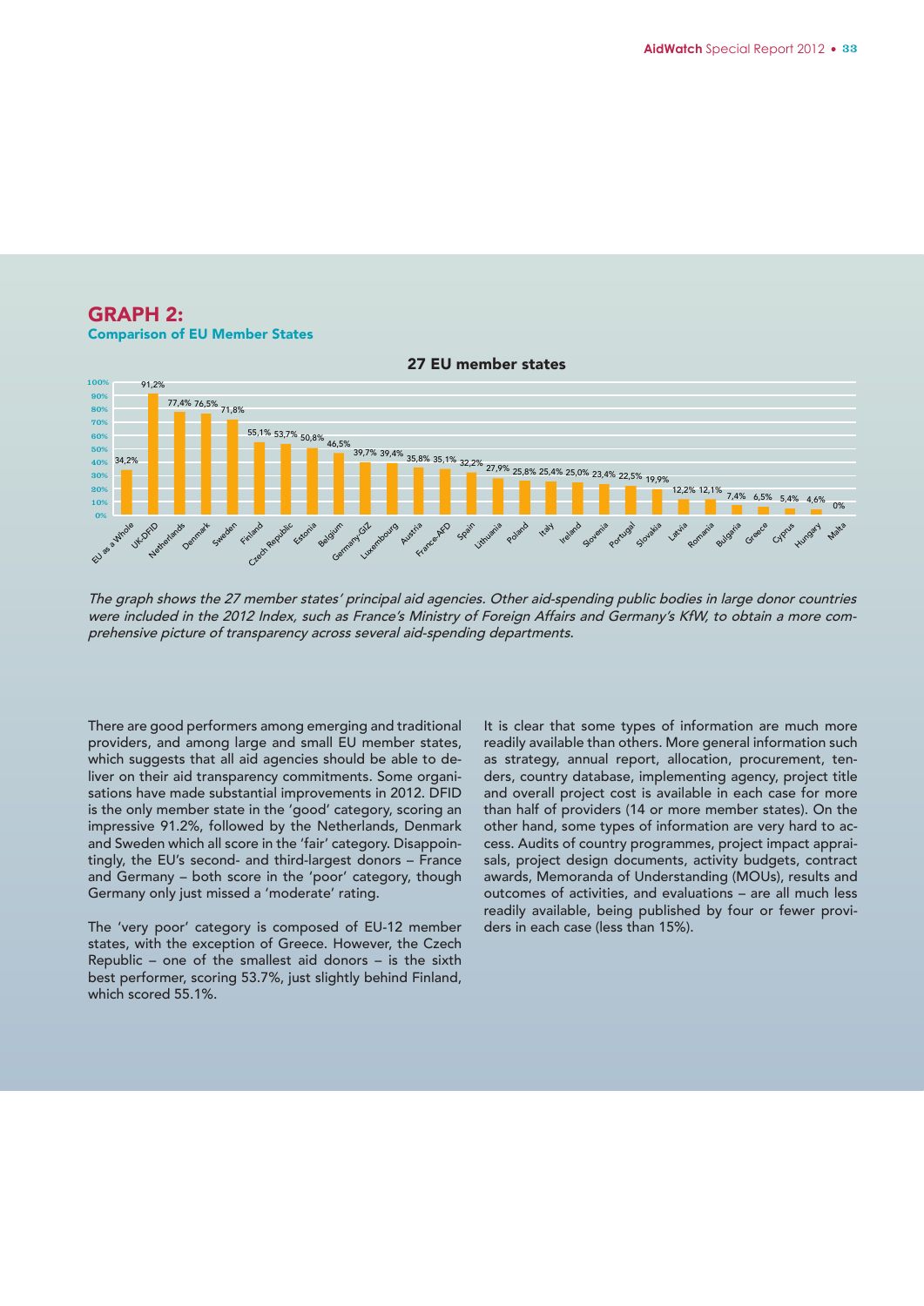## GRAPH 2:
### Comparison of EU Member States

**27 EU member states**

| Agency | Score |
|---|---|
| EU as a Whole | 34,2% |
| UK-DFID | 91,2% |
| Netherlands | 77,4% |
| Denmark | 76,5% |
| Sweden | 71,8% |
| Finland | 55,1% |
| Czech Republic | 53,7% |
| Estonia | 50,8% |
| Belgium | 46,5% |
| Germany-GIZ | 39,7% |
| Luxembourg | 39,4% |
| Austria | 35,8% |
| France-AFD | 35,1% |
| Spain | 32,2% |
| Lithuania | 27,9% |
| Poland | 25,8% |
| Italy | 25,4% |
| Ireland | 25,0% |
| Slovenia | 23,4% |
| Portugal | 22,5% |
| Slovakia | 19,9% |
| Latvia | 12,2% |
| Romania | 12,1% |
| Bulgaria | 7,4% |
| Greece | 6,5% |
| Cyprus | 5,4% |
| Hungary | 4,6% |
| Malta | 0% |

*The graph shows the 27 member states' principal aid agencies. Other aid-spending public bodies in large donor countries were included in the 2012 Index, such as France's Ministry of Foreign Affairs and Germany's KfW, to obtain a more comprehensive picture of transparency across several aid-spending departments.*

There are good performers among emerging and traditional providers, and among large and small EU member states, which suggests that all aid agencies should be able to deliver on their aid transparency commitments. Some organisations have made substantial improvements in 2012. DFID is the only member state in the 'good' category, scoring an impressive 91.2%, followed by the Netherlands, Denmark and Sweden which all score in the 'fair' category. Disappointingly, the EU's second- and third-largest donors – France and Germany – both score in the 'poor' category, though Germany only just missed a 'moderate' rating.

The 'very poor' category is composed of EU-12 member states, with the exception of Greece. However, the Czech Republic – one of the smallest aid donors – is the sixth best performer, scoring 53.7%, just slightly behind Finland, which scored 55.1%.

It is clear that some types of information are much more readily available than others. More general information such as strategy, annual report, allocation, procurement, tenders, country database, implementing agency, project title and overall project cost is available in each case for more than half of providers (14 or more member states). On the other hand, some types of information are very hard to access. Audits of country programmes, project impact appraisals, project design documents, activity budgets, contract awards, Memoranda of Understanding (MOUs), results and outcomes of activities, and evaluations – are all much less readily available, being published by four or fewer providers in each case (less than 15%).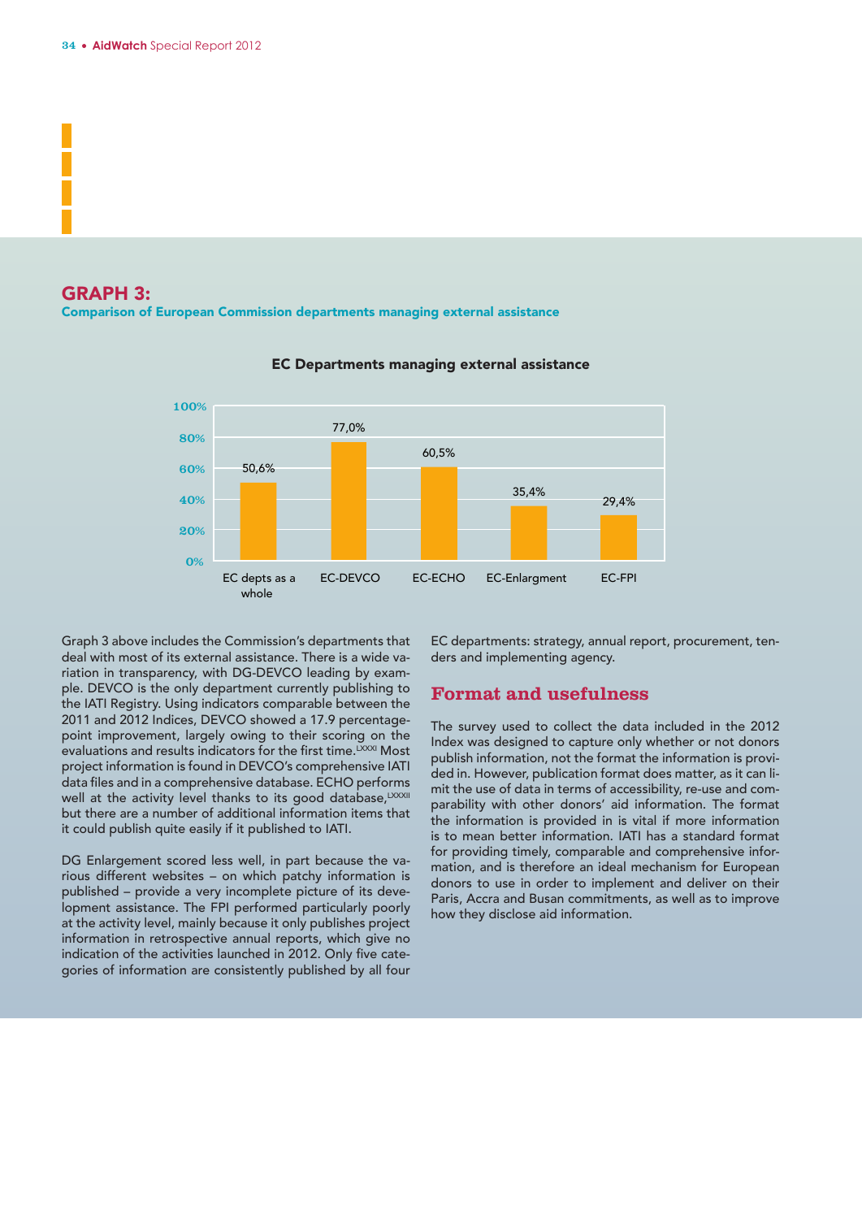## GRAPH 3:

**Comparison of European Commission departments managing external assistance**

**EC Departments managing external assistance**

| Department | Score |
|---|---|
| EC depts as a whole | 50,6% |
| EC-DEVCO | 77,0% |
| EC-ECHO | 60,5% |
| EC-Enlargment | 35,4% |
| EC-FPI | 29,4% |

Graph 3 above includes the Commission's departments that deal with most of its external assistance. There is a wide variation in transparency, with DG-DEVCO leading by example. DEVCO is the only department currently publishing to the IATI Registry. Using indicators comparable between the 2011 and 2012 Indices, DEVCO showed a 17.9 percentage-point improvement, largely owing to their scoring on the evaluations and results indicators for the first time.[LXXXI] Most project information is found in DEVCO's comprehensive IATI data files and in a comprehensive database. ECHO performs well at the activity level thanks to its good database,[LXXXII] but there are a number of additional information items that it could publish quite easily if it published to IATI.

DG Enlargement scored less well, in part because the various different websites – on which patchy information is published – provide a very incomplete picture of its development assistance. The FPI performed particularly poorly at the activity level, mainly because it only publishes project information in retrospective annual reports, which give no indication of the activities launched in 2012. Only five categories of information are consistently published by all four EC departments: strategy, annual report, procurement, tenders and implementing agency.

## Format and usefulness

The survey used to collect the data included in the 2012 Index was designed to capture only whether or not donors publish information, not the format the information is provided in. However, publication format does matter, as it can limit the use of data in terms of accessibility, re-use and comparability with other donors' aid information. The format the information is provided in is vital if more information is to mean better information. IATI has a standard format for providing timely, comparable and comprehensive information, and is therefore an ideal mechanism for European donors to use in order to implement and deliver on their Paris, Accra and Busan commitments, as well as to improve how they disclose aid information.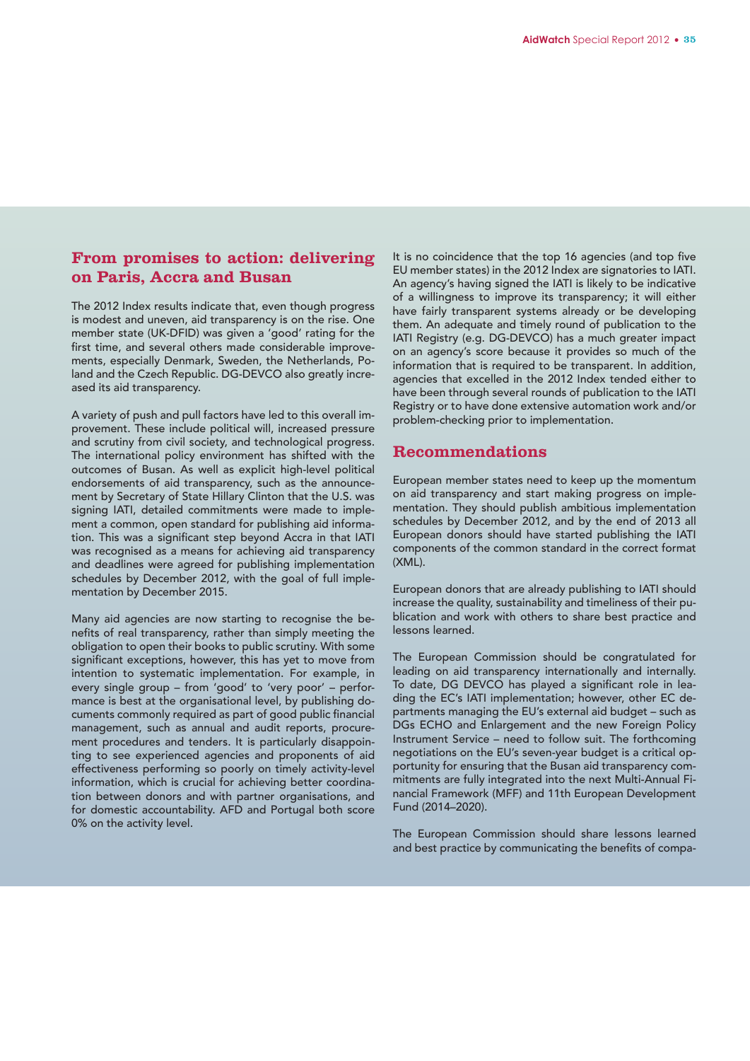## From promises to action: delivering on Paris, Accra and Busan

The 2012 Index results indicate that, even though progress is modest and uneven, aid transparency is on the rise. One member state (UK-DFID) was given a 'good' rating for the first time, and several others made considerable improvements, especially Denmark, Sweden, the Netherlands, Poland and the Czech Republic. DG-DEVCO also greatly increased its aid transparency.

A variety of push and pull factors have led to this overall improvement. These include political will, increased pressure and scrutiny from civil society, and technological progress. The international policy environment has shifted with the outcomes of Busan. As well as explicit high-level political endorsements of aid transparency, such as the announcement by Secretary of State Hillary Clinton that the U.S. was signing IATI, detailed commitments were made to implement a common, open standard for publishing aid information. This was a significant step beyond Accra in that IATI was recognised as a means for achieving aid transparency and deadlines were agreed for publishing implementation schedules by December 2012, with the goal of full implementation by December 2015.

Many aid agencies are now starting to recognise the benefits of real transparency, rather than simply meeting the obligation to open their books to public scrutiny. With some significant exceptions, however, this has yet to move from intention to systematic implementation. For example, in every single group – from 'good' to 'very poor' – performance is best at the organisational level, by publishing documents commonly required as part of good public financial management, such as annual and audit reports, procurement procedures and tenders. It is particularly disappointing to see experienced agencies and proponents of aid effectiveness performing so poorly on timely activity-level information, which is crucial for achieving better coordination between donors and with partner organisations, and for domestic accountability. AFD and Portugal both score 0% on the activity level.

It is no coincidence that the top 16 agencies (and top five EU member states) in the 2012 Index are signatories to IATI. An agency's having signed the IATI is likely to be indicative of a willingness to improve its transparency; it will either have fairly transparent systems already or be developing them. An adequate and timely round of publication to the IATI Registry (e.g. DG-DEVCO) has a much greater impact on an agency's score because it provides so much of the information that is required to be transparent. In addition, agencies that excelled in the 2012 Index tended either to have been through several rounds of publication to the IATI Registry or to have done extensive automation work and/or problem-checking prior to implementation.

## Recommendations

European member states need to keep up the momentum on aid transparency and start making progress on implementation. They should publish ambitious implementation schedules by December 2012, and by the end of 2013 all European donors should have started publishing the IATI components of the common standard in the correct format (XML).

European donors that are already publishing to IATI should increase the quality, sustainability and timeliness of their publication and work with others to share best practice and lessons learned.

The European Commission should be congratulated for leading on aid transparency internationally and internally. To date, DG DEVCO has played a significant role in leading the EC's IATI implementation; however, other EC departments managing the EU's external aid budget – such as DGs ECHO and Enlargement and the new Foreign Policy Instrument Service – need to follow suit. The forthcoming negotiations on the EU's seven-year budget is a critical opportunity for ensuring that the Busan aid transparency commitments are fully integrated into the next Multi-Annual Financial Framework (MFF) and 11th European Development Fund (2014–2020).

The European Commission should share lessons learned and best practice by communicating the benefits of compa-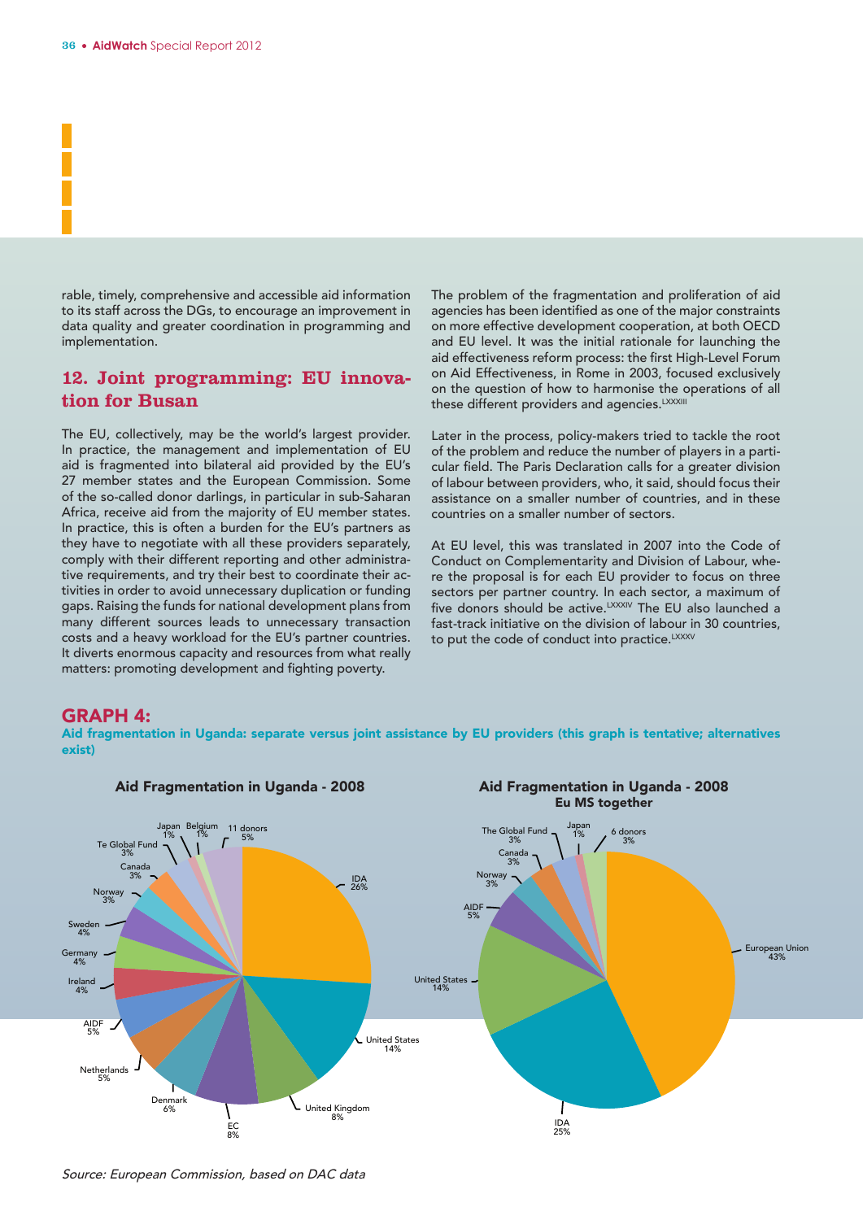rable, timely, comprehensive and accessible aid information to its staff across the DGs, to encourage an improvement in data quality and greater coordination in programming and implementation.

## 12. Joint programming: EU innovation for Busan

The EU, collectively, may be the world's largest provider. In practice, the management and implementation of EU aid is fragmented into bilateral aid provided by the EU's 27 member states and the European Commission. Some of the so-called donor darlings, in particular in sub-Saharan Africa, receive aid from the majority of EU member states. In practice, this is often a burden for the EU's partners as they have to negotiate with all these providers separately, comply with their different reporting and other administrative requirements, and try their best to coordinate their activities in order to avoid unnecessary duplication or funding gaps. Raising the funds for national development plans from many different sources leads to unnecessary transaction costs and a heavy workload for the EU's partner countries. It diverts enormous capacity and resources from what really matters: promoting development and fighting poverty.

The problem of the fragmentation and proliferation of aid agencies has been identified as one of the major constraints on more effective development cooperation, at both OECD and EU level. It was the initial rationale for launching the aid effectiveness reform process: the first High-Level Forum on Aid Effectiveness, in Rome in 2003, focused exclusively on the question of how to harmonise the operations of all these different providers and agencies.[LXXXIII]

Later in the process, policy-makers tried to tackle the root of the problem and reduce the number of players in a particular field. The Paris Declaration calls for a greater division of labour between providers, who, it said, should focus their assistance on a smaller number of countries, and in these countries on a smaller number of sectors.

At EU level, this was translated in 2007 into the Code of Conduct on Complementarity and Division of Labour, where the proposal is for each EU provider to focus on three sectors per partner country. In each sector, a maximum of five donors should be active.[LXXXIV] The EU also launched a fast-track initiative on the division of labour in 30 countries, to put the code of conduct into practice.[LXXXV]

## GRAPH 4:

**Aid fragmentation in Uganda: separate versus joint assistance by EU providers (this graph is tentative; alternatives exist)**

**Aid Fragmentation in Uganda - 2008**

| Donor | Share |
|---|---|
| IDA | 26% |
| United States | 14% |
| United Kingdom | 8% |
| EC | 8% |
| Denmark | 6% |
| Netherlands | 5% |
| AIDF | 5% |
| Ireland | 4% |
| Germany | 4% |
| Sweden | 4% |
| Norway | 3% |
| Canada | 3% |
| Te Global Fund | 3% |
| Japan | 1% |
| Belgium | 1% |
| 11 donors | 5% |

**Aid Fragmentation in Uganda - 2008**
**Eu MS together**

| Donor | Share |
|---|---|
| European Union | 43% |
| IDA | 25% |
| United States | 14% |
| AIDF | 5% |
| Norway | 3% |
| Canada | 3% |
| The Global Fund | 3% |
| Japan | 1% |
| 6 donors | 3% |

*Source: European Commission, based on DAC data*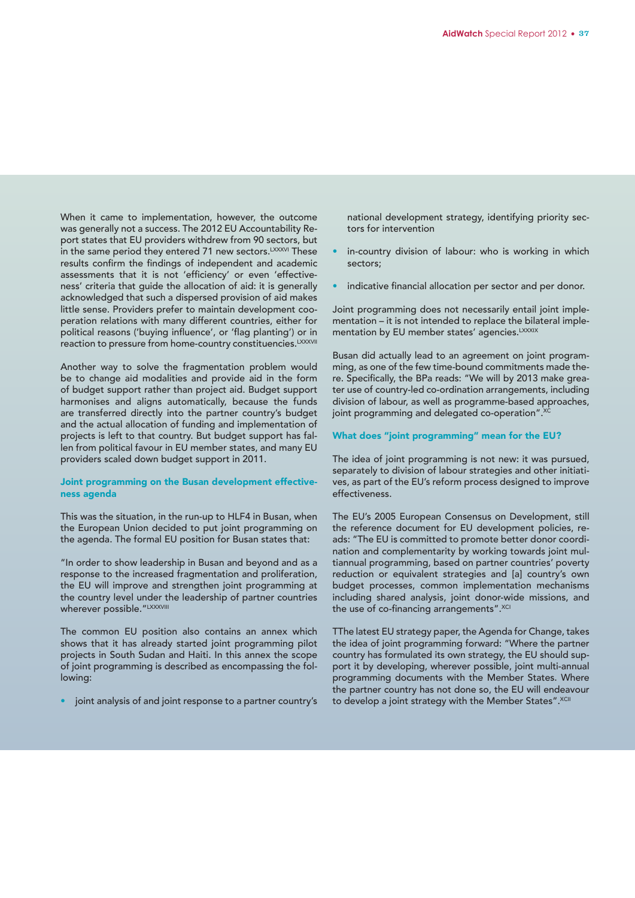When it came to implementation, however, the outcome was generally not a success. The 2012 EU Accountability Report states that EU providers withdrew from 90 sectors, but in the same period they entered 71 new sectors.[LXXXVI] These results confirm the findings of independent and academic assessments that it is not 'efficiency' or even 'effectiveness' criteria that guide the allocation of aid: it is generally acknowledged that such a dispersed provision of aid makes little sense. Providers prefer to maintain development cooperation relations with many different countries, either for political reasons ('buying influence', or 'flag planting') or in reaction to pressure from home-country constituencies.[LXXXVII]

Another way to solve the fragmentation problem would be to change aid modalities and provide aid in the form of budget support rather than project aid. Budget support harmonises and aligns automatically, because the funds are transferred directly into the partner country's budget and the actual allocation of funding and implementation of projects is left to that country. But budget support has fallen from political favour in EU member states, and many EU providers scaled down budget support in 2011.

### Joint programming on the Busan development effectiveness agenda

This was the situation, in the run-up to HLF4 in Busan, when the European Union decided to put joint programming on the agenda. The formal EU position for Busan states that:

"In order to show leadership in Busan and beyond and as a response to the increased fragmentation and proliferation, the EU will improve and strengthen joint programming at the country level under the leadership of partner countries wherever possible."[LXXXVIII]

The common EU position also contains an annex which shows that it has already started joint programming pilot projects in South Sudan and Haiti. In this annex the scope of joint programming is described as encompassing the following:

- joint analysis of and joint response to a partner country's national development strategy, identifying priority sectors for intervention
- in-country division of labour: who is working in which sectors;
- indicative financial allocation per sector and per donor.

Joint programming does not necessarily entail joint implementation – it is not intended to replace the bilateral implementation by EU member states' agencies.[LXXXIX]

Busan did actually lead to an agreement on joint programming, as one of the few time-bound commitments made there. Specifically, the BPa reads: "We will by 2013 make greater use of country-led co-ordination arrangements, including division of labour, as well as programme-based approaches, joint programming and delegated co-operation".[XC]

### What does "joint programming" mean for the EU?

The idea of joint programming is not new: it was pursued, separately to division of labour strategies and other initiatives, as part of the EU's reform process designed to improve effectiveness.

The EU's 2005 European Consensus on Development, still the reference document for EU development policies, reads: "The EU is committed to promote better donor coordination and complementarity by working towards joint multiannual programming, based on partner countries' poverty reduction or equivalent strategies and [a] country's own budget processes, common implementation mechanisms including shared analysis, joint donor-wide missions, and the use of co-financing arrangements".[XCI]

TThe latest EU strategy paper, the Agenda for Change, takes the idea of joint programming forward: "Where the partner country has formulated its own strategy, the EU should support it by developing, wherever possible, joint multi-annual programming documents with the Member States. Where the partner country has not done so, the EU will endeavour to develop a joint strategy with the Member States".[XCII]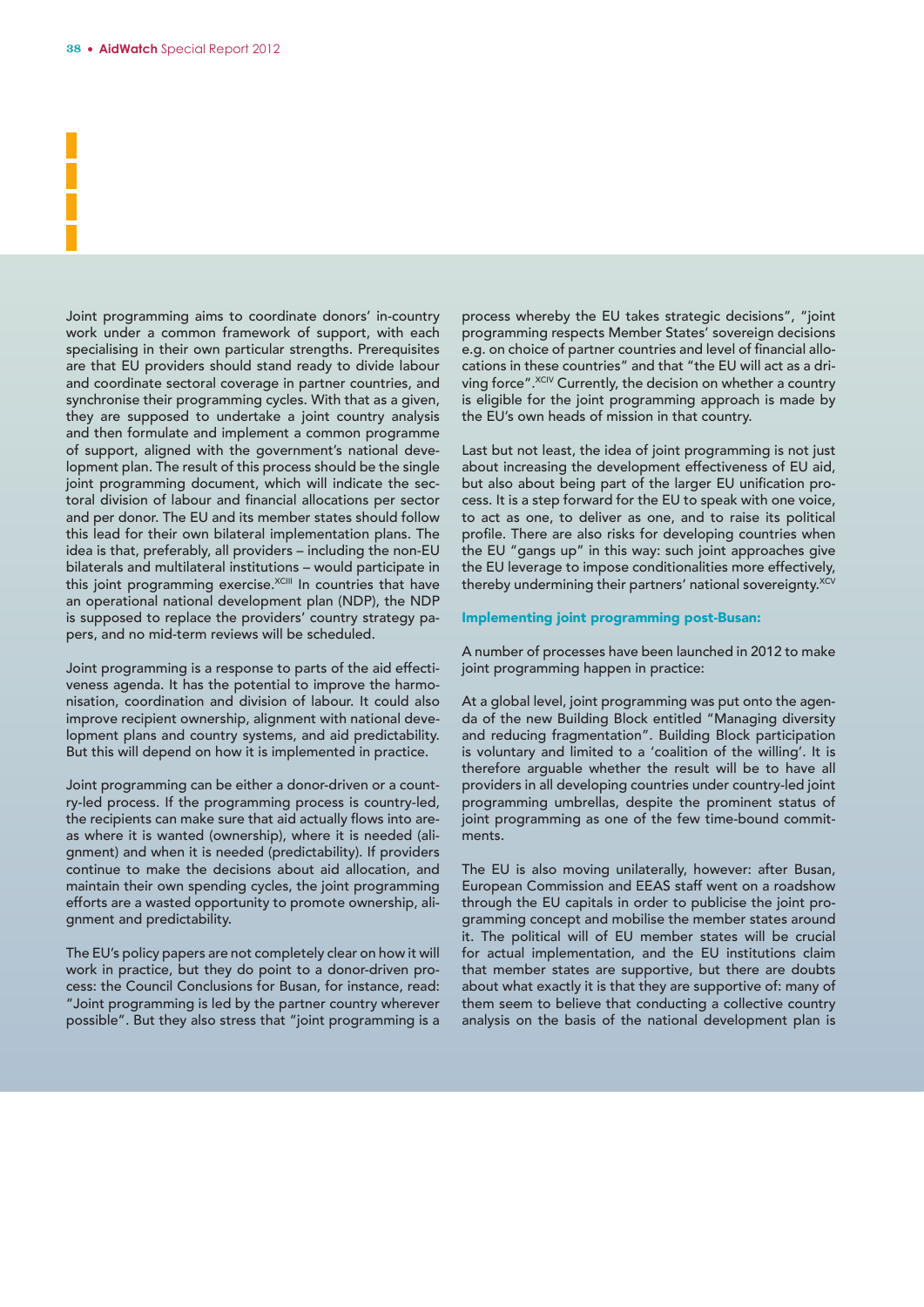Joint programming aims to coordinate donors' in-country work under a common framework of support, with each specialising in their own particular strengths. Prerequisites are that EU providers should stand ready to divide labour and coordinate sectoral coverage in partner countries, and synchronise their programming cycles. With that as a given, they are supposed to undertake a joint country analysis and then formulate and implement a common programme of support, aligned with the government's national development plan. The result of this process should be the single joint programming document, which will indicate the sectoral division of labour and financial allocations per sector and per donor. The EU and its member states should follow this lead for their own bilateral implementation plans. The idea is that, preferably, all providers – including the non-EU bilaterals and multilateral institutions – would participate in this joint programming exercise.[XCIII] In countries that have an operational national development plan (NDP), the NDP is supposed to replace the providers' country strategy papers, and no mid-term reviews will be scheduled.

Joint programming is a response to parts of the aid effectiveness agenda. It has the potential to improve the harmonisation, coordination and division of labour. It could also improve recipient ownership, alignment with national development plans and country systems, and aid predictability. But this will depend on how it is implemented in practice.

Joint programming can be either a donor-driven or a country-led process. If the programming process is country-led, the recipients can make sure that aid actually flows into areas where it is wanted (ownership), where it is needed (alignment) and when it is needed (predictability). If providers continue to make the decisions about aid allocation, and maintain their own spending cycles, the joint programming efforts are a wasted opportunity to promote ownership, alignment and predictability.

The EU's policy papers are not completely clear on how it will work in practice, but they do point to a donor-driven process: the Council Conclusions for Busan, for instance, read: "Joint programming is led by the partner country wherever possible". But they also stress that "joint programming is a process whereby the EU takes strategic decisions", "joint programming respects Member States' sovereign decisions e.g. on choice of partner countries and level of financial allocations in these countries" and that "the EU will act as a driving force".[XCIV] Currently, the decision on whether a country is eligible for the joint programming approach is made by the EU's own heads of mission in that country.

Last but not least, the idea of joint programming is not just about increasing the development effectiveness of EU aid, but also about being part of the larger EU unification process. It is a step forward for the EU to speak with one voice, to act as one, to deliver as one, and to raise its political profile. There are also risks for developing countries when the EU "gangs up" in this way: such joint approaches give the EU leverage to impose conditionalities more effectively, thereby undermining their partners' national sovereignty.[XCV]

**Implementing joint programming post-Busan:**

A number of processes have been launched in 2012 to make joint programming happen in practice:

At a global level, joint programming was put onto the agenda of the new Building Block entitled "Managing diversity and reducing fragmentation". Building Block participation is voluntary and limited to a 'coalition of the willing'. It is therefore arguable whether the result will be to have all providers in all developing countries under country-led joint programming umbrellas, despite the prominent status of joint programming as one of the few time-bound commitments.

The EU is also moving unilaterally, however: after Busan, European Commission and EEAS staff went on a roadshow through the EU capitals in order to publicise the joint programming concept and mobilise the member states around it. The political will of EU member states will be crucial for actual implementation, and the EU institutions claim that member states are supportive, but there are doubts about what exactly it is that they are supportive of: many of them seem to believe that conducting a collective country analysis on the basis of the national development plan is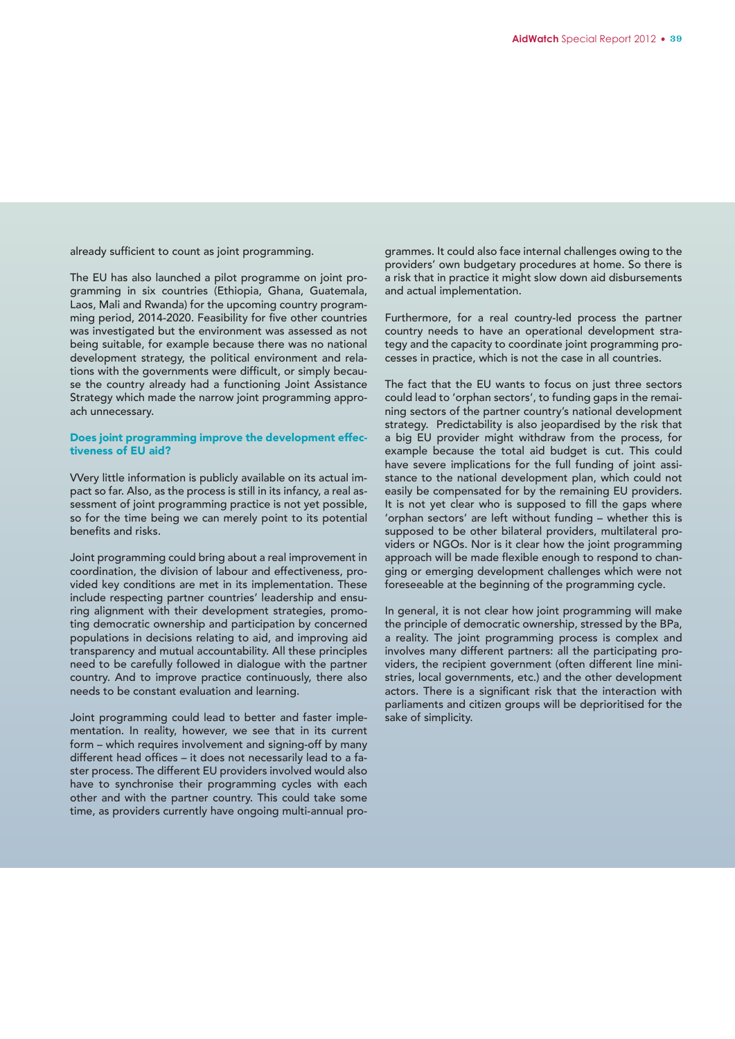already sufficient to count as joint programming.

The EU has also launched a pilot programme on joint programming in six countries (Ethiopia, Ghana, Guatemala, Laos, Mali and Rwanda) for the upcoming country programming period, 2014-2020. Feasibility for five other countries was investigated but the environment was assessed as not being suitable, for example because there was no national development strategy, the political environment and relations with the governments were difficult, or simply because the country already had a functioning Joint Assistance Strategy which made the narrow joint programming approach unnecessary.

### Does joint programming improve the development effectiveness of EU aid?

VVery little information is publicly available on its actual impact so far. Also, as the process is still in its infancy, a real assessment of joint programming practice is not yet possible, so for the time being we can merely point to its potential benefits and risks.

Joint programming could bring about a real improvement in coordination, the division of labour and effectiveness, provided key conditions are met in its implementation. These include respecting partner countries' leadership and ensuring alignment with their development strategies, promoting democratic ownership and participation by concerned populations in decisions relating to aid, and improving aid transparency and mutual accountability. All these principles need to be carefully followed in dialogue with the partner country. And to improve practice continuously, there also needs to be constant evaluation and learning.

Joint programming could lead to better and faster implementation. In reality, however, we see that in its current form – which requires involvement and signing-off by many different head offices – it does not necessarily lead to a faster process. The different EU providers involved would also have to synchronise their programming cycles with each other and with the partner country. This could take some time, as providers currently have ongoing multi-annual programmes. It could also face internal challenges owing to the providers' own budgetary procedures at home. So there is a risk that in practice it might slow down aid disbursements and actual implementation.

Furthermore, for a real country-led process the partner country needs to have an operational development strategy and the capacity to coordinate joint programming processes in practice, which is not the case in all countries.

The fact that the EU wants to focus on just three sectors could lead to 'orphan sectors', to funding gaps in the remaining sectors of the partner country's national development strategy. Predictability is also jeopardised by the risk that a big EU provider might withdraw from the process, for example because the total aid budget is cut. This could have severe implications for the full funding of joint assistance to the national development plan, which could not easily be compensated for by the remaining EU providers. It is not yet clear who is supposed to fill the gaps where 'orphan sectors' are left without funding – whether this is supposed to be other bilateral providers, multilateral providers or NGOs. Nor is it clear how the joint programming approach will be made flexible enough to respond to changing or emerging development challenges which were not foreseeable at the beginning of the programming cycle.

In general, it is not clear how joint programming will make the principle of democratic ownership, stressed by the BPa, a reality. The joint programming process is complex and involves many different partners: all the participating providers, the recipient government (often different line ministries, local governments, etc.) and the other development actors. There is a significant risk that the interaction with parliaments and citizen groups will be deprioritised for the sake of simplicity.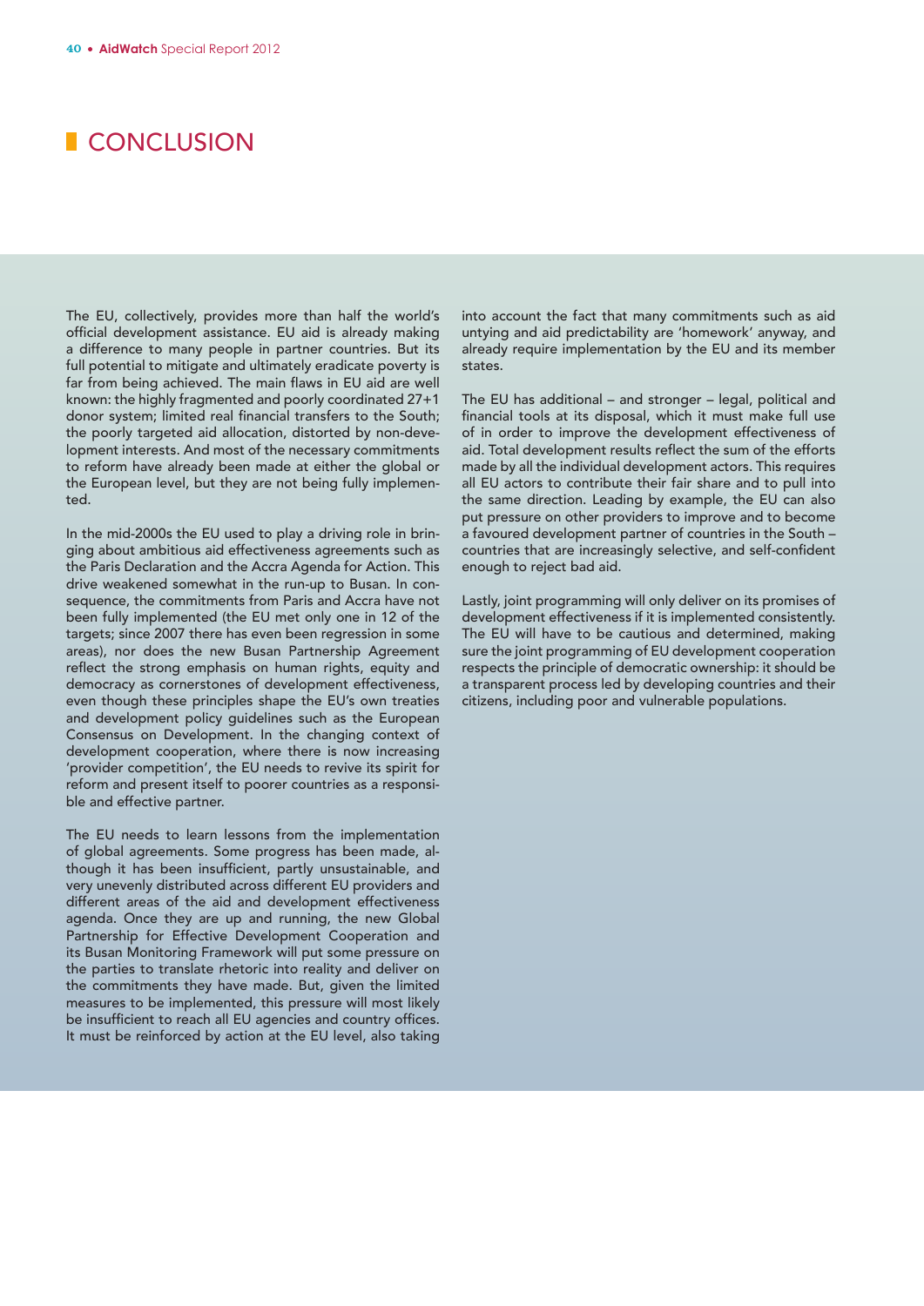# CONCLUSION

The EU, collectively, provides more than half the world's official development assistance. EU aid is already making a difference to many people in partner countries. But its full potential to mitigate and ultimately eradicate poverty is far from being achieved. The main flaws in EU aid are well known: the highly fragmented and poorly coordinated 27+1 donor system; limited real financial transfers to the South; the poorly targeted aid allocation, distorted by non-development interests. And most of the necessary commitments to reform have already been made at either the global or the European level, but they are not being fully implemented.

In the mid-2000s the EU used to play a driving role in bringing about ambitious aid effectiveness agreements such as the Paris Declaration and the Accra Agenda for Action. This drive weakened somewhat in the run-up to Busan. In consequence, the commitments from Paris and Accra have not been fully implemented (the EU met only one in 12 of the targets; since 2007 there has even been regression in some areas), nor does the new Busan Partnership Agreement reflect the strong emphasis on human rights, equity and democracy as cornerstones of development effectiveness, even though these principles shape the EU's own treaties and development policy guidelines such as the European Consensus on Development. In the changing context of development cooperation, where there is now increasing 'provider competition', the EU needs to revive its spirit for reform and present itself to poorer countries as a responsible and effective partner.

The EU needs to learn lessons from the implementation of global agreements. Some progress has been made, although it has been insufficient, partly unsustainable, and very unevenly distributed across different EU providers and different areas of the aid and development effectiveness agenda. Once they are up and running, the new Global Partnership for Effective Development Cooperation and its Busan Monitoring Framework will put some pressure on the parties to translate rhetoric into reality and deliver on the commitments they have made. But, given the limited measures to be implemented, this pressure will most likely be insufficient to reach all EU agencies and country offices. It must be reinforced by action at the EU level, also taking into account the fact that many commitments such as aid untying and aid predictability are 'homework' anyway, and already require implementation by the EU and its member states.

The EU has additional – and stronger – legal, political and financial tools at its disposal, which it must make full use of in order to improve the development effectiveness of aid. Total development results reflect the sum of the efforts made by all the individual development actors. This requires all EU actors to contribute their fair share and to pull into the same direction. Leading by example, the EU can also put pressure on other providers to improve and to become a favoured development partner of countries in the South – countries that are increasingly selective, and self-confident enough to reject bad aid.

Lastly, joint programming will only deliver on its promises of development effectiveness if it is implemented consistently. The EU will have to be cautious and determined, making sure the joint programming of EU development cooperation respects the principle of democratic ownership: it should be a transparent process led by developing countries and their citizens, including poor and vulnerable populations.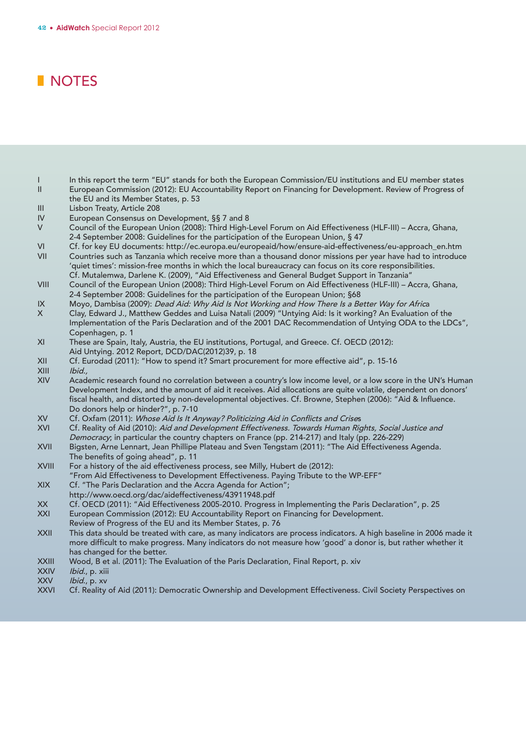# NOTES

I In this report the term "EU" stands for both the European Commission/EU institutions and EU member states

II European Commission (2012): EU Accountability Report on Financing for Development. Review of Progress of the EU and its Member States, p. 53

III Lisbon Treaty, Article 208

IV European Consensus on Development, §§ 7 and 8

V Council of the European Union (2008): Third High-Level Forum on Aid Effectiveness (HLF-III) – Accra, Ghana, 2-4 September 2008: Guidelines for the participation of the European Union, § 47

VI Cf. for key EU documents: http://ec.europa.eu/europeaid/how/ensure-aid-effectiveness/eu-approach_en.htm

VII Countries such as Tanzania which receive more than a thousand donor missions per year have had to introduce 'quiet times': mission-free months in which the local bureaucracy can focus on its core responsibilities. Cf. Mutalemwa, Darlene K. (2009), "Aid Effectiveness and General Budget Support in Tanzania"

VIII Council of the European Union (2008): Third High-Level Forum on Aid Effectiveness (HLF-III) – Accra, Ghana, 2-4 September 2008: Guidelines for the participation of the European Union; §68

IX Moyo, Dambisa (2009): *Dead Aid: Why Aid Is Not Working and How There Is a Better Way for Africa*

X Clay, Edward J., Matthew Geddes and Luisa Natali (2009) "Untying Aid: Is it working? An Evaluation of the Implementation of the Paris Declaration and of the 2001 DAC Recommendation of Untying ODA to the LDCs", Copenhagen, p. 1

XI These are Spain, Italy, Austria, the EU institutions, Portugal, and Greece. Cf. OECD (2012): Aid Untying. 2012 Report, DCD/DAC(2012)39, p. 18

XII Cf. Eurodad (2011): "How to spend it? Smart procurement for more effective aid", p. 15-16

XIII *Ibid.,*

XIV Academic research found no correlation between a country's low income level, or a low score in the UN's Human Development Index, and the amount of aid it receives. Aid allocations are quite volatile, dependent on donors' fiscal health, and distorted by non-developmental objectives. Cf. Browne, Stephen (2006): "Aid & Influence. Do donors help or hinder?", p. 7-10

XV Cf. Oxfam (2011): *Whose Aid Is It Anyway? Politicizing Aid in Conflicts and Crises*

XVI Cf. Reality of Aid (2010): *Aid and Development Effectiveness. Towards Human Rights, Social Justice and Democracy*; in particular the country chapters on France (pp. 214-217) and Italy (pp. 226-229)

XVII Bigsten, Arne Lennart, Jean Phillipe Plateau and Sven Tengstam (2011): "The Aid Effectiveness Agenda. The benefits of going ahead", p. 11

XVIII For a history of the aid effectiveness process, see Milly, Hubert de (2012): "From Aid Effectiveness to Development Effectiveness. Paying Tribute to the WP-EFF"

XIX Cf. "The Paris Declaration and the Accra Agenda for Action"; http://www.oecd.org/dac/aideffectiveness/43911948.pdf

XX Cf. OECD (2011): "Aid Effectiveness 2005-2010. Progress in Implementing the Paris Declaration", p. 25

XXI European Commission (2012): EU Accountability Report on Financing for Development. Review of Progress of the EU and its Member States, p. 76

XXII This data should be treated with care, as many indicators are process indicators. A high baseline in 2006 made it more difficult to make progress. Many indicators do not measure how 'good' a donor is, but rather whether it has changed for the better.

XXIII Wood, B et al. (2011): The Evaluation of the Paris Declaration, Final Report, p. xiv

XXIV *Ibid.*, p. xiii

XXV *Ibid.*, p. xv

XXVI Cf. Reality of Aid (2011): Democratic Ownership and Development Effectiveness. Civil Society Perspectives on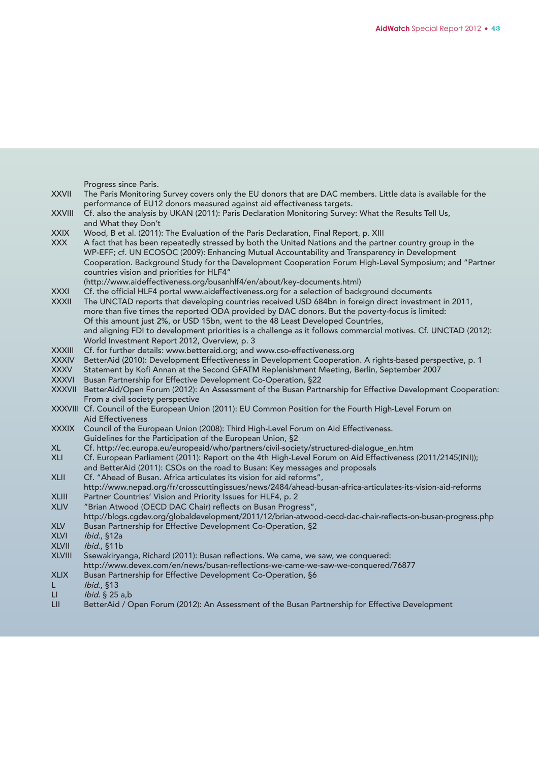Progress since Paris.

XXVII The Paris Monitoring Survey covers only the EU donors that are DAC members. Little data is available for the performance of EU12 donors measured against aid effectiveness targets.

XXVIII Cf. also the analysis by UKAN (2011): Paris Declaration Monitoring Survey: What the Results Tell Us, and What they Don't

XXIX Wood, B et al. (2011): The Evaluation of the Paris Declaration, Final Report, p. XIII

XXX A fact that has been repeatedly stressed by both the United Nations and the partner country group in the WP-EFF; cf. UN ECOSOC (2009): Enhancing Mutual Accountability and Transparency in Development Cooperation. Background Study for the Development Cooperation Forum High-Level Symposium; and "Partner countries vision and priorities for HLF4" (http://www.aideffectiveness.org/busanhlf4/en/about/key-documents.html)

XXXI Cf. the official HLF4 portal www.aideffectiveness.org for a selection of background documents

XXXII The UNCTAD reports that developing countries received USD 684bn in foreign direct investment in 2011, more than five times the reported ODA provided by DAC donors. But the poverty-focus is limited: Of this amount just 2%, or USD 15bn, went to the 48 Least Developed Countries, and aligning FDI to development priorities is a challenge as it follows commercial motives. Cf. UNCTAD (2012): World Investment Report 2012, Overview, p. 3

XXXIII Cf. for further details: www.betteraid.org; and www.cso-effectiveness.org

XXXIV BetterAid (2010): Development Effectiveness in Development Cooperation. A rights-based perspective, p. 1

XXXV Statement by Kofi Annan at the Second GFATM Replenishment Meeting, Berlin, September 2007

XXXVI Busan Partnership for Effective Development Co-Operation, §22

XXXVII BetterAid/Open Forum (2012): An Assessment of the Busan Partnership for Effective Development Cooperation: From a civil society perspective

XXXVIII Cf. Council of the European Union (2011): EU Common Position for the Fourth High-Level Forum on Aid Effectiveness

XXXIX Council of the European Union (2008): Third High-Level Forum on Aid Effectiveness. Guidelines for the Participation of the European Union, §2

XL Cf. http://ec.europa.eu/europeaid/who/partners/civil-society/structured-dialogue_en.htm

XLI Cf. European Parliament (2011): Report on the 4th High-Level Forum on Aid Effectiveness (2011/2145(INI)); and BetterAid (2011): CSOs on the road to Busan: Key messages and proposals

XLII Cf. "Ahead of Busan. Africa articulates its vision for aid reforms", http://www.nepad.org/fr/crosscuttingissues/news/2484/ahead-busan-africa-articulates-its-vision-aid-reforms

XLIII Partner Countries' Vision and Priority Issues for HLF4, p. 2

XLIV "Brian Atwood (OECD DAC Chair) reflects on Busan Progress", http://blogs.cgdev.org/globaldevelopment/2011/12/brian-atwood-oecd-dac-chair-reflects-on-busan-progress.php

XLV Busan Partnership for Effective Development Co-Operation, §2

XLVI *Ibid.*, §12a

XLVII *Ibid.*, §11b

XLVIII Ssewakiryanga, Richard (2011): Busan reflections. We came, we saw, we conquered: http://www.devex.com/en/news/busan-reflections-we-came-we-saw-we-conquered/76877

XLIX Busan Partnership for Effective Development Co-Operation, §6

L *Ibid.*, §13

LI *Ibid.* § 25 a,b

LII BetterAid / Open Forum (2012): An Assessment of the Busan Partnership for Effective Development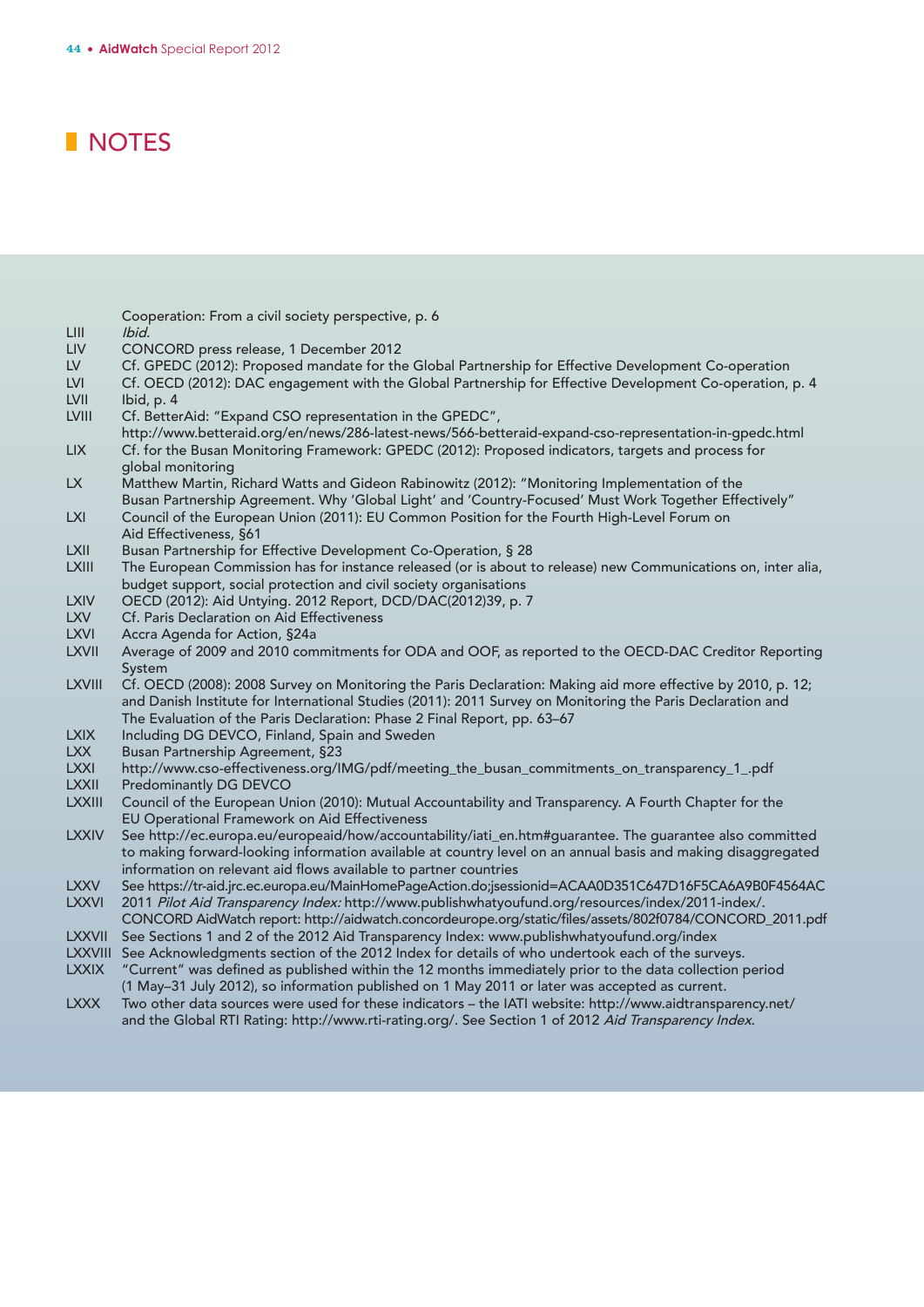## NOTES

Cooperation: From a civil society perspective, p. 6

- LIII *Ibid.*
- LIV CONCORD press release, 1 December 2012
- LV Cf. GPEDC (2012): Proposed mandate for the Global Partnership for Effective Development Co-operation
- LVI Cf. OECD (2012): DAC engagement with the Global Partnership for Effective Development Co-operation, p. 4
- LVII Ibid, p. 4
- LVIII Cf. BetterAid: "Expand CSO representation in the GPEDC", http://www.betteraid.org/en/news/286-latest-news/566-betteraid-expand-cso-representation-in-gpedc.html
- LIX Cf. for the Busan Monitoring Framework: GPEDC (2012): Proposed indicators, targets and process for global monitoring
- LX Matthew Martin, Richard Watts and Gideon Rabinowitz (2012): "Monitoring Implementation of the Busan Partnership Agreement. Why 'Global Light' and 'Country-Focused' Must Work Together Effectively"
- LXI Council of the European Union (2011): EU Common Position for the Fourth High-Level Forum on Aid Effectiveness, §61
- LXII Busan Partnership for Effective Development Co-Operation, § 28
- LXIII The European Commission has for instance released (or is about to release) new Communications on, inter alia, budget support, social protection and civil society organisations
- LXIV OECD (2012): Aid Untying. 2012 Report, DCD/DAC(2012)39, p. 7
- LXV Cf. Paris Declaration on Aid Effectiveness
- LXVI Accra Agenda for Action, §24a
- LXVII Average of 2009 and 2010 commitments for ODA and OOF, as reported to the OECD-DAC Creditor Reporting System
- LXVIII Cf. OECD (2008): 2008 Survey on Monitoring the Paris Declaration: Making aid more effective by 2010, p. 12; and Danish Institute for International Studies (2011): 2011 Survey on Monitoring the Paris Declaration and The Evaluation of the Paris Declaration: Phase 2 Final Report, pp. 63–67
- LXIX Including DG DEVCO, Finland, Spain and Sweden
- LXX Busan Partnership Agreement, §23
- LXXI http://www.cso-effectiveness.org/IMG/pdf/meeting_the_busan_commitments_on_transparency_1_.pdf
- LXXII Predominantly DG DEVCO
- LXXIII Council of the European Union (2010): Mutual Accountability and Transparency. A Fourth Chapter for the EU Operational Framework on Aid Effectiveness
- LXXIV See http://ec.europa.eu/europeaid/how/accountability/iati_en.htm#guarantee. The guarantee also committed to making forward-looking information available at country level on an annual basis and making disaggregated information on relevant aid flows available to partner countries
- LXXV See https://tr-aid.jrc.ec.europa.eu/MainHomePageAction.do;jsessionid=ACAA0D351C647D16F5CA6A9B0F4564AC
- LXXVI 2011 *Pilot Aid Transparency Index:* http://www.publishwhatyoufund.org/resources/index/2011-index/. CONCORD AidWatch report: http://aidwatch.concordeurope.org/static/files/assets/802f0784/CONCORD_2011.pdf
- LXXVII See Sections 1 and 2 of the 2012 Aid Transparency Index: www.publishwhatyoufund.org/index
- LXXVIII See Acknowledgments section of the 2012 Index for details of who undertook each of the surveys.
- LXXIX "Current" was defined as published within the 12 months immediately prior to the data collection period (1 May–31 July 2012), so information published on 1 May 2011 or later was accepted as current.
- LXXX Two other data sources were used for these indicators – the IATI website: http://www.aidtransparency.net/ and the Global RTI Rating: http://www.rti-rating.org/. See Section 1 of 2012 *Aid Transparency Index*.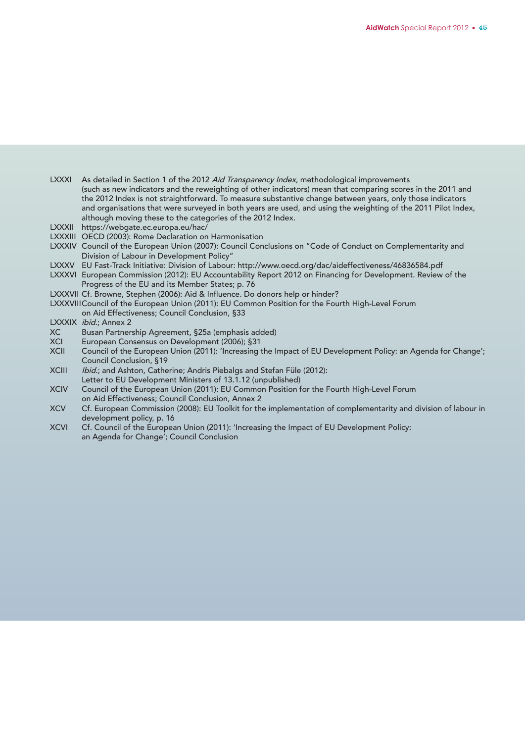LXXXI As detailed in Section 1 of the 2012 *Aid Transparency Index*, methodological improvements (such as new indicators and the reweighting of other indicators) mean that comparing scores in the 2011 and the 2012 Index is not straightforward. To measure substantive change between years, only those indicators and organisations that were surveyed in both years are used, and using the weighting of the 2011 Pilot Index, although moving these to the categories of the 2012 Index.

LXXXII https://webgate.ec.europa.eu/hac/

LXXXIII OECD (2003): Rome Declaration on Harmonisation

LXXXIV Council of the European Union (2007): Council Conclusions on "Code of Conduct on Complementarity and Division of Labour in Development Policy"

LXXXV EU Fast-Track Initiative: Division of Labour: http://www.oecd.org/dac/aideffectiveness/46836584.pdf

LXXXVI European Commission (2012): EU Accountability Report 2012 on Financing for Development. Review of the Progress of the EU and its Member States; p. 76

LXXXVII Cf. Browne, Stephen (2006): Aid & Influence. Do donors help or hinder?

LXXXVIII Council of the European Union (2011): EU Common Position for the Fourth High-Level Forum on Aid Effectiveness; Council Conclusion, §33

LXXXIX *ibid.*; Annex 2

XC Busan Partnership Agreement, §25a (emphasis added)

XCI European Consensus on Development (2006); §31

XCII Council of the European Union (2011): 'Increasing the Impact of EU Development Policy: an Agenda for Change'; Council Conclusion, §19

XCIII *Ibid.*; and Ashton, Catherine; Andris Piebalgs and Stefan Füle (2012): Letter to EU Development Ministers of 13.1.12 (unpublished)

XCIV Council of the European Union (2011): EU Common Position for the Fourth High-Level Forum on Aid Effectiveness; Council Conclusion, Annex 2

XCV Cf. European Commission (2008): EU Toolkit for the implementation of complementarity and division of labour in development policy, p. 16

XCVI Cf. Council of the European Union (2011): 'Increasing the Impact of EU Development Policy: an Agenda for Change'; Council Conclusion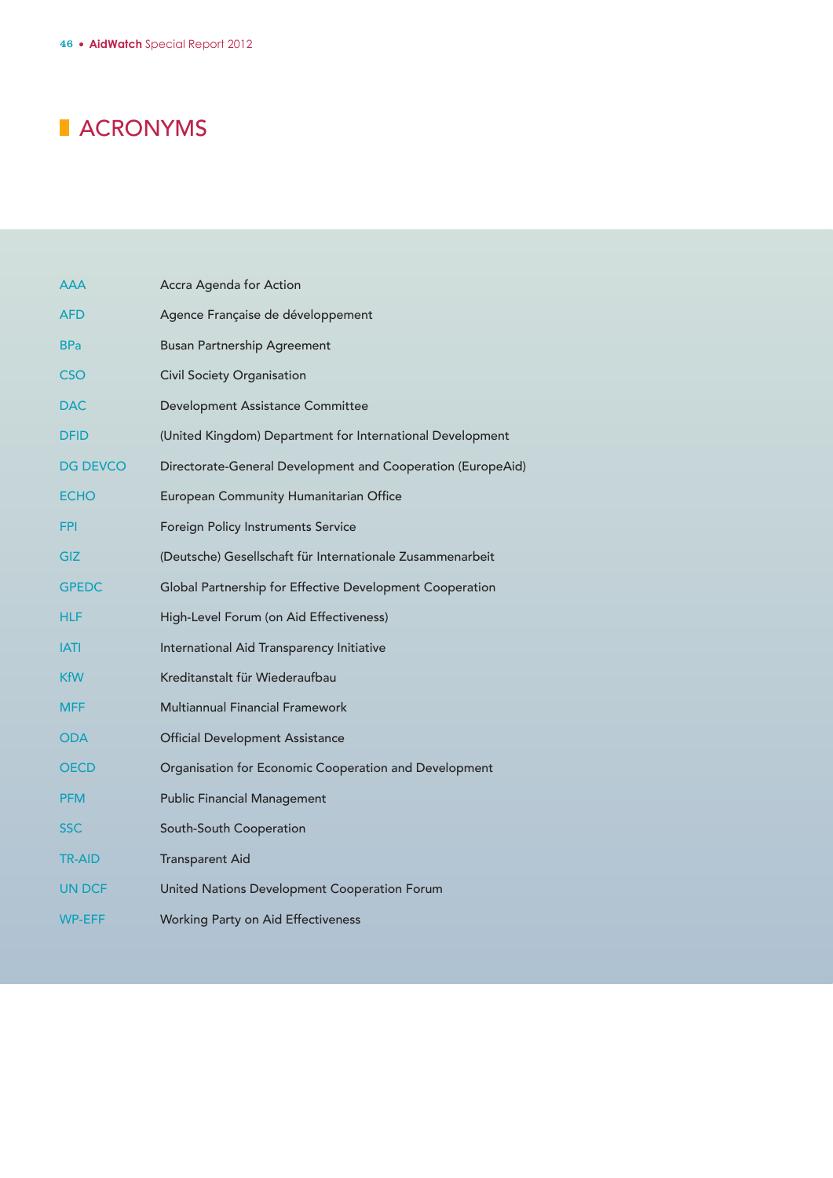# ACRONYMS

| | |
|---|---|
| AAA | Accra Agenda for Action |
| AFD | Agence Française de développement |
| BPa | Busan Partnership Agreement |
| CSO | Civil Society Organisation |
| DAC | Development Assistance Committee |
| DFID | (United Kingdom) Department for International Development |
| DG DEVCO | Directorate-General Development and Cooperation (EuropeAid) |
| ECHO | European Community Humanitarian Office |
| FPI | Foreign Policy Instruments Service |
| GIZ | (Deutsche) Gesellschaft für Internationale Zusammenarbeit |
| GPEDC | Global Partnership for Effective Development Cooperation |
| HLF | High-Level Forum (on Aid Effectiveness) |
| IATI | International Aid Transparency Initiative |
| KfW | Kreditanstalt für Wiederaufbau |
| MFF | Multiannual Financial Framework |
| ODA | Official Development Assistance |
| OECD | Organisation for Economic Cooperation and Development |
| PFM | Public Financial Management |
| SSC | South-South Cooperation |
| TR-AID | Transparent Aid |
| UN DCF | United Nations Development Cooperation Forum |
| WP-EFF | Working Party on Aid Effectiveness |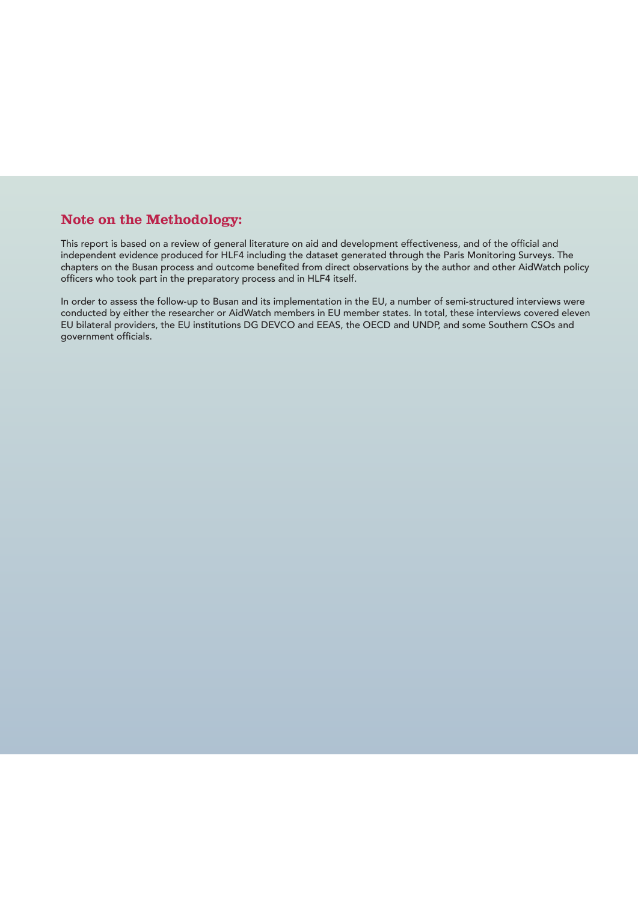## Note on the Methodology:

This report is based on a review of general literature on aid and development effectiveness, and of the official and independent evidence produced for HLF4 including the dataset generated through the Paris Monitoring Surveys. The chapters on the Busan process and outcome benefited from direct observations by the author and other AidWatch policy officers who took part in the preparatory process and in HLF4 itself.

In order to assess the follow-up to Busan and its implementation in the EU, a number of semi-structured interviews were conducted by either the researcher or AidWatch members in EU member states. In total, these interviews covered eleven EU bilateral providers, the EU institutions DG DEVCO and EEAS, the OECD and UNDP, and some Southern CSOs and government officials.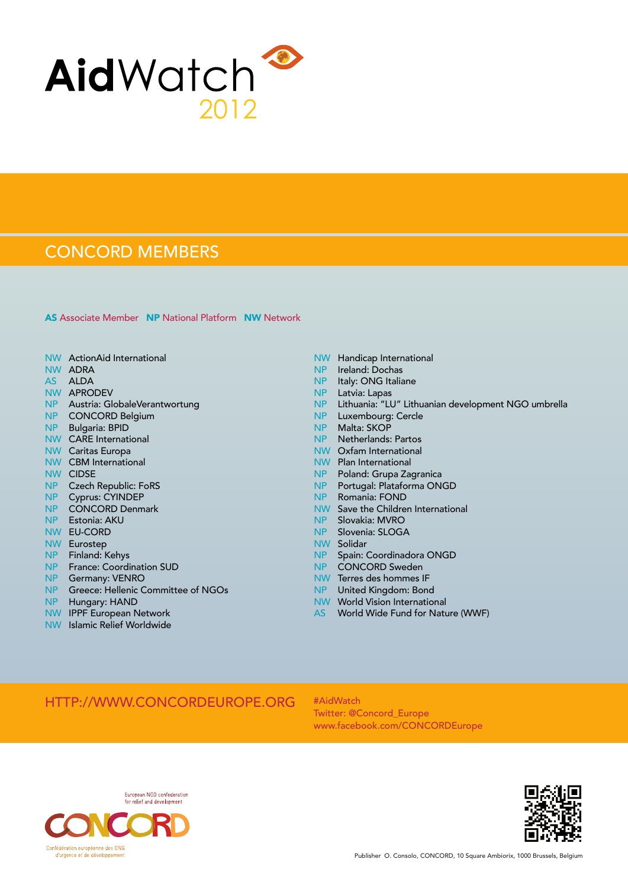# AidWatch 2012

## CONCORD MEMBERS

**AS** Associate Member **NP** National Platform **NW** Network

NW ActionAid International
NW ADRA
AS ALDA
NW APRODEV
NP Austria: GlobaleVerantwortung
NP CONCORD Belgium
NP Bulgaria: BPID
NW CARE International
NW Caritas Europa
NW CBM International
NW CIDSE
NP Czech Republic: FoRS
NP Cyprus: CYINDEP
NP CONCORD Denmark
NP Estonia: AKU
NW EU-CORD
NW Eurostep
NP Finland: Kehys
NP France: Coordination SUD
NP Germany: VENRO
NP Greece: Hellenic Committee of NGOs
NP Hungary: HAND
NW IPPF European Network
NW Islamic Relief Worldwide
NW Handicap International
NP Ireland: Dochas
NP Italy: ONG Italiane
NP Latvia: Lapas
NP Lithuania: "LU" Lithuanian development NGO umbrella
NP Luxembourg: Cercle
NP Malta: SKOP
NP Netherlands: Partos
NW Oxfam International
NW Plan International
NP Poland: Grupa Zagranica
NP Portugal: Plataforma ONGD
NP Romania: FOND
NW Save the Children International
NP Slovakia: MVRO
NP Slovenia: SLOGA
NW Solidar
NP Spain: Coordinadora ONGD
NP CONCORD Sweden
NW Terres des hommes IF
NP United Kingdom: Bond
NW World Vision International
AS World Wide Fund for Nature (WWF)

HTTP://WWW.CONCORDEUROPE.ORG

#AidWatch
Twitter: @Concord_Europe
www.facebook.com/CONCORDEurope

European NGO confederation for relief and development
CONCORD
Confédération européenne des ONG d'urgence et de développement

Publisher O. Consolo, CONCORD, 10 Square Ambiorix, 1000 Brussels, Belgium